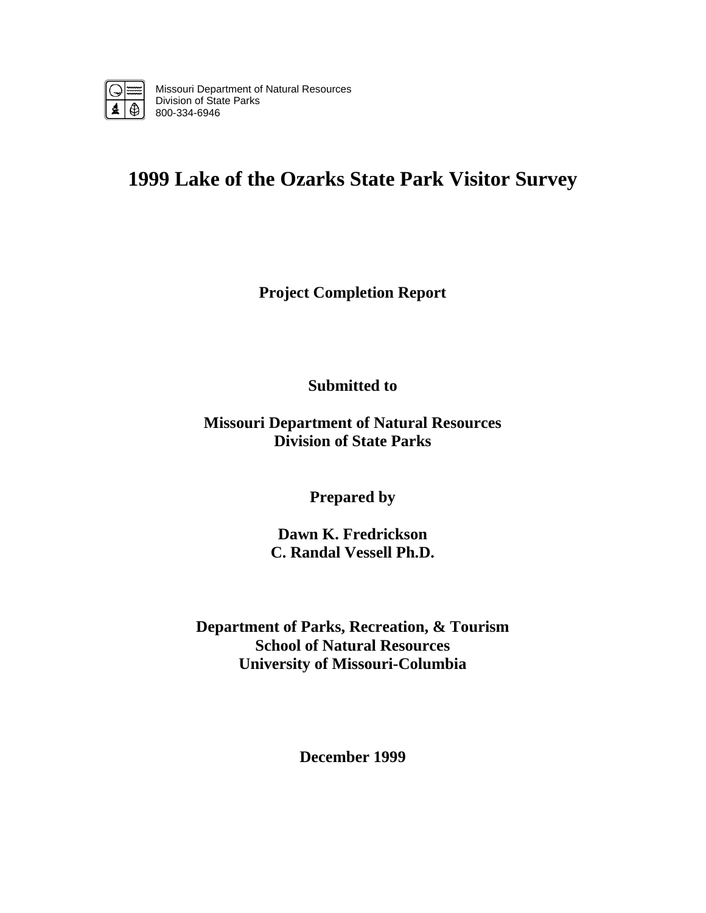Missouri Department of Natural Resources
Division of State Parks
800-334-6946

# 1999 Lake of the Ozarks State Park Visitor Survey

**Project Completion Report**

**Submitted to**

**Missouri Department of Natural Resources**
**Division of State Parks**

**Prepared by**

**Dawn K. Fredrickson**
**C. Randal Vessell Ph.D.**

**Department of Parks, Recreation, & Tourism**
**School of Natural Resources**
**University of Missouri-Columbia**

**December 1999**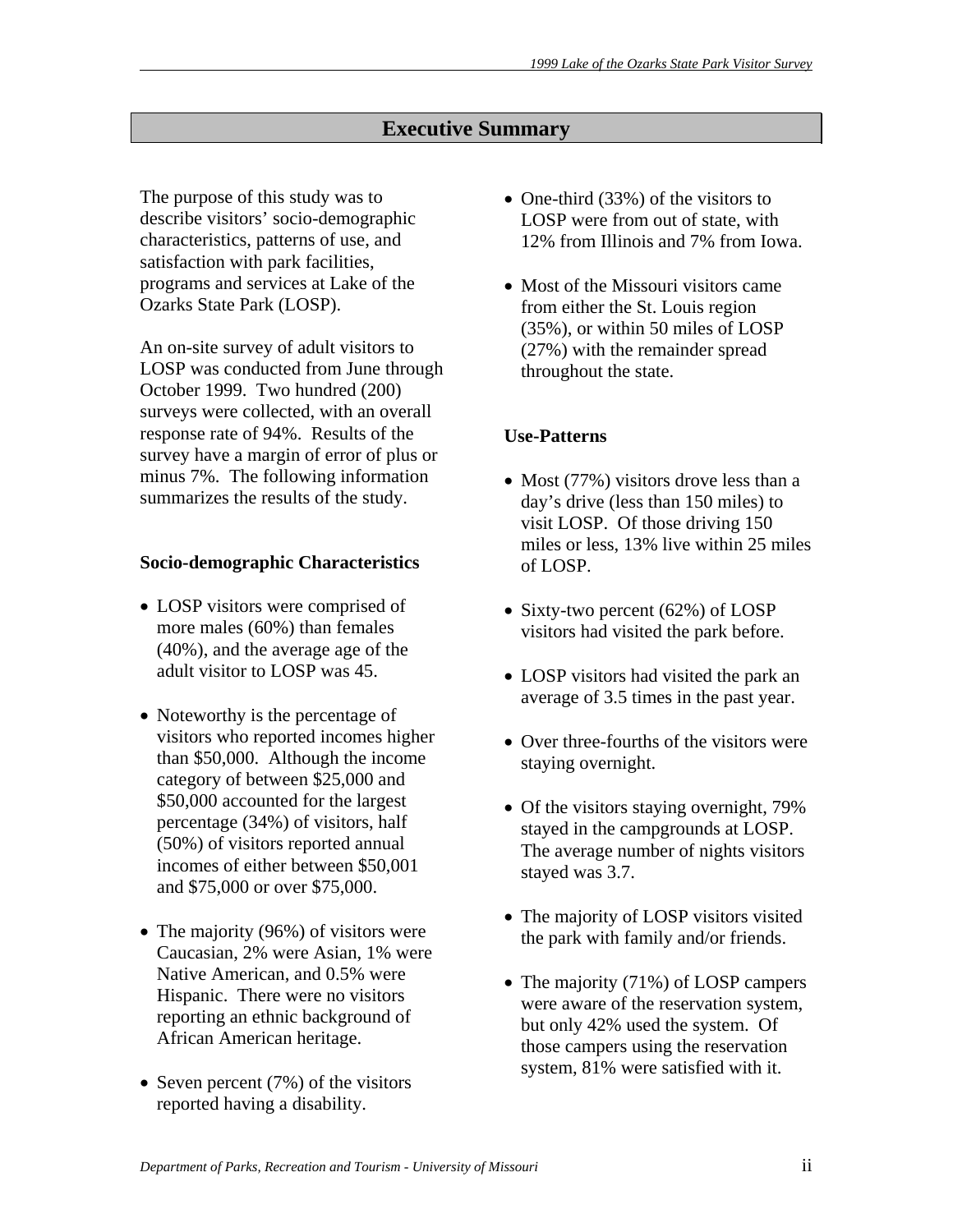# Executive Summary

The purpose of this study was to describe visitors' socio-demographic characteristics, patterns of use, and satisfaction with park facilities, programs and services at Lake of the Ozarks State Park (LOSP).

An on-site survey of adult visitors to LOSP was conducted from June through October 1999. Two hundred (200) surveys were collected, with an overall response rate of 94%. Results of the survey have a margin of error of plus or minus 7%. The following information summarizes the results of the study.

### Socio-demographic Characteristics

- LOSP visitors were comprised of more males (60%) than females (40%), and the average age of the adult visitor to LOSP was 45.
- Noteworthy is the percentage of visitors who reported incomes higher than $50,000. Although the income category of between $25,000 and $50,000 accounted for the largest percentage (34%) of visitors, half (50%) of visitors reported annual incomes of either between $50,001 and $75,000 or over $75,000.
- The majority (96%) of visitors were Caucasian, 2% were Asian, 1% were Native American, and 0.5% were Hispanic. There were no visitors reporting an ethnic background of African American heritage.
- Seven percent (7%) of the visitors reported having a disability.
- One-third (33%) of the visitors to LOSP were from out of state, with 12% from Illinois and 7% from Iowa.
- Most of the Missouri visitors came from either the St. Louis region (35%), or within 50 miles of LOSP (27%) with the remainder spread throughout the state.

### Use-Patterns

- Most (77%) visitors drove less than a day's drive (less than 150 miles) to visit LOSP. Of those driving 150 miles or less, 13% live within 25 miles of LOSP.
- Sixty-two percent (62%) of LOSP visitors had visited the park before.
- LOSP visitors had visited the park an average of 3.5 times in the past year.
- Over three-fourths of the visitors were staying overnight.
- Of the visitors staying overnight, 79% stayed in the campgrounds at LOSP. The average number of nights visitors stayed was 3.7.
- The majority of LOSP visitors visited the park with family and/or friends.
- The majority (71%) of LOSP campers were aware of the reservation system, but only 42% used the system. Of those campers using the reservation system, 81% were satisfied with it.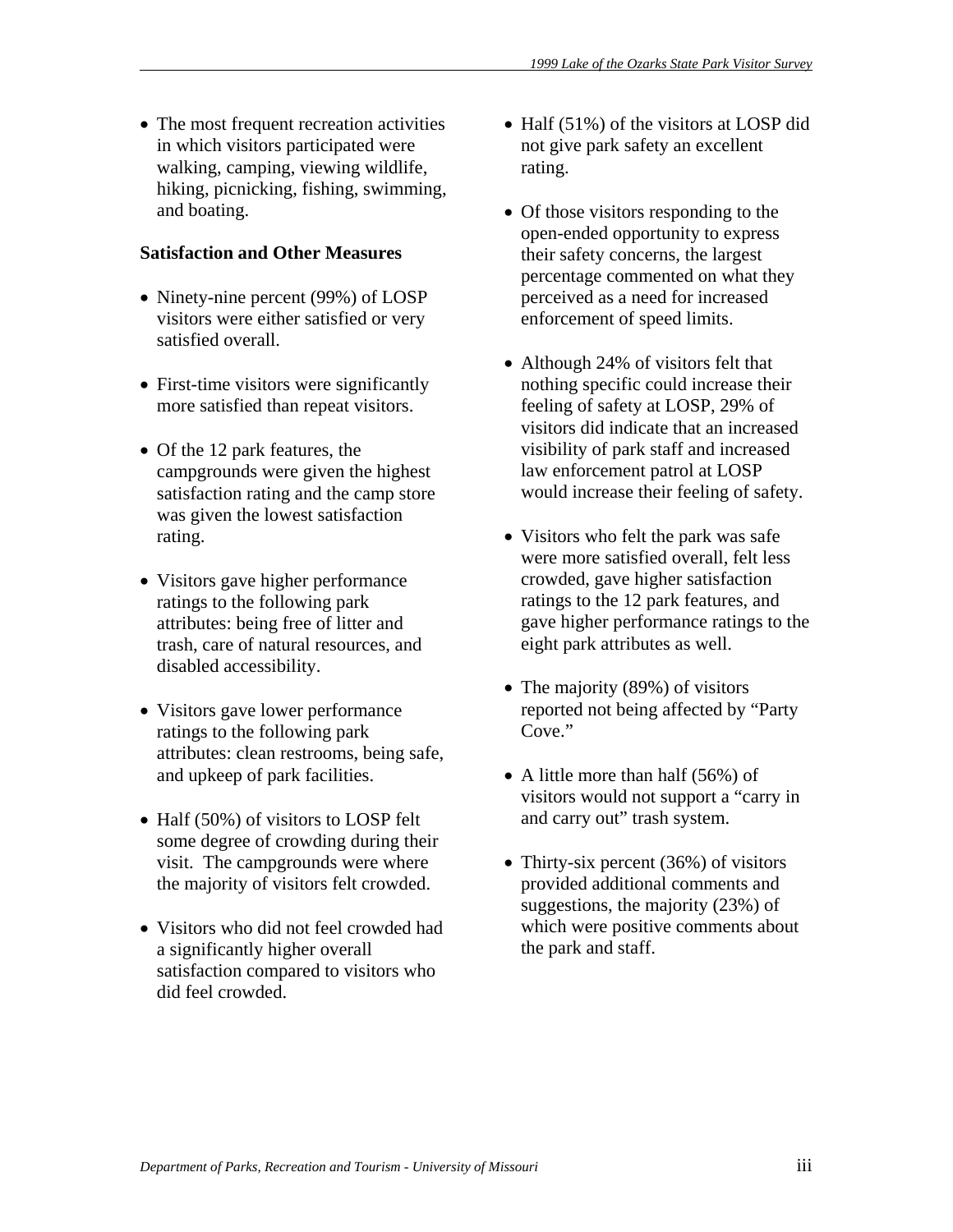- The most frequent recreation activities in which visitors participated were walking, camping, viewing wildlife, hiking, picnicking, fishing, swimming, and boating.

**Satisfaction and Other Measures**

- Ninety-nine percent (99%) of LOSP visitors were either satisfied or very satisfied overall.
- First-time visitors were significantly more satisfied than repeat visitors.
- Of the 12 park features, the campgrounds were given the highest satisfaction rating and the camp store was given the lowest satisfaction rating.
- Visitors gave higher performance ratings to the following park attributes: being free of litter and trash, care of natural resources, and disabled accessibility.
- Visitors gave lower performance ratings to the following park attributes: clean restrooms, being safe, and upkeep of park facilities.
- Half (50%) of visitors to LOSP felt some degree of crowding during their visit. The campgrounds were where the majority of visitors felt crowded.
- Visitors who did not feel crowded had a significantly higher overall satisfaction compared to visitors who did feel crowded.
- Half (51%) of the visitors at LOSP did not give park safety an excellent rating.
- Of those visitors responding to the open-ended opportunity to express their safety concerns, the largest percentage commented on what they perceived as a need for increased enforcement of speed limits.
- Although 24% of visitors felt that nothing specific could increase their feeling of safety at LOSP, 29% of visitors did indicate that an increased visibility of park staff and increased law enforcement patrol at LOSP would increase their feeling of safety.
- Visitors who felt the park was safe were more satisfied overall, felt less crowded, gave higher satisfaction ratings to the 12 park features, and gave higher performance ratings to the eight park attributes as well.
- The majority (89%) of visitors reported not being affected by "Party Cove."
- A little more than half (56%) of visitors would not support a "carry in and carry out" trash system.
- Thirty-six percent (36%) of visitors provided additional comments and suggestions, the majority (23%) of which were positive comments about the park and staff.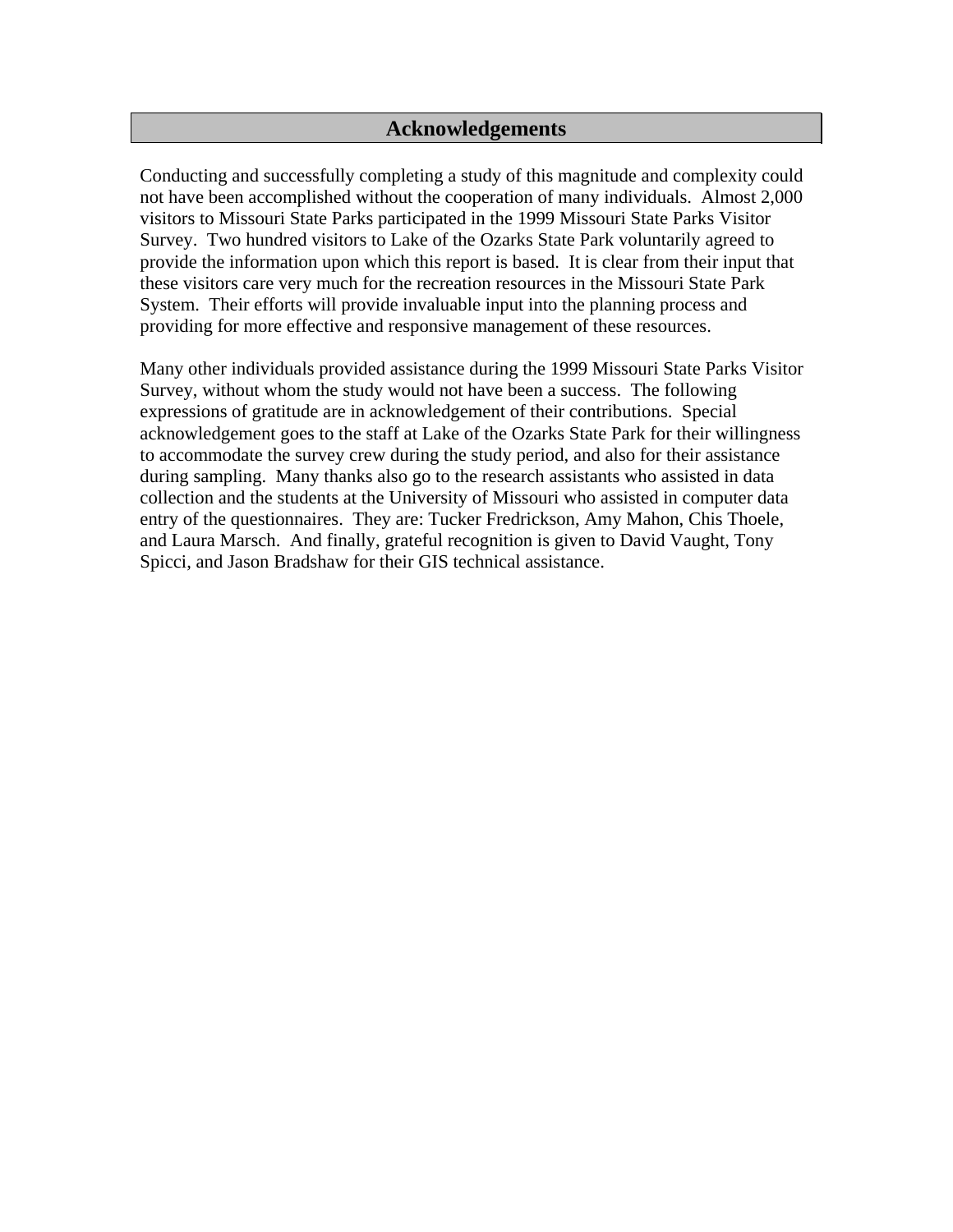# Acknowledgements

Conducting and successfully completing a study of this magnitude and complexity could not have been accomplished without the cooperation of many individuals. Almost 2,000 visitors to Missouri State Parks participated in the 1999 Missouri State Parks Visitor Survey. Two hundred visitors to Lake of the Ozarks State Park voluntarily agreed to provide the information upon which this report is based. It is clear from their input that these visitors care very much for the recreation resources in the Missouri State Park System. Their efforts will provide invaluable input into the planning process and providing for more effective and responsive management of these resources.

Many other individuals provided assistance during the 1999 Missouri State Parks Visitor Survey, without whom the study would not have been a success. The following expressions of gratitude are in acknowledgement of their contributions. Special acknowledgement goes to the staff at Lake of the Ozarks State Park for their willingness to accommodate the survey crew during the study period, and also for their assistance during sampling. Many thanks also go to the research assistants who assisted in data collection and the students at the University of Missouri who assisted in computer data entry of the questionnaires. They are: Tucker Fredrickson, Amy Mahon, Chis Thoele, and Laura Marsch. And finally, grateful recognition is given to David Vaught, Tony Spicci, and Jason Bradshaw for their GIS technical assistance.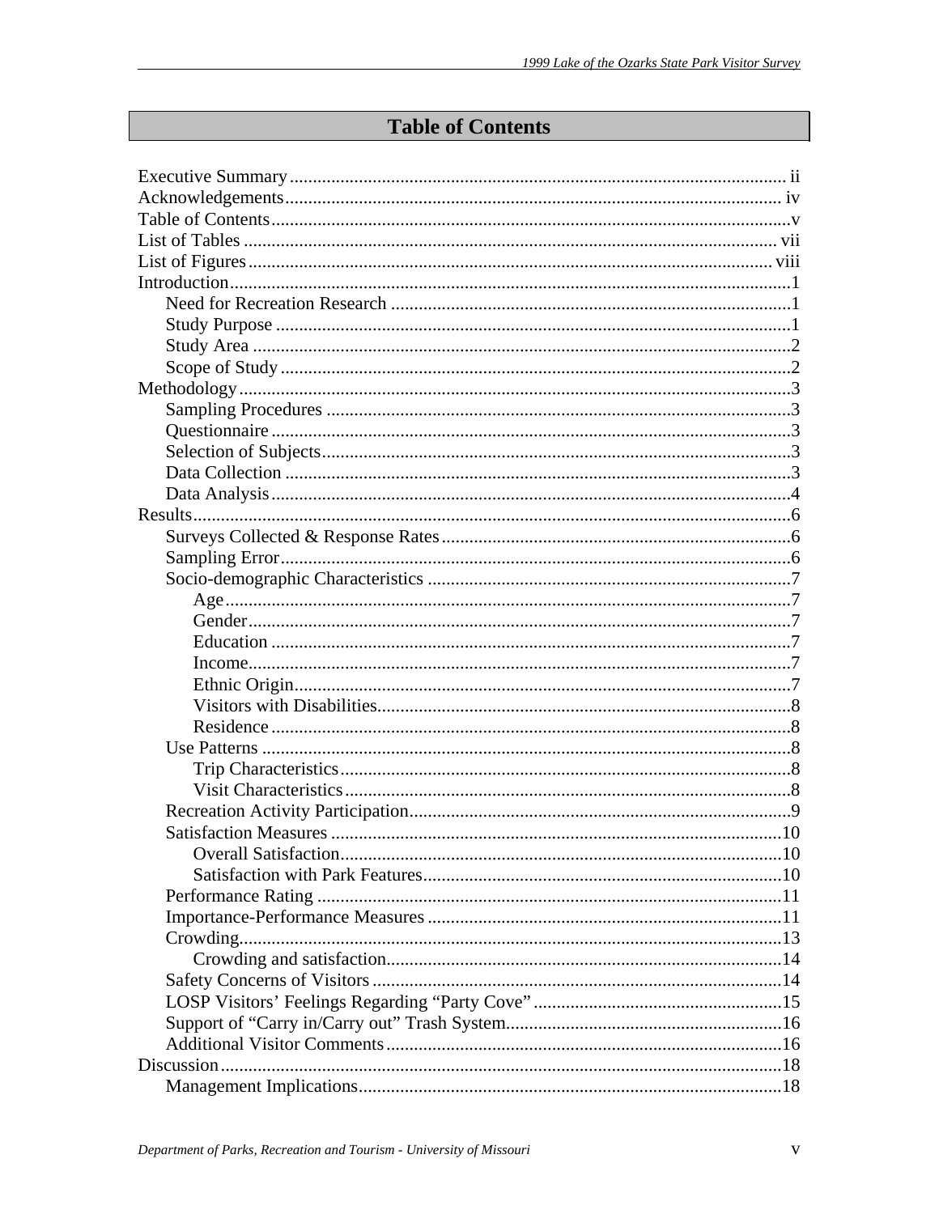# Table of Contents

Executive Summary ........................................................................................................ ii
Acknowledgements ........................................................................................................ iv
Table of Contents ........................................................................................................ v
List of Tables ........................................................................................................ vii
List of Figures ........................................................................................................ viii
Introduction ........................................................................................................ 1
- Need for Recreation Research ........................................................................ 1
- Study Purpose ........................................................................ 1
- Study Area ........................................................................ 2
- Scope of Study ........................................................................ 2

Methodology ........................................................................................................ 3
- Sampling Procedures ........................................................................ 3
- Questionnaire ........................................................................ 3
- Selection of Subjects ........................................................................ 3
- Data Collection ........................................................................ 3
- Data Analysis ........................................................................ 4

Results ........................................................................................................ 6
- Surveys Collected & Response Rates ........................................................................ 6
- Sampling Error ........................................................................ 6
- Socio-demographic Characteristics ........................................................................ 7
  - Age ........................................................................ 7
  - Gender ........................................................................ 7
  - Education ........................................................................ 7
  - Income ........................................................................ 7
  - Ethnic Origin ........................................................................ 7
  - Visitors with Disabilities ........................................................................ 8
  - Residence ........................................................................ 8
- Use Patterns ........................................................................ 8
  - Trip Characteristics ........................................................................ 8
  - Visit Characteristics ........................................................................ 8
- Recreation Activity Participation ........................................................................ 9
- Satisfaction Measures ........................................................................ 10
  - Overall Satisfaction ........................................................................ 10
  - Satisfaction with Park Features ........................................................................ 10
- Performance Rating ........................................................................ 11
- Importance-Performance Measures ........................................................................ 11
- Crowding ........................................................................ 13
  - Crowding and satisfaction ........................................................................ 14
- Safety Concerns of Visitors ........................................................................ 14
- LOSP Visitors' Feelings Regarding "Party Cove" ........................................................................ 15
- Support of "Carry in/Carry out" Trash System ........................................................................ 16
- Additional Visitor Comments ........................................................................ 16

Discussion ........................................................................................................ 18
- Management Implications ........................................................................ 18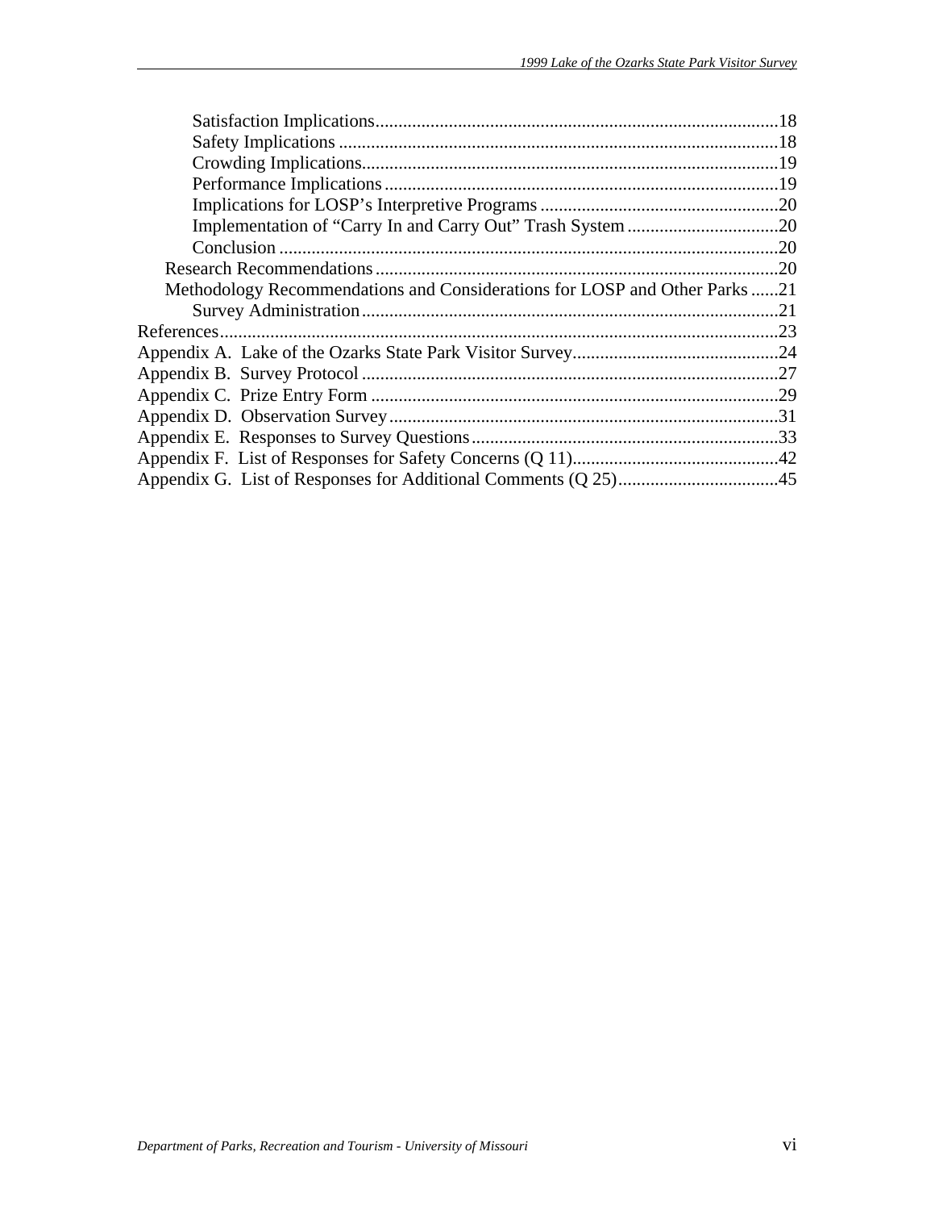- Satisfaction Implications ........ 18
- Safety Implications ........ 18
- Crowding Implications ........ 19
- Performance Implications ........ 19
- Implications for LOSP's Interpretive Programs ........ 20
- Implementation of "Carry In and Carry Out" Trash System ........ 20
- Conclusion ........ 20

Research Recommendations ........ 20

Methodology Recommendations and Considerations for LOSP and Other Parks ........ 21

- Survey Administration ........ 21

References ........ 23

Appendix A. Lake of the Ozarks State Park Visitor Survey ........ 24

Appendix B. Survey Protocol ........ 27

Appendix C. Prize Entry Form ........ 29

Appendix D. Observation Survey ........ 31

Appendix E. Responses to Survey Questions ........ 33

Appendix F. List of Responses for Safety Concerns (Q 11) ........ 42

Appendix G. List of Responses for Additional Comments (Q 25) ........ 45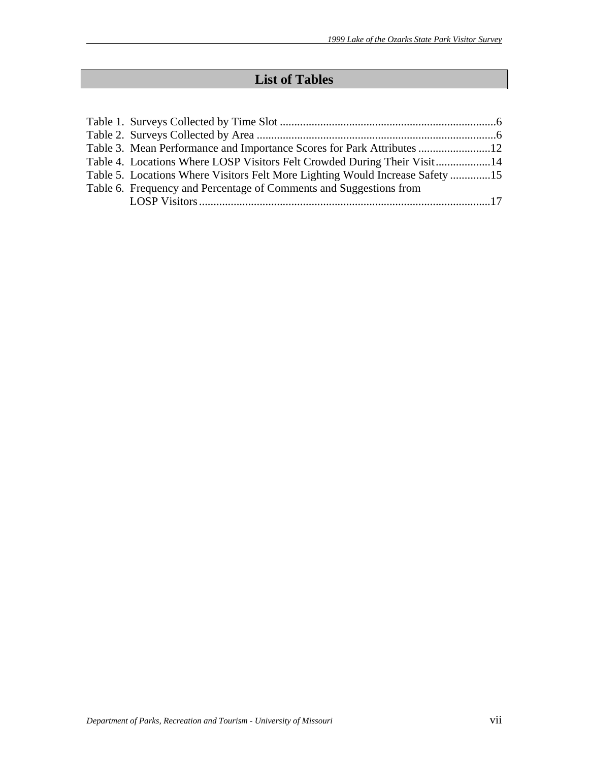# List of Tables

Table 1. Surveys Collected by Time Slot .......................................................................... 6
Table 2. Surveys Collected by Area .................................................................................. 6
Table 3. Mean Performance and Importance Scores for Park Attributes ......................... 12
Table 4. Locations Where LOSP Visitors Felt Crowded During Their Visit ................... 14
Table 5. Locations Where Visitors Felt More Lighting Would Increase Safety .............. 15
Table 6. Frequency and Percentage of Comments and Suggestions from LOSP Visitors ..................................................................................................... 17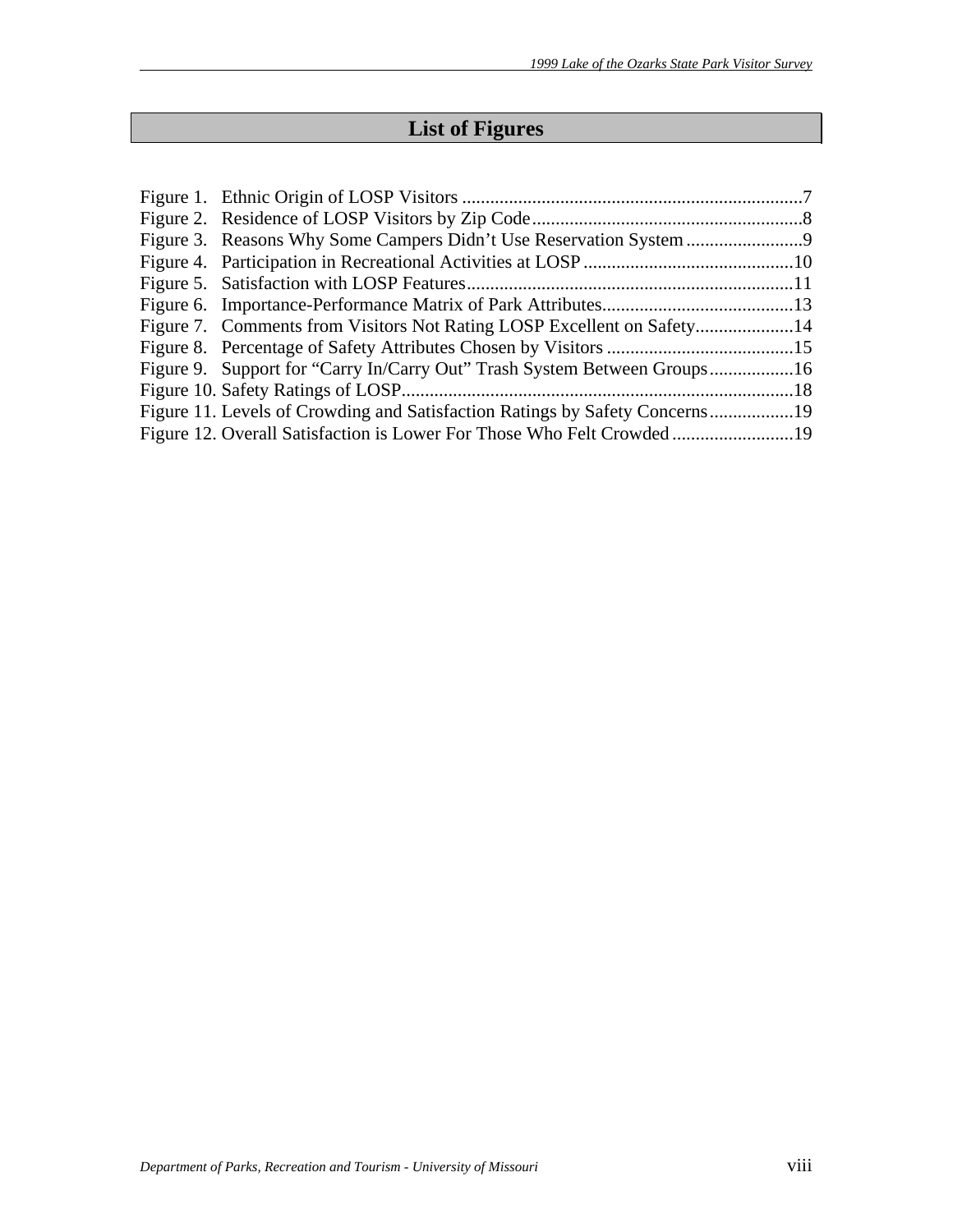# List of Figures

Figure 1. Ethnic Origin of LOSP Visitors .........................................................................7
Figure 2. Residence of LOSP Visitors by Zip Code..........................................................8
Figure 3. Reasons Why Some Campers Didn't Use Reservation System .........................9
Figure 4. Participation in Recreational Activities at LOSP .............................................10
Figure 5. Satisfaction with LOSP Features......................................................................11
Figure 6. Importance-Performance Matrix of Park Attributes.........................................13
Figure 7. Comments from Visitors Not Rating LOSP Excellent on Safety.....................14
Figure 8. Percentage of Safety Attributes Chosen by Visitors ........................................15
Figure 9. Support for "Carry In/Carry Out" Trash System Between Groups..................16
Figure 10. Safety Ratings of LOSP....................................................................................18
Figure 11. Levels of Crowding and Satisfaction Ratings by Safety Concerns..................19
Figure 12. Overall Satisfaction is Lower For Those Who Felt Crowded..........................19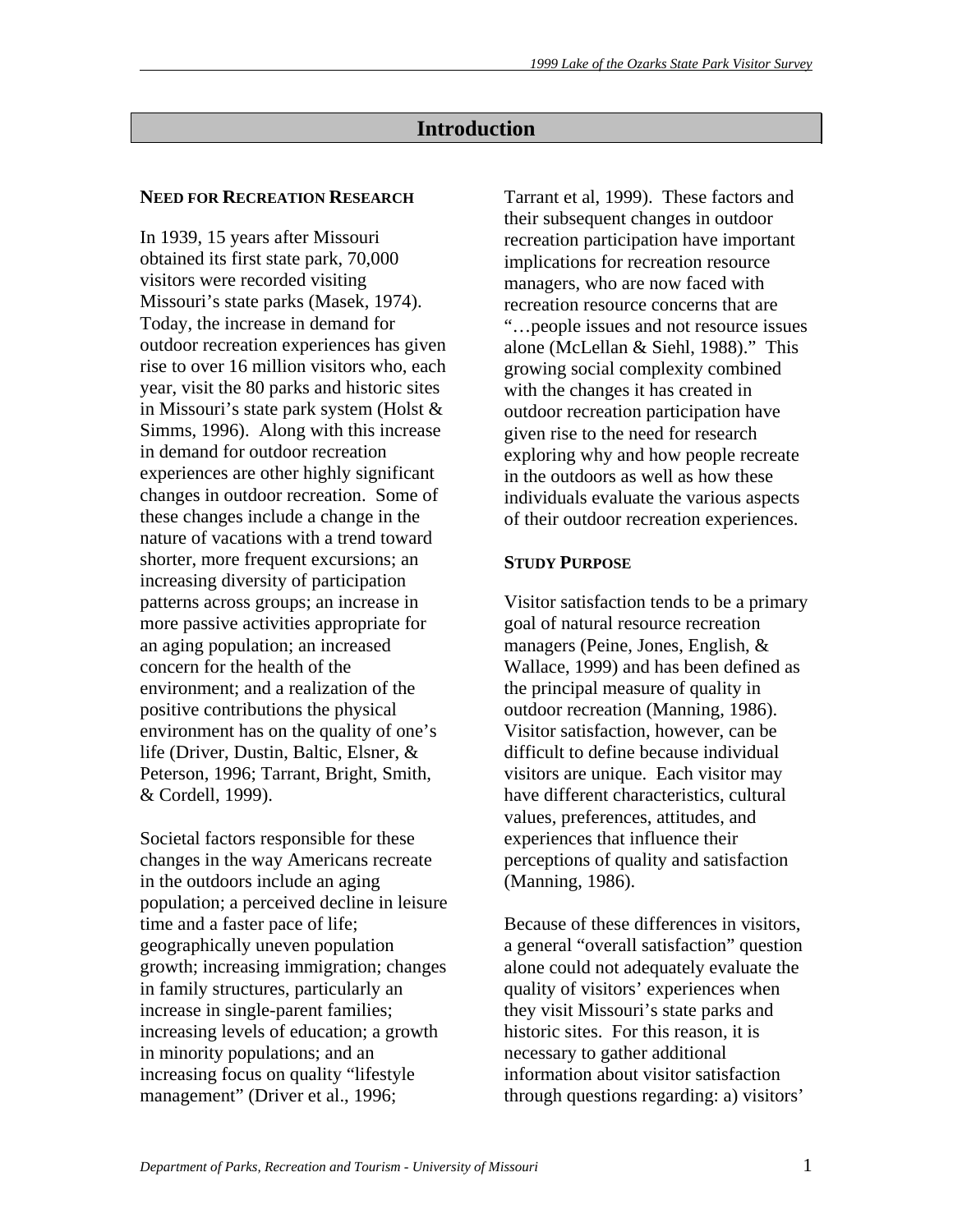# Introduction

### NEED FOR RECREATION RESEARCH

In 1939, 15 years after Missouri obtained its first state park, 70,000 visitors were recorded visiting Missouri's state parks (Masek, 1974). Today, the increase in demand for outdoor recreation experiences has given rise to over 16 million visitors who, each year, visit the 80 parks and historic sites in Missouri's state park system (Holst & Simms, 1996). Along with this increase in demand for outdoor recreation experiences are other highly significant changes in outdoor recreation. Some of these changes include a change in the nature of vacations with a trend toward shorter, more frequent excursions; an increasing diversity of participation patterns across groups; an increase in more passive activities appropriate for an aging population; an increased concern for the health of the environment; and a realization of the positive contributions the physical environment has on the quality of one's life (Driver, Dustin, Baltic, Elsner, & Peterson, 1996; Tarrant, Bright, Smith, & Cordell, 1999).

Societal factors responsible for these changes in the way Americans recreate in the outdoors include an aging population; a perceived decline in leisure time and a faster pace of life; geographically uneven population growth; increasing immigration; changes in family structures, particularly an increase in single-parent families; increasing levels of education; a growth in minority populations; and an increasing focus on quality "lifestyle management" (Driver et al., 1996; Tarrant et al, 1999). These factors and their subsequent changes in outdoor recreation participation have important implications for recreation resource managers, who are now faced with recreation resource concerns that are "…people issues and not resource issues alone (McLellan & Siehl, 1988)." This growing social complexity combined with the changes it has created in outdoor recreation participation have given rise to the need for research exploring why and how people recreate in the outdoors as well as how these individuals evaluate the various aspects of their outdoor recreation experiences.

### STUDY PURPOSE

Visitor satisfaction tends to be a primary goal of natural resource recreation managers (Peine, Jones, English, & Wallace, 1999) and has been defined as the principal measure of quality in outdoor recreation (Manning, 1986). Visitor satisfaction, however, can be difficult to define because individual visitors are unique. Each visitor may have different characteristics, cultural values, preferences, attitudes, and experiences that influence their perceptions of quality and satisfaction (Manning, 1986).

Because of these differences in visitors, a general "overall satisfaction" question alone could not adequately evaluate the quality of visitors' experiences when they visit Missouri's state parks and historic sites. For this reason, it is necessary to gather additional information about visitor satisfaction through questions regarding: a) visitors'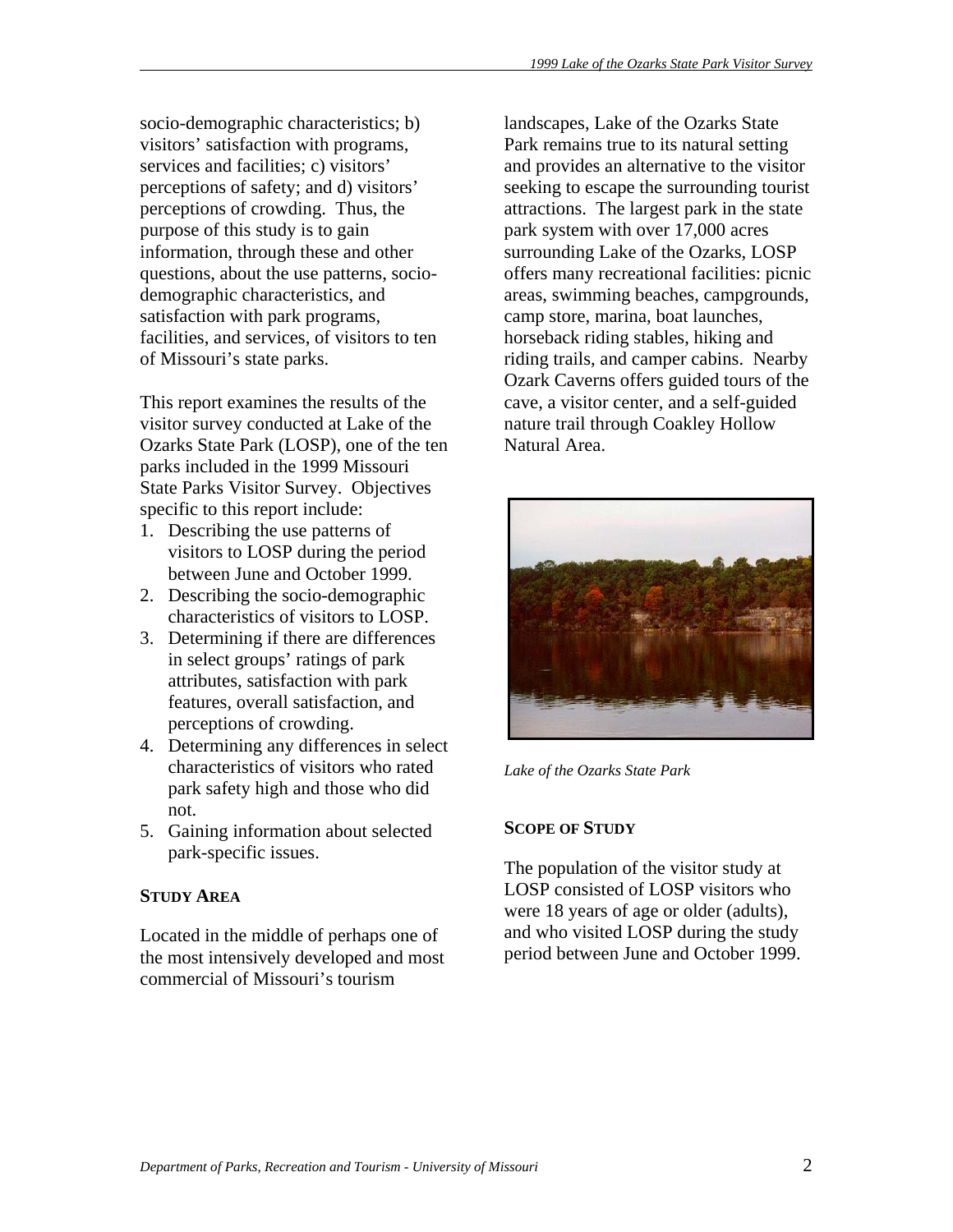socio-demographic characteristics; b) visitors' satisfaction with programs, services and facilities; c) visitors' perceptions of safety; and d) visitors' perceptions of crowding. Thus, the purpose of this study is to gain information, through these and other questions, about the use patterns, socio-demographic characteristics, and satisfaction with park programs, facilities, and services, of visitors to ten of Missouri's state parks.

This report examines the results of the visitor survey conducted at Lake of the Ozarks State Park (LOSP), one of the ten parks included in the 1999 Missouri State Parks Visitor Survey. Objectives specific to this report include:

1. Describing the use patterns of visitors to LOSP during the period between June and October 1999.
2. Describing the socio-demographic characteristics of visitors to LOSP.
3. Determining if there are differences in select groups' ratings of park attributes, satisfaction with park features, overall satisfaction, and perceptions of crowding.
4. Determining any differences in select characteristics of visitors who rated park safety high and those who did not.
5. Gaining information about selected park-specific issues.

## STUDY AREA

Located in the middle of perhaps one of the most intensively developed and most commercial of Missouri's tourism landscapes, Lake of the Ozarks State Park remains true to its natural setting and provides an alternative to the visitor seeking to escape the surrounding tourist attractions. The largest park in the state park system with over 17,000 acres surrounding Lake of the Ozarks, LOSP offers many recreational facilities: picnic areas, swimming beaches, campgrounds, camp store, marina, boat launches, horseback riding stables, hiking and riding trails, and camper cabins. Nearby Ozark Caverns offers guided tours of the cave, a visitor center, and a self-guided nature trail through Coakley Hollow Natural Area.

*Lake of the Ozarks State Park*

## SCOPE OF STUDY

The population of the visitor study at LOSP consisted of LOSP visitors who were 18 years of age or older (adults), and who visited LOSP during the study period between June and October 1999.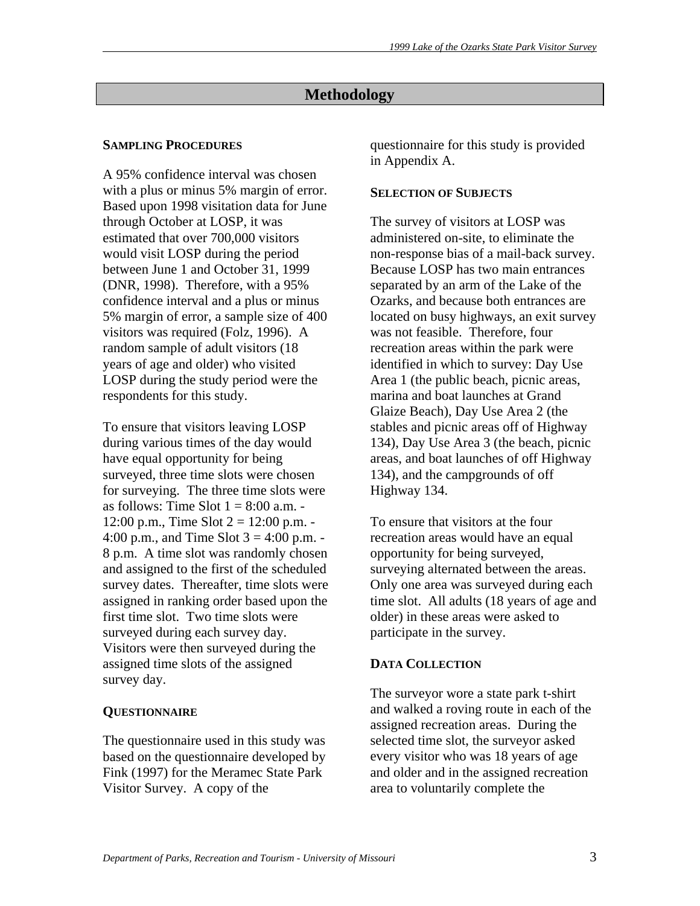# Methodology

### SAMPLING PROCEDURES

A 95% confidence interval was chosen with a plus or minus 5% margin of error. Based upon 1998 visitation data for June through October at LOSP, it was estimated that over 700,000 visitors would visit LOSP during the period between June 1 and October 31, 1999 (DNR, 1998). Therefore, with a 95% confidence interval and a plus or minus 5% margin of error, a sample size of 400 visitors was required (Folz, 1996). A random sample of adult visitors (18 years of age and older) who visited LOSP during the study period were the respondents for this study.

To ensure that visitors leaving LOSP during various times of the day would have equal opportunity for being surveyed, three time slots were chosen for surveying. The three time slots were as follows: Time Slot 1 = 8:00 a.m. - 12:00 p.m., Time Slot 2 = 12:00 p.m. - 4:00 p.m., and Time Slot 3 = 4:00 p.m. - 8 p.m. A time slot was randomly chosen and assigned to the first of the scheduled survey dates. Thereafter, time slots were assigned in ranking order based upon the first time slot. Two time slots were surveyed during each survey day. Visitors were then surveyed during the assigned time slots of the assigned survey day.

### QUESTIONNAIRE

The questionnaire used in this study was based on the questionnaire developed by Fink (1997) for the Meramec State Park Visitor Survey. A copy of the questionnaire for this study is provided in Appendix A.

### SELECTION OF SUBJECTS

The survey of visitors at LOSP was administered on-site, to eliminate the non-response bias of a mail-back survey. Because LOSP has two main entrances separated by an arm of the Lake of the Ozarks, and because both entrances are located on busy highways, an exit survey was not feasible. Therefore, four recreation areas within the park were identified in which to survey: Day Use Area 1 (the public beach, picnic areas, marina and boat launches at Grand Glaize Beach), Day Use Area 2 (the stables and picnic areas off of Highway 134), Day Use Area 3 (the beach, picnic areas, and boat launches of off Highway 134), and the campgrounds of off Highway 134.

To ensure that visitors at the four recreation areas would have an equal opportunity for being surveyed, surveying alternated between the areas. Only one area was surveyed during each time slot. All adults (18 years of age and older) in these areas were asked to participate in the survey.

### DATA COLLECTION

The surveyor wore a state park t-shirt and walked a roving route in each of the assigned recreation areas. During the selected time slot, the surveyor asked every visitor who was 18 years of age and older and in the assigned recreation area to voluntarily complete the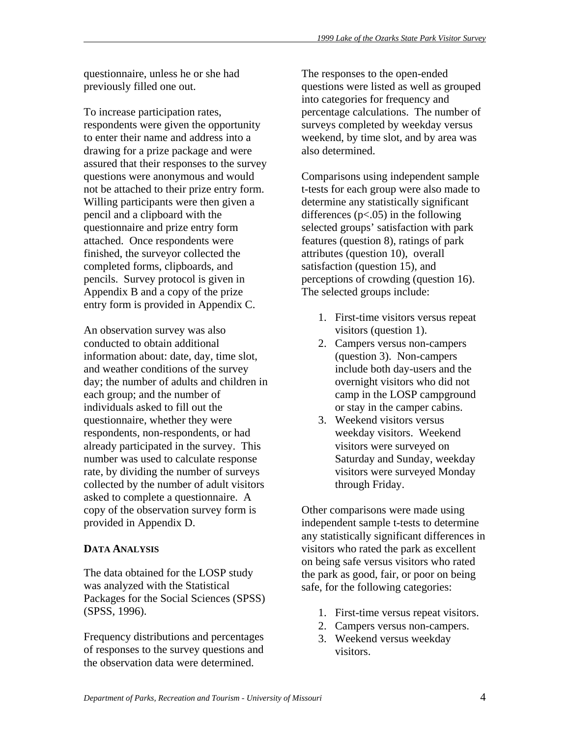questionnaire, unless he or she had previously filled one out.

To increase participation rates, respondents were given the opportunity to enter their name and address into a drawing for a prize package and were assured that their responses to the survey questions were anonymous and would not be attached to their prize entry form. Willing participants were then given a pencil and a clipboard with the questionnaire and prize entry form attached. Once respondents were finished, the surveyor collected the completed forms, clipboards, and pencils. Survey protocol is given in Appendix B and a copy of the prize entry form is provided in Appendix C.

An observation survey was also conducted to obtain additional information about: date, day, time slot, and weather conditions of the survey day; the number of adults and children in each group; and the number of individuals asked to fill out the questionnaire, whether they were respondents, non-respondents, or had already participated in the survey. This number was used to calculate response rate, by dividing the number of surveys collected by the number of adult visitors asked to complete a questionnaire. A copy of the observation survey form is provided in Appendix D.

## DATA ANALYSIS

The data obtained for the LOSP study was analyzed with the Statistical Packages for the Social Sciences (SPSS) (SPSS, 1996).

Frequency distributions and percentages of responses to the survey questions and the observation data were determined. The responses to the open-ended questions were listed as well as grouped into categories for frequency and percentage calculations. The number of surveys completed by weekday versus weekend, by time slot, and by area was also determined.

Comparisons using independent sample t-tests for each group were also made to determine any statistically significant differences ($p<.05$) in the following selected groups' satisfaction with park features (question 8), ratings of park attributes (question 10), overall satisfaction (question 15), and perceptions of crowding (question 16). The selected groups include:

1. First-time visitors versus repeat visitors (question 1).
2. Campers versus non-campers (question 3). Non-campers include both day-users and the overnight visitors who did not camp in the LOSP campground or stay in the camper cabins.
3. Weekend visitors versus weekday visitors. Weekend visitors were surveyed on Saturday and Sunday, weekday visitors were surveyed Monday through Friday.

Other comparisons were made using independent sample t-tests to determine any statistically significant differences in visitors who rated the park as excellent on being safe versus visitors who rated the park as good, fair, or poor on being safe, for the following categories:

1. First-time versus repeat visitors.
2. Campers versus non-campers.
3. Weekend versus weekday visitors.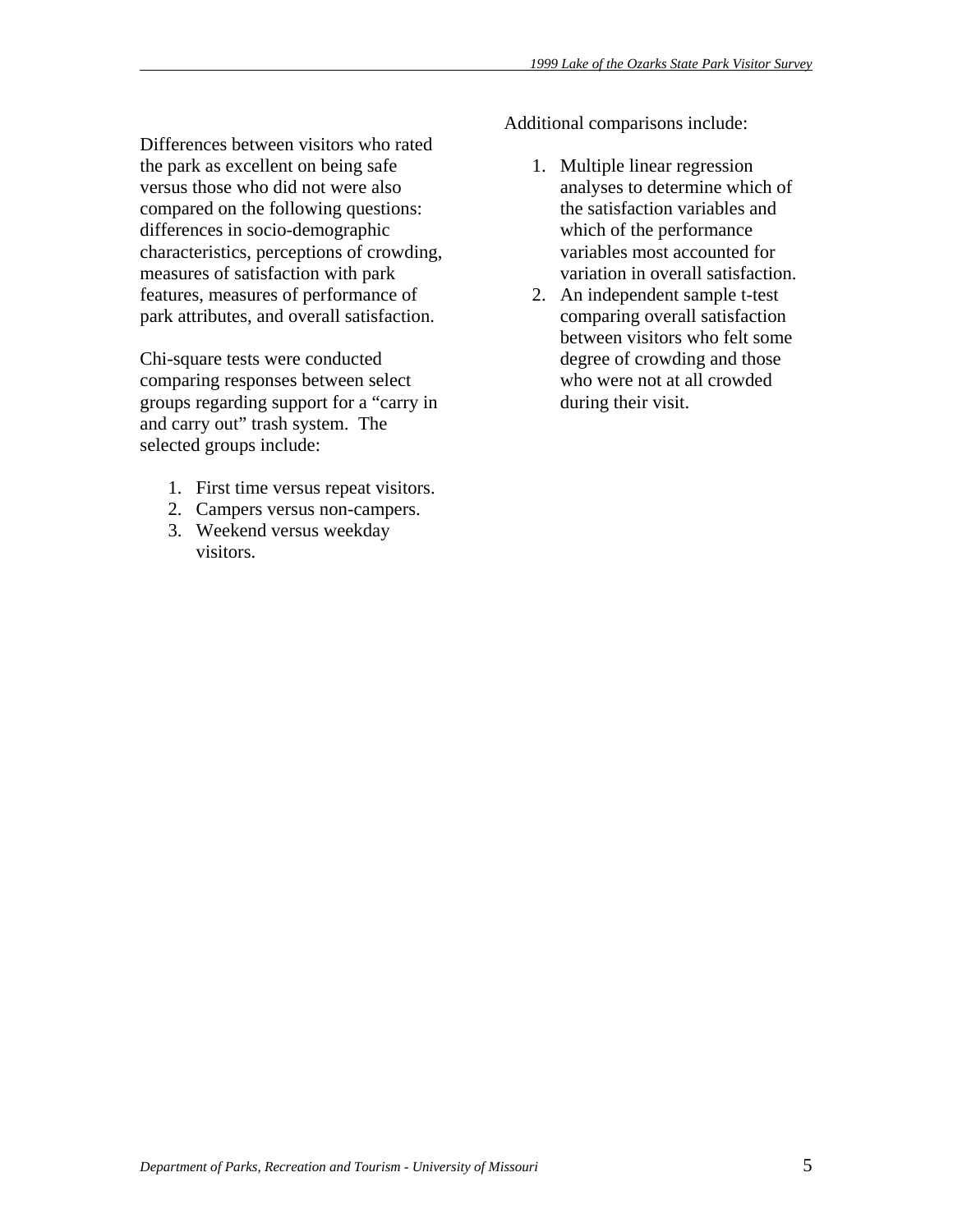Differences between visitors who rated the park as excellent on being safe versus those who did not were also compared on the following questions: differences in socio-demographic characteristics, perceptions of crowding, measures of satisfaction with park features, measures of performance of park attributes, and overall satisfaction.

Chi-square tests were conducted comparing responses between select groups regarding support for a "carry in and carry out" trash system. The selected groups include:

1. First time versus repeat visitors.
2. Campers versus non-campers.
3. Weekend versus weekday visitors.

Additional comparisons include:

1. Multiple linear regression analyses to determine which of the satisfaction variables and which of the performance variables most accounted for variation in overall satisfaction.
2. An independent sample t-test comparing overall satisfaction between visitors who felt some degree of crowding and those who were not at all crowded during their visit.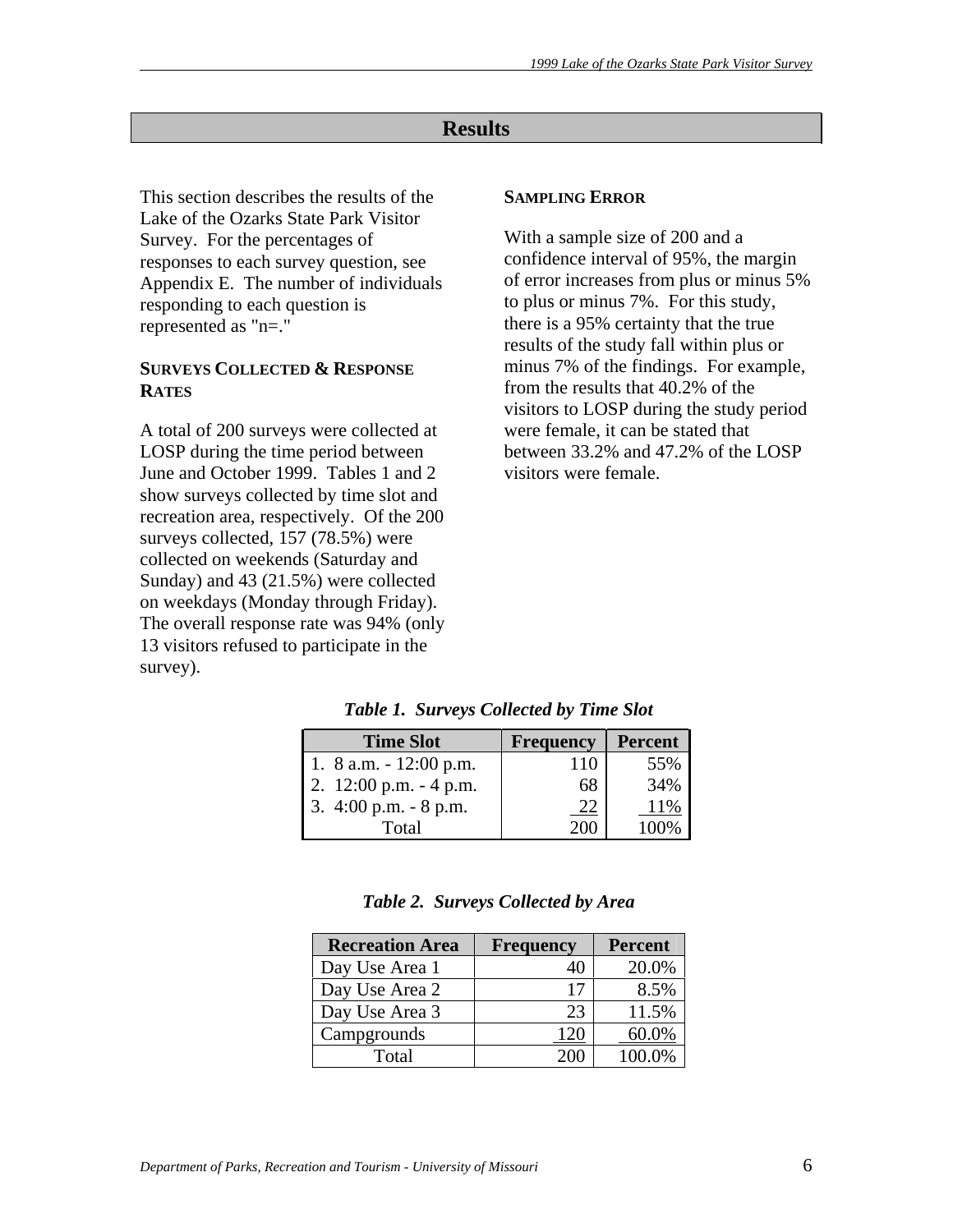# Results

This section describes the results of the Lake of the Ozarks State Park Visitor Survey. For the percentages of responses to each survey question, see Appendix E. The number of individuals responding to each question is represented as "n=."

### SURVEYS COLLECTED & RESPONSE RATES

A total of 200 surveys were collected at LOSP during the time period between June and October 1999. Tables 1 and 2 show surveys collected by time slot and recreation area, respectively. Of the 200 surveys collected, 157 (78.5%) were collected on weekends (Saturday and Sunday) and 43 (21.5%) were collected on weekdays (Monday through Friday). The overall response rate was 94% (only 13 visitors refused to participate in the survey).

### SAMPLING ERROR

With a sample size of 200 and a confidence interval of 95%, the margin of error increases from plus or minus 5% to plus or minus 7%. For this study, there is a 95% certainty that the true results of the study fall within plus or minus 7% of the findings. For example, from the results that 40.2% of the visitors to LOSP during the study period were female, it can be stated that between 33.2% and 47.2% of the LOSP visitors were female.

***Table 1. Surveys Collected by Time Slot***

| Time Slot | Frequency | Percent |
|---|---|---|
| 1. 8 a.m. - 12:00 p.m. | 110 | 55% |
| 2. 12:00 p.m. - 4 p.m. | 68 | 34% |
| 3. 4:00 p.m. - 8 p.m. | 22 | 11% |
| Total | 200 | 100% |

***Table 2. Surveys Collected by Area***

| Recreation Area | Frequency | Percent |
|---|---|---|
| Day Use Area 1 | 40 | 20.0% |
| Day Use Area 2 | 17 | 8.5% |
| Day Use Area 3 | 23 | 11.5% |
| Campgrounds | 120 | 60.0% |
| Total | 200 | 100.0% |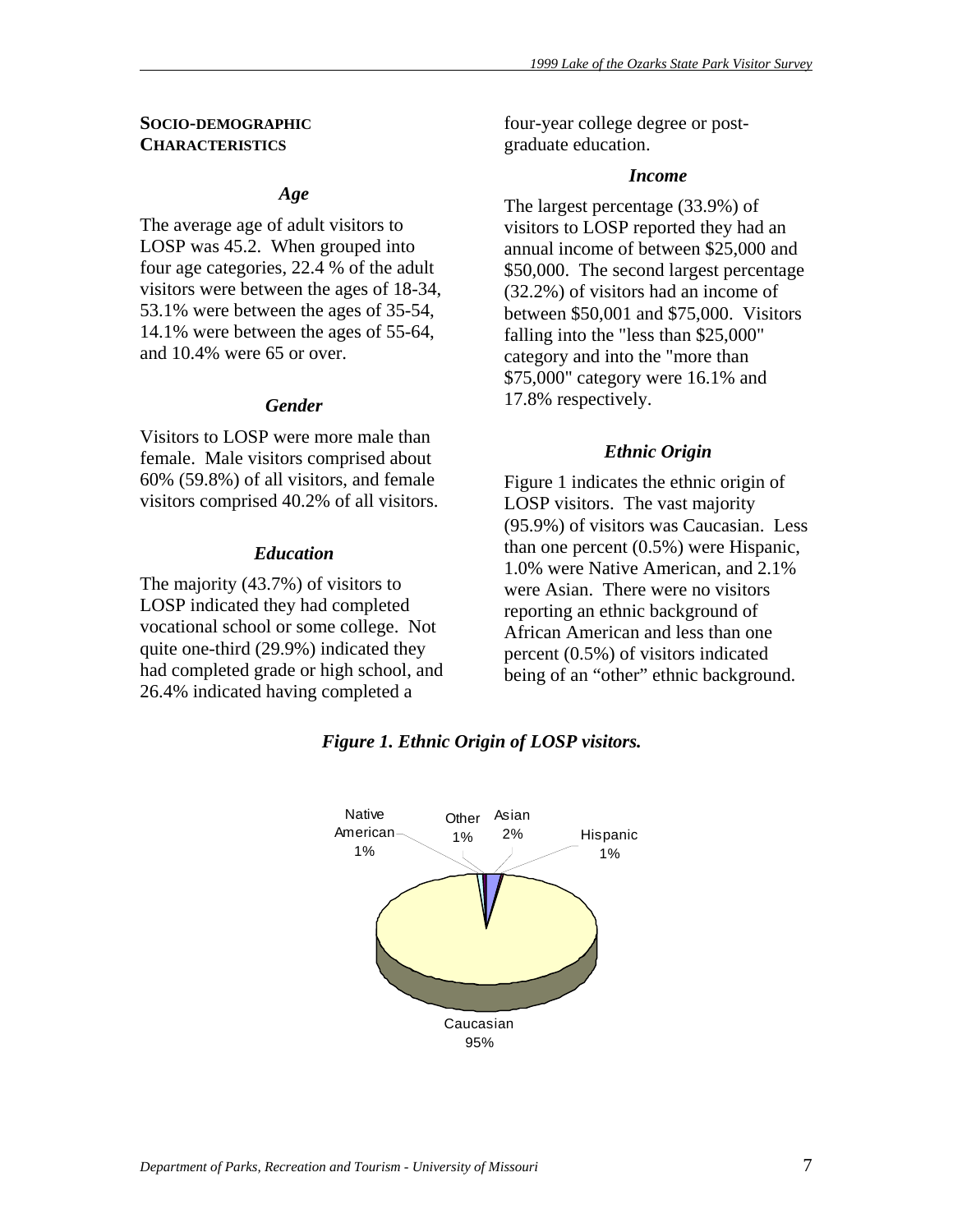## Socio-demographic Characteristics

### *Age*

The average age of adult visitors to LOSP was 45.2. When grouped into four age categories, 22.4 % of the adult visitors were between the ages of 18-34, 53.1% were between the ages of 35-54, 14.1% were between the ages of 55-64, and 10.4% were 65 or over.

### *Gender*

Visitors to LOSP were more male than female. Male visitors comprised about 60% (59.8%) of all visitors, and female visitors comprised 40.2% of all visitors.

### *Education*

The majority (43.7%) of visitors to LOSP indicated they had completed vocational school or some college. Not quite one-third (29.9%) indicated they had completed grade or high school, and 26.4% indicated having completed a four-year college degree or post-graduate education.

### *Income*

The largest percentage (33.9%) of visitors to LOSP reported they had an annual income of between $25,000 and $50,000. The second largest percentage (32.2%) of visitors had an income of between $50,001 and $75,000. Visitors falling into the "less than $25,000" category and into the "more than $75,000" category were 16.1% and 17.8% respectively.

### *Ethnic Origin*

Figure 1 indicates the ethnic origin of LOSP visitors. The vast majority (95.9%) of visitors was Caucasian. Less than one percent (0.5%) were Hispanic, 1.0% were Native American, and 2.1% were Asian. There were no visitors reporting an ethnic background of African American and less than one percent (0.5%) of visitors indicated being of an "other" ethnic background.

***Figure 1. Ethnic Origin of LOSP visitors.***

Native American 1%, Other 1%, Asian 2%, Hispanic 1%, Caucasian 95%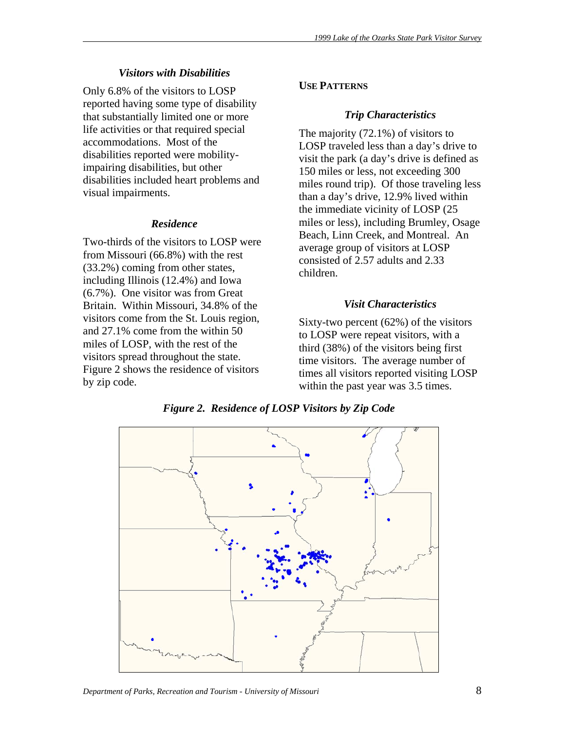### *Visitors with Disabilities*

Only 6.8% of the visitors to LOSP reported having some type of disability that substantially limited one or more life activities or that required special accommodations. Most of the disabilities reported were mobility-impairing disabilities, but other disabilities included heart problems and visual impairments.

### *Residence*

Two-thirds of the visitors to LOSP were from Missouri (66.8%) with the rest (33.2%) coming from other states, including Illinois (12.4%) and Iowa (6.7%). One visitor was from Great Britain. Within Missouri, 34.8% of the visitors come from the St. Louis region, and 27.1% come from the within 50 miles of LOSP, with the rest of the visitors spread throughout the state. Figure 2 shows the residence of visitors by zip code.

## USE PATTERNS

### *Trip Characteristics*

The majority (72.1%) of visitors to LOSP traveled less than a day's drive to visit the park (a day's drive is defined as 150 miles or less, not exceeding 300 miles round trip). Of those traveling less than a day's drive, 12.9% lived within the immediate vicinity of LOSP (25 miles or less), including Brumley, Osage Beach, Linn Creek, and Montreal. An average group of visitors at LOSP consisted of 2.57 adults and 2.33 children.

### *Visit Characteristics*

Sixty-two percent (62%) of the visitors to LOSP were repeat visitors, with a third (38%) of the visitors being first time visitors. The average number of times all visitors reported visiting LOSP within the past year was 3.5 times.

*Figure 2. Residence of LOSP Visitors by Zip Code*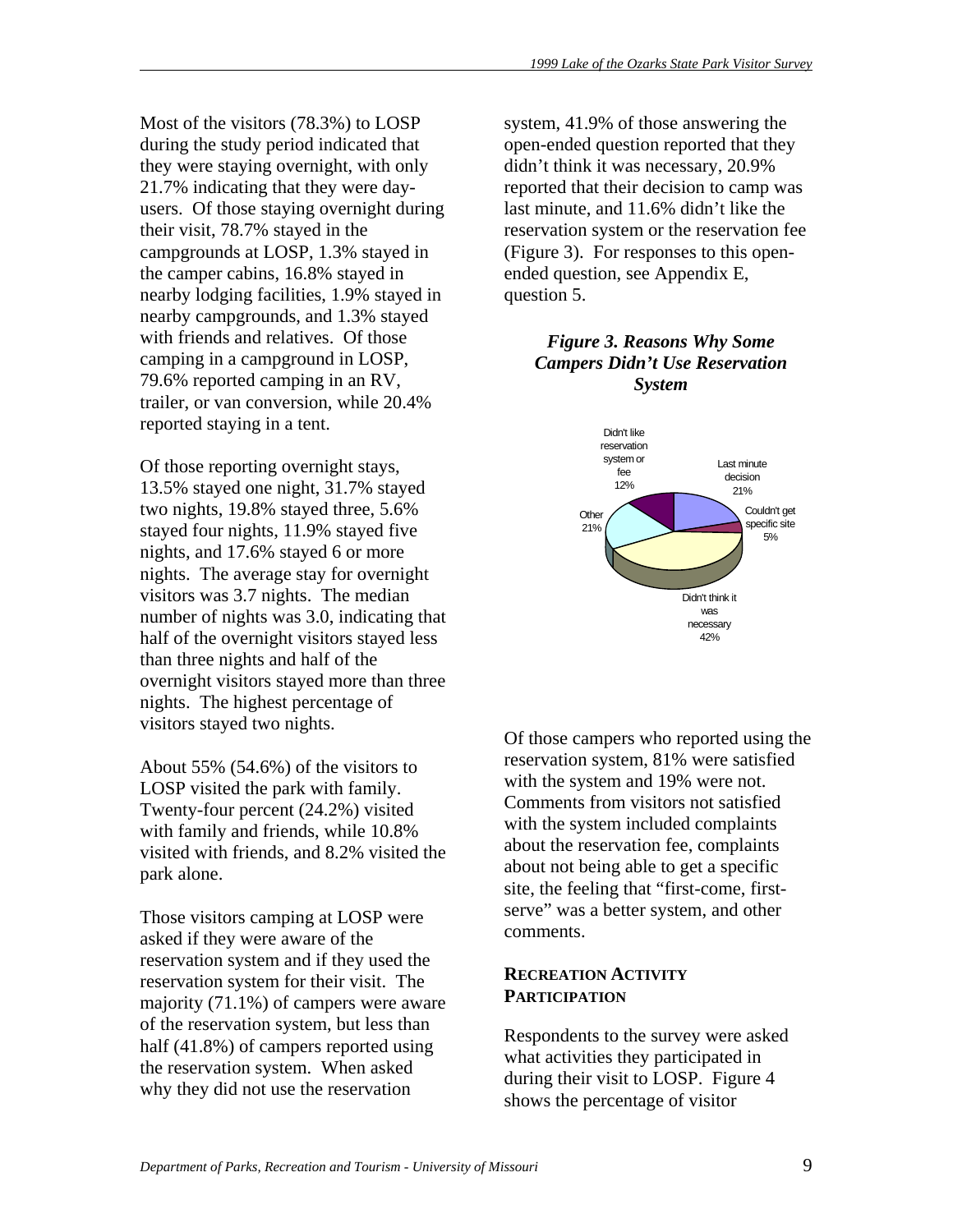Most of the visitors (78.3%) to LOSP during the study period indicated that they were staying overnight, with only 21.7% indicating that they were day-users. Of those staying overnight during their visit, 78.7% stayed in the campgrounds at LOSP, 1.3% stayed in the camper cabins, 16.8% stayed in nearby lodging facilities, 1.9% stayed in nearby campgrounds, and 1.3% stayed with friends and relatives. Of those camping in a campground in LOSP, 79.6% reported camping in an RV, trailer, or van conversion, while 20.4% reported staying in a tent.

Of those reporting overnight stays, 13.5% stayed one night, 31.7% stayed two nights, 19.8% stayed three, 5.6% stayed four nights, 11.9% stayed five nights, and 17.6% stayed 6 or more nights. The average stay for overnight visitors was 3.7 nights. The median number of nights was 3.0, indicating that half of the overnight visitors stayed less than three nights and half of the overnight visitors stayed more than three nights. The highest percentage of visitors stayed two nights.

About 55% (54.6%) of the visitors to LOSP visited the park with family. Twenty-four percent (24.2%) visited with family and friends, while 10.8% visited with friends, and 8.2% visited the park alone.

Those visitors camping at LOSP were asked if they were aware of the reservation system and if they used the reservation system for their visit. The majority (71.1%) of campers were aware of the reservation system, but less than half (41.8%) of campers reported using the reservation system. When asked why they did not use the reservation system, 41.9% of those answering the open-ended question reported that they didn't think it was necessary, 20.9% reported that their decision to camp was last minute, and 11.6% didn't like the reservation system or the reservation fee (Figure 3). For responses to this open-ended question, see Appendix E, question 5.

***Figure 3. Reasons Why Some Campers Didn't Use Reservation System***

| Reason | Percent |
|---|---|
| Last minute decision | 21% |
| Couldn't get specific site | 5% |
| Didn't think it was necessary | 42% |
| Other | 21% |
| Didn't like reservation system or fee | 12% |

Of those campers who reported using the reservation system, 81% were satisfied with the system and 19% were not. Comments from visitors not satisfied with the system included complaints about the reservation fee, complaints about not being able to get a specific site, the feeling that "first-come, first-serve" was a better system, and other comments.

## RECREATION ACTIVITY PARTICIPATION

Respondents to the survey were asked what activities they participated in during their visit to LOSP. Figure 4 shows the percentage of visitor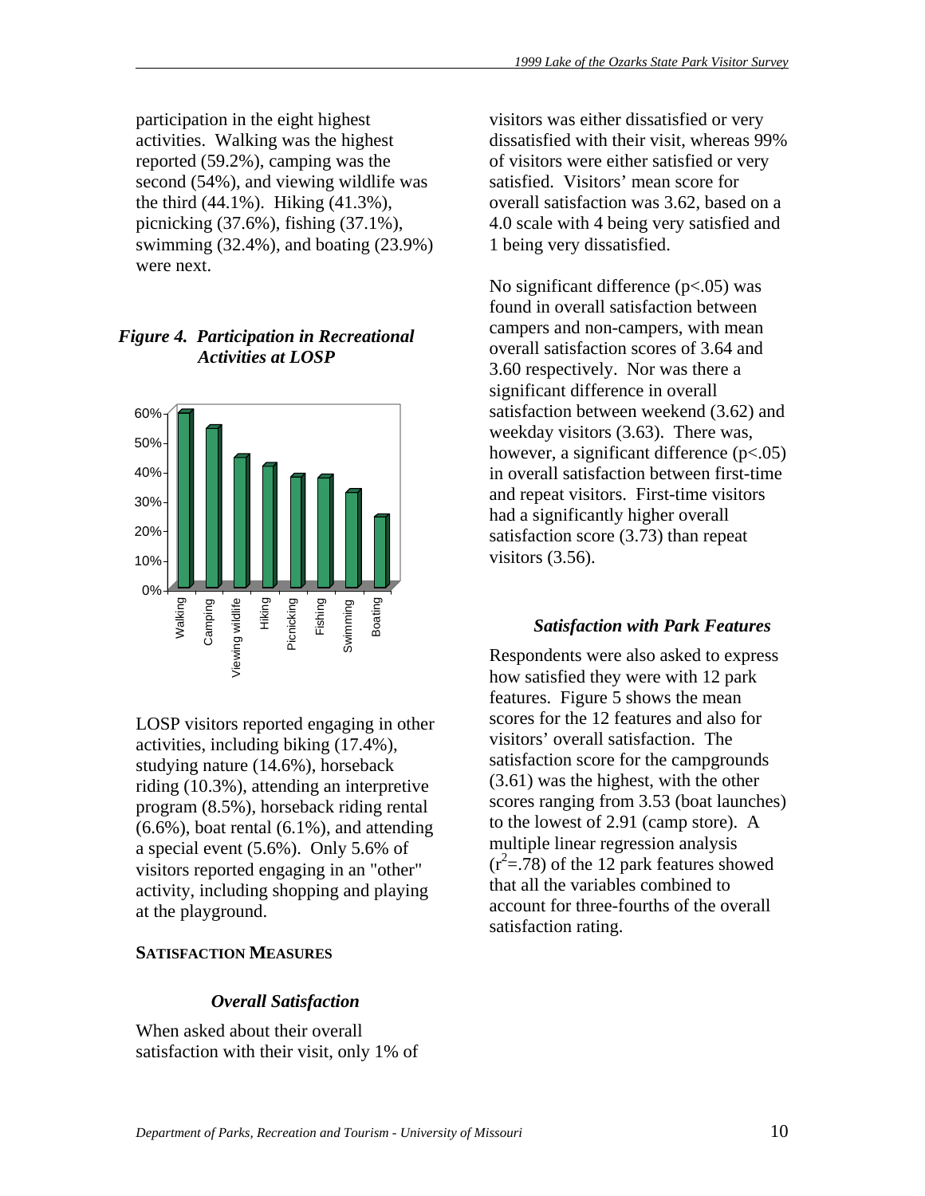participation in the eight highest activities. Walking was the highest reported (59.2%), camping was the second (54%), and viewing wildlife was the third (44.1%). Hiking (41.3%), picnicking (37.6%), fishing (37.1%), swimming (32.4%), and boating (23.9%) were next.

***Figure 4. Participation in Recreational Activities at LOSP***

LOSP visitors reported engaging in other activities, including biking (17.4%), studying nature (14.6%), horseback riding (10.3%), attending an interpretive program (8.5%), horseback riding rental (6.6%), boat rental (6.1%), and attending a special event (5.6%). Only 5.6% of visitors reported engaging in an "other" activity, including shopping and playing at the playground.

## SATISFACTION MEASURES

### *Overall Satisfaction*

When asked about their overall satisfaction with their visit, only 1% of visitors was either dissatisfied or very dissatisfied with their visit, whereas 99% of visitors were either satisfied or very satisfied. Visitors' mean score for overall satisfaction was 3.62, based on a 4.0 scale with 4 being very satisfied and 1 being very dissatisfied.

No significant difference ($p<.05$) was found in overall satisfaction between campers and non-campers, with mean overall satisfaction scores of 3.64 and 3.60 respectively. Nor was there a significant difference in overall satisfaction between weekend (3.62) and weekday visitors (3.63). There was, however, a significant difference ($p<.05$) in overall satisfaction between first-time and repeat visitors. First-time visitors had a significantly higher overall satisfaction score (3.73) than repeat visitors (3.56).

### *Satisfaction with Park Features*

Respondents were also asked to express how satisfied they were with 12 park features. Figure 5 shows the mean scores for the 12 features and also for visitors' overall satisfaction. The satisfaction score for the campgrounds (3.61) was the highest, with the other scores ranging from 3.53 (boat launches) to the lowest of 2.91 (camp store). A multiple linear regression analysis ($r^2$=.78) of the 12 park features showed that all the variables combined to account for three-fourths of the overall satisfaction rating.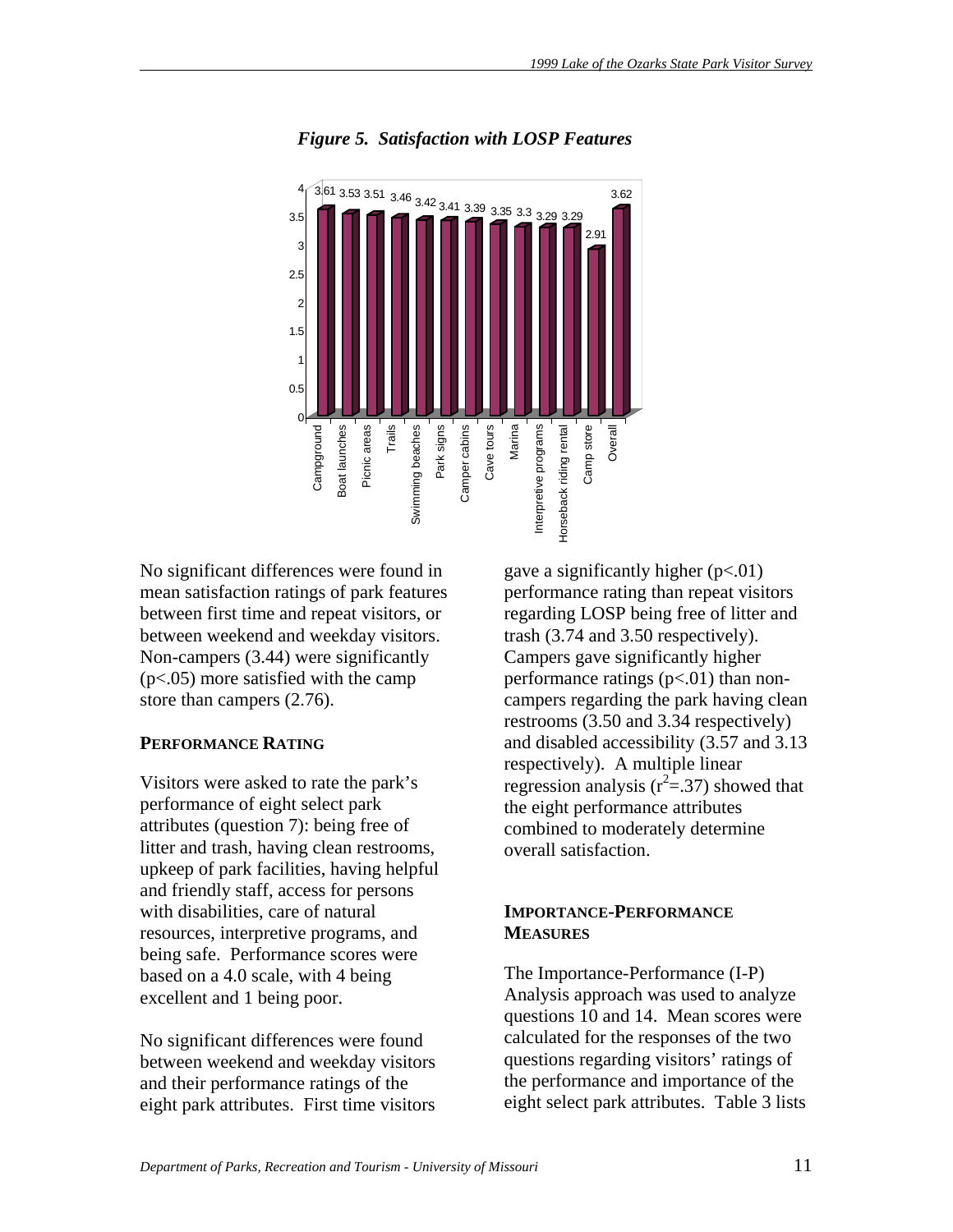*Figure 5. Satisfaction with LOSP Features*

| Feature | Mean satisfaction |
|---|---|
| Campground | 3.61 |
| Boat launches | 3.53 |
| Picnic areas | 3.51 |
| Trails | 3.46 |
| Swimming beaches | 3.42 |
| Park signs | 3.41 |
| Camper cabins | 3.39 |
| Cave tours | 3.35 |
| Marina | 3.3 |
| Interpretive programs | 3.29 |
| Horseback riding rental | 3.29 |
| Camp store | 2.91 |
| Overall | 3.62 |

No significant differences were found in mean satisfaction ratings of park features between first time and repeat visitors, or between weekend and weekday visitors. Non-campers (3.44) were significantly ($p<.05$) more satisfied with the camp store than campers (2.76).

### PERFORMANCE RATING

Visitors were asked to rate the park's performance of eight select park attributes (question 7): being free of litter and trash, having clean restrooms, upkeep of park facilities, having helpful and friendly staff, access for persons with disabilities, care of natural resources, interpretive programs, and being safe. Performance scores were based on a 4.0 scale, with 4 being excellent and 1 being poor.

No significant differences were found between weekend and weekday visitors and their performance ratings of the eight park attributes. First time visitors gave a significantly higher ($p<.01$) performance rating than repeat visitors regarding LOSP being free of litter and trash (3.74 and 3.50 respectively). Campers gave significantly higher performance ratings ($p<.01$) than non-campers regarding the park having clean restrooms (3.50 and 3.34 respectively) and disabled accessibility (3.57 and 3.13 respectively). A multiple linear regression analysis ($r^2=.37$) showed that the eight performance attributes combined to moderately determine overall satisfaction.

### IMPORTANCE-PERFORMANCE MEASURES

The Importance-Performance (I-P) Analysis approach was used to analyze questions 10 and 14. Mean scores were calculated for the responses of the two questions regarding visitors' ratings of the performance and importance of the eight select park attributes. Table 3 lists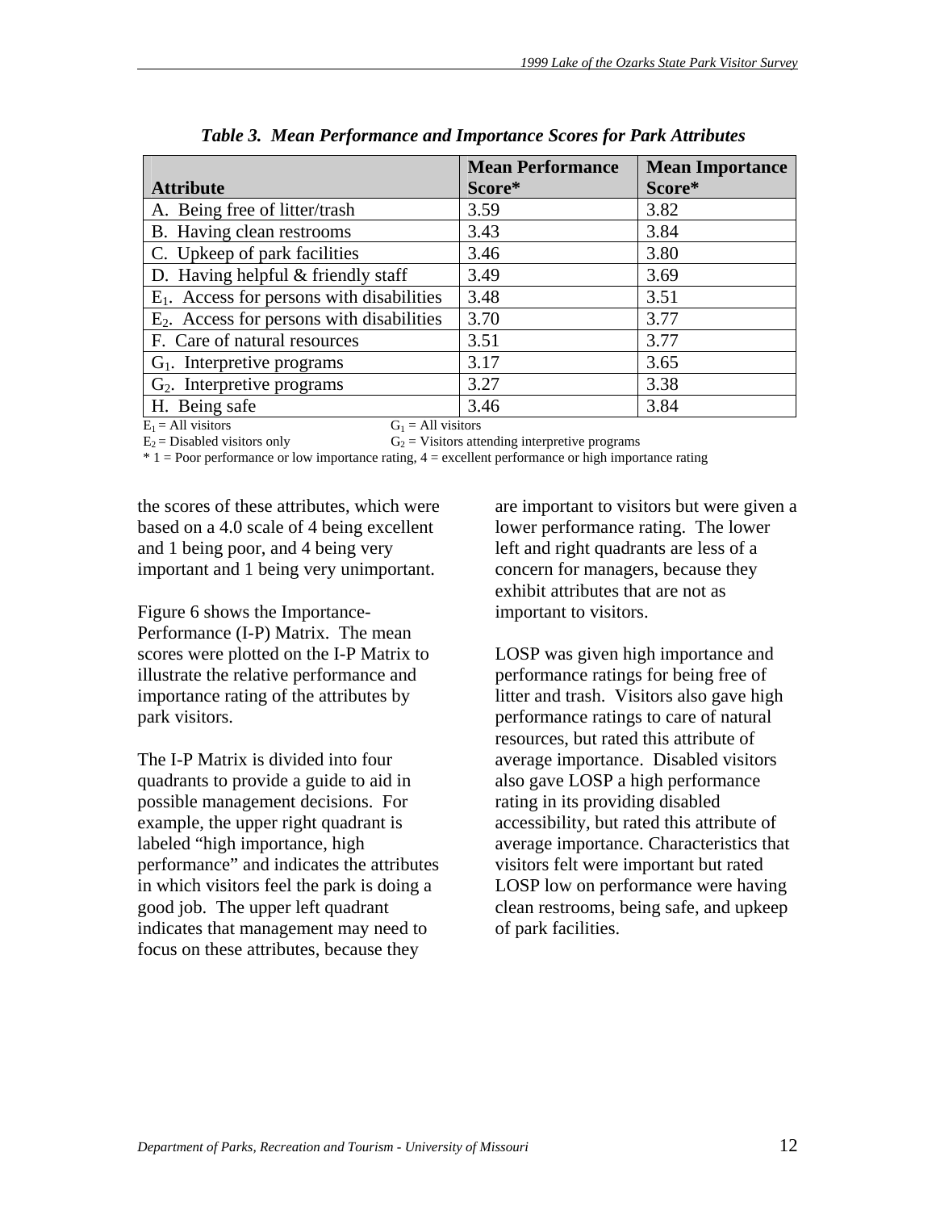***Table 3. Mean Performance and Importance Scores for Park Attributes***

| Attribute | Mean Performance Score* | Mean Importance Score* |
|---|---|---|
| A. Being free of litter/trash | 3.59 | 3.82 |
| B. Having clean restrooms | 3.43 | 3.84 |
| C. Upkeep of park facilities | 3.46 | 3.80 |
| D. Having helpful & friendly staff | 3.49 | 3.69 |
| $E_1$. Access for persons with disabilities | 3.48 | 3.51 |
| $E_2$. Access for persons with disabilities | 3.70 | 3.77 |
| F. Care of natural resources | 3.51 | 3.77 |
| $G_1$. Interpretive programs | 3.17 | 3.65 |
| $G_2$. Interpretive programs | 3.27 | 3.38 |
| H. Being safe | 3.46 | 3.84 |

$E_1$ = All visitors
$E_2$ = Disabled visitors only
$G_1$ = All visitors
$G_2$ = Visitors attending interpretive programs
* 1 = Poor performance or low importance rating, 4 = excellent performance or high importance rating

the scores of these attributes, which were based on a 4.0 scale of 4 being excellent and 1 being poor, and 4 being very important and 1 being very unimportant.

Figure 6 shows the Importance-Performance (I-P) Matrix. The mean scores were plotted on the I-P Matrix to illustrate the relative performance and importance rating of the attributes by park visitors.

The I-P Matrix is divided into four quadrants to provide a guide to aid in possible management decisions. For example, the upper right quadrant is labeled "high importance, high performance" and indicates the attributes in which visitors feel the park is doing a good job. The upper left quadrant indicates that management may need to focus on these attributes, because they are important to visitors but were given a lower performance rating. The lower left and right quadrants are less of a concern for managers, because they exhibit attributes that are not as important to visitors.

LOSP was given high importance and performance ratings for being free of litter and trash. Visitors also gave high performance ratings to care of natural resources, but rated this attribute of average importance. Disabled visitors also gave LOSP a high performance rating in its providing disabled accessibility, but rated this attribute of average importance. Characteristics that visitors felt were important but rated LOSP low on performance were having clean restrooms, being safe, and upkeep of park facilities.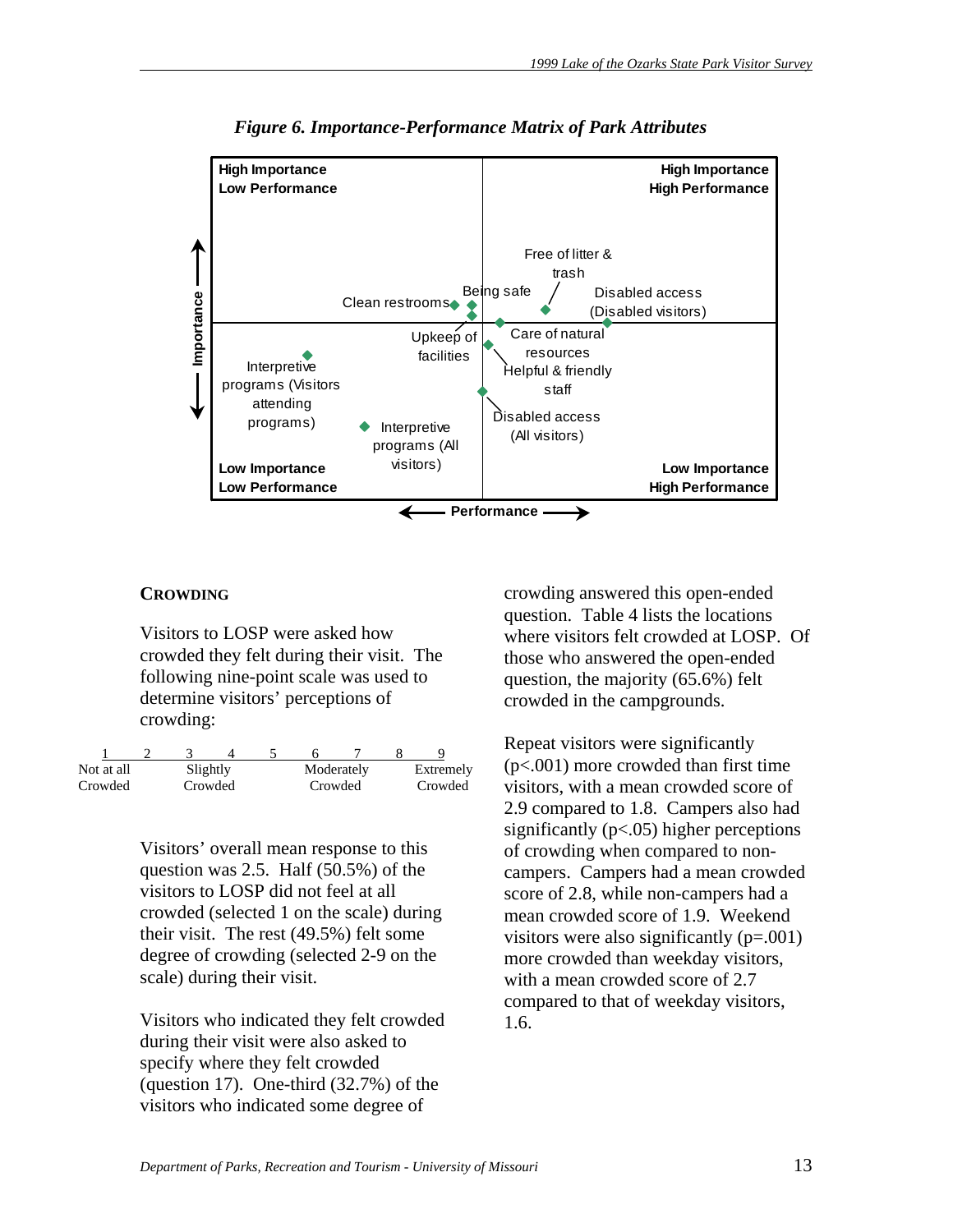*Figure 6. Importance-Performance Matrix of Park Attributes*

| | |
|---|---|
| **High Importance / Low Performance** | **High Importance / High Performance** |
| **Low Importance / Low Performance** | **Low Importance / High Performance** |

Attributes plotted (Importance vertical axis, Performance horizontal axis): Free of litter & trash; Being safe; Disabled access (Disabled visitors); Clean restrooms; Upkeep of facilities; Care of natural resources; Helpful & friendly staff; Disabled access (All visitors); Interpretive programs (Visitors attending programs); Interpretive programs (All visitors).

## CROWDING

Visitors to LOSP were asked how crowded they felt during their visit. The following nine-point scale was used to determine visitors' perceptions of crowding:

| 1 | 2 | 3 | 4 | 5 | 6 | 7 | 8 | 9 |
|---|---|---|---|---|---|---|---|---|
| Not at all Crowded | | Slightly Crowded | | | Moderately Crowded | | | Extremely Crowded |

Visitors' overall mean response to this question was 2.5. Half (50.5%) of the visitors to LOSP did not feel at all crowded (selected 1 on the scale) during their visit. The rest (49.5%) felt some degree of crowding (selected 2-9 on the scale) during their visit.

Visitors who indicated they felt crowded during their visit were also asked to specify where they felt crowded (question 17). One-third (32.7%) of the visitors who indicated some degree of crowding answered this open-ended question. Table 4 lists the locations where visitors felt crowded at LOSP. Of those who answered the open-ended question, the majority (65.6%) felt crowded in the campgrounds.

Repeat visitors were significantly ($p<.001$) more crowded than first time visitors, with a mean crowded score of 2.9 compared to 1.8. Campers also had significantly ($p<.05$) higher perceptions of crowding when compared to non-campers. Campers had a mean crowded score of 2.8, while non-campers had a mean crowded score of 1.9. Weekend visitors were also significantly ($p=.001$) more crowded than weekday visitors, with a mean crowded score of 2.7 compared to that of weekday visitors, 1.6.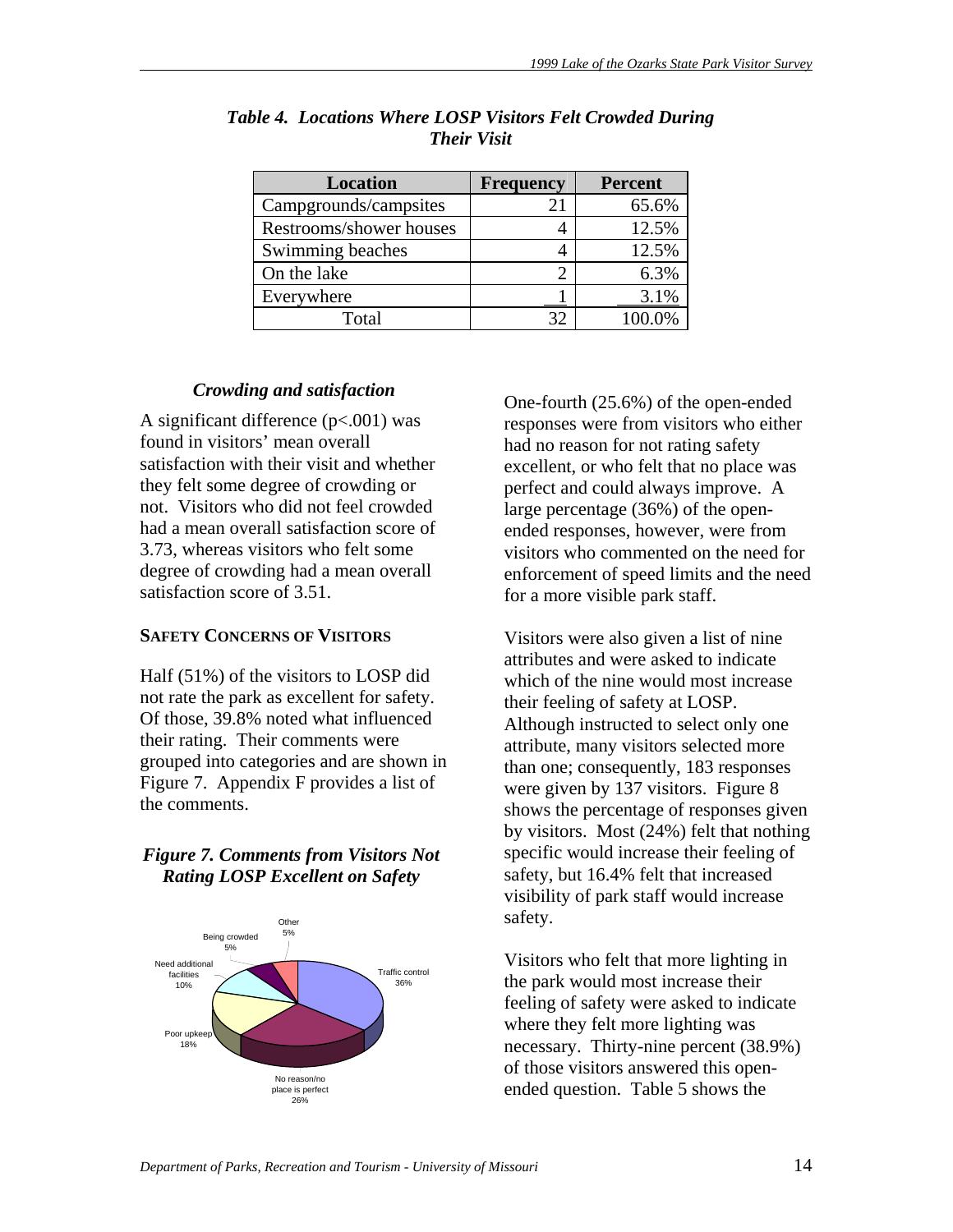*Table 4. Locations Where LOSP Visitors Felt Crowded During Their Visit*

| Location | Frequency | Percent |
|---|---|---|
| Campgrounds/campsites | 21 | 65.6% |
| Restrooms/shower houses | 4 | 12.5% |
| Swimming beaches | 4 | 12.5% |
| On the lake | 2 | 6.3% |
| Everywhere | 1 | 3.1% |
| Total | 32 | 100.0% |

### *Crowding and satisfaction*

A significant difference (p<.001) was found in visitors' mean overall satisfaction with their visit and whether they felt some degree of crowding or not. Visitors who did not feel crowded had a mean overall satisfaction score of 3.73, whereas visitors who felt some degree of crowding had a mean overall satisfaction score of 3.51.

## SAFETY CONCERNS OF VISITORS

Half (51%) of the visitors to LOSP did not rate the park as excellent for safety. Of those, 39.8% noted what influenced their rating. Their comments were grouped into categories and are shown in Figure 7. Appendix F provides a list of the comments.

***Figure 7. Comments from Visitors Not Rating LOSP Excellent on Safety***

Other 5%; Being crowded 5%; Need additional facilities 10%; Poor upkeep 18%; No reason/no place is perfect 26%; Traffic control 36%

One-fourth (25.6%) of the open-ended responses were from visitors who either had no reason for not rating safety excellent, or who felt that no place was perfect and could always improve. A large percentage (36%) of the open-ended responses, however, were from visitors who commented on the need for enforcement of speed limits and the need for a more visible park staff.

Visitors were also given a list of nine attributes and were asked to indicate which of the nine would most increase their feeling of safety at LOSP. Although instructed to select only one attribute, many visitors selected more than one; consequently, 183 responses were given by 137 visitors. Figure 8 shows the percentage of responses given by visitors. Most (24%) felt that nothing specific would increase their feeling of safety, but 16.4% felt that increased visibility of park staff would increase safety.

Visitors who felt that more lighting in the park would most increase their feeling of safety were asked to indicate where they felt more lighting was necessary. Thirty-nine percent (38.9%) of those visitors answered this open-ended question. Table 5 shows the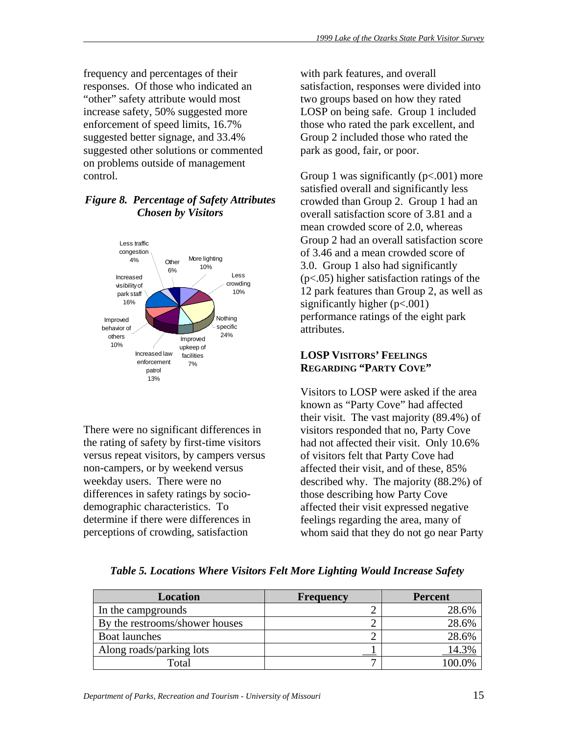frequency and percentages of their responses. Of those who indicated an "other" safety attribute would most increase safety, 50% suggested more enforcement of speed limits, 16.7% suggested better signage, and 33.4% suggested other solutions or commented on problems outside of management control.

*Figure 8. Percentage of Safety Attributes Chosen by Visitors*

Less traffic congestion 4%
Other 6%
More lighting 10%
Less crowding 10%
Increased visibility of park staff 16%
Nothing specific 24%
Improved behavior of others 10%
Improved upkeep of facilities 7%
Increased law enforcement patrol 13%

There were no significant differences in the rating of safety by first-time visitors versus repeat visitors, by campers versus non-campers, or by weekend versus weekday users. There were no differences in safety ratings by socio-demographic characteristics. To determine if there were differences in perceptions of crowding, satisfaction with park features, and overall satisfaction, responses were divided into two groups based on how they rated LOSP on being safe. Group 1 included those who rated the park excellent, and Group 2 included those who rated the park as good, fair, or poor.

Group 1 was significantly ($p<.001$) more satisfied overall and significantly less crowded than Group 2. Group 1 had an overall satisfaction score of 3.81 and a mean crowded score of 2.0, whereas Group 2 had an overall satisfaction score of 3.46 and a mean crowded score of 3.0. Group 1 also had significantly ($p<.05$) higher satisfaction ratings of the 12 park features than Group 2, as well as significantly higher ($p<.001$) performance ratings of the eight park attributes.

### LOSP Visitors' Feelings Regarding "Party Cove"

Visitors to LOSP were asked if the area known as "Party Cove" had affected their visit. The vast majority (89.4%) of visitors responded that no, Party Cove had not affected their visit. Only 10.6% of visitors felt that Party Cove had affected their visit, and of these, 85% described why. The majority (88.2%) of those describing how Party Cove affected their visit expressed negative feelings regarding the area, many of whom said that they do not go near Party

*Table 5. Locations Where Visitors Felt More Lighting Would Increase Safety*

| Location | Frequency | Percent |
|---|---|---|
| In the campgrounds | 2 | 28.6% |
| By the restrooms/shower houses | 2 | 28.6% |
| Boat launches | 2 | 28.6% |
| Along roads/parking lots | 1 | 14.3% |
| Total | 7 | 100.0% |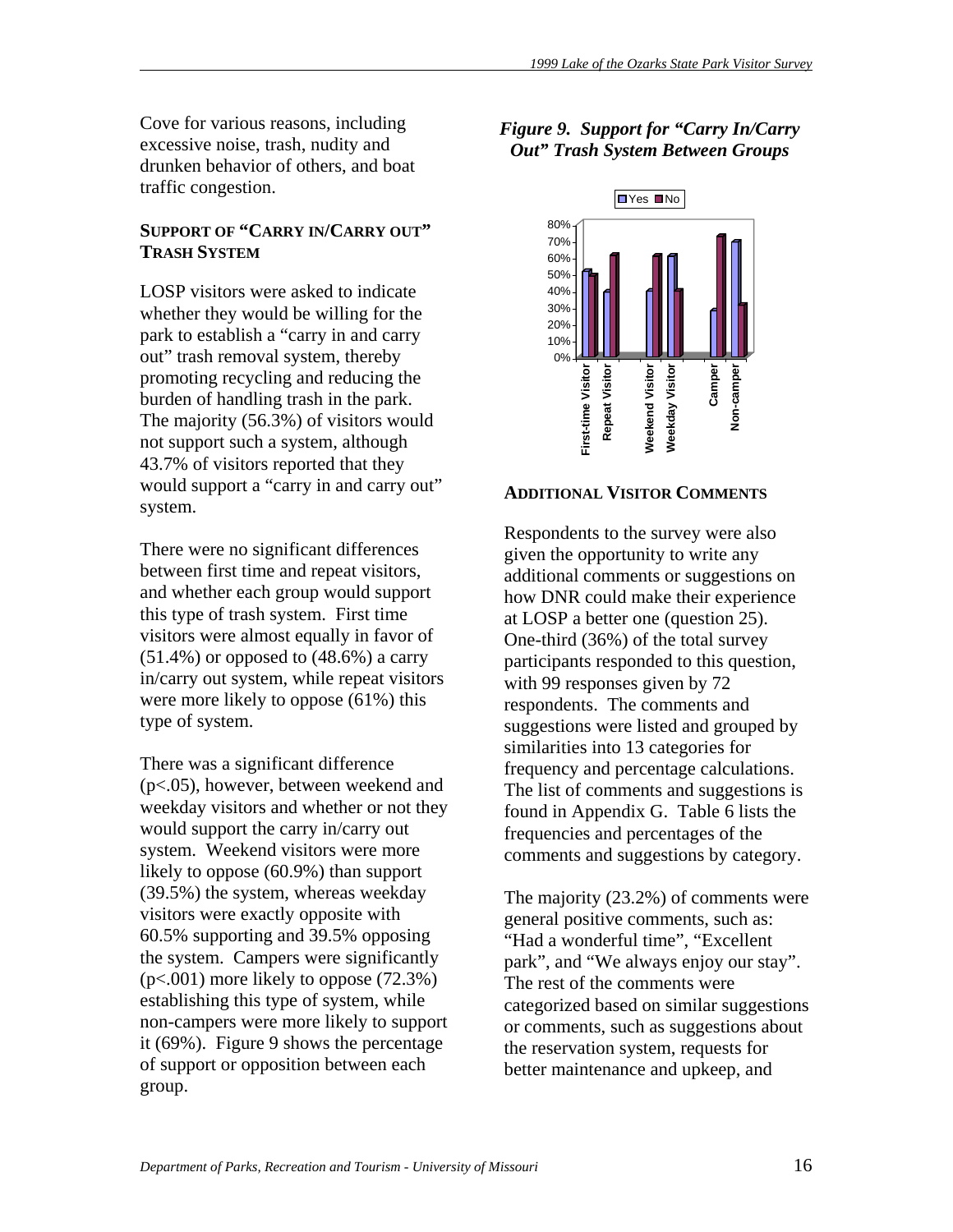Cove for various reasons, including excessive noise, trash, nudity and drunken behavior of others, and boat traffic congestion.

### SUPPORT OF "CARRY IN/CARRY OUT" TRASH SYSTEM

LOSP visitors were asked to indicate whether they would be willing for the park to establish a "carry in and carry out" trash removal system, thereby promoting recycling and reducing the burden of handling trash in the park. The majority (56.3%) of visitors would not support such a system, although 43.7% of visitors reported that they would support a "carry in and carry out" system.

There were no significant differences between first time and repeat visitors, and whether each group would support this type of trash system. First time visitors were almost equally in favor of (51.4%) or opposed to (48.6%) a carry in/carry out system, while repeat visitors were more likely to oppose (61%) this type of system.

There was a significant difference ($p<.05$), however, between weekend and weekday visitors and whether or not they would support the carry in/carry out system. Weekend visitors were more likely to oppose (60.9%) than support (39.5%) the system, whereas weekday visitors were exactly opposite with 60.5% supporting and 39.5% opposing the system. Campers were significantly ($p<.001$) more likely to oppose (72.3%) establishing this type of system, while non-campers were more likely to support it (69%). Figure 9 shows the percentage of support or opposition between each group.

***Figure 9. Support for "Carry In/Carry Out" Trash System Between Groups***

### ADDITIONAL VISITOR COMMENTS

Respondents to the survey were also given the opportunity to write any additional comments or suggestions on how DNR could make their experience at LOSP a better one (question 25). One-third (36%) of the total survey participants responded to this question, with 99 responses given by 72 respondents. The comments and suggestions were listed and grouped by similarities into 13 categories for frequency and percentage calculations. The list of comments and suggestions is found in Appendix G. Table 6 lists the frequencies and percentages of the comments and suggestions by category.

The majority (23.2%) of comments were general positive comments, such as: "Had a wonderful time", "Excellent park", and "We always enjoy our stay". The rest of the comments were categorized based on similar suggestions or comments, such as suggestions about the reservation system, requests for better maintenance and upkeep, and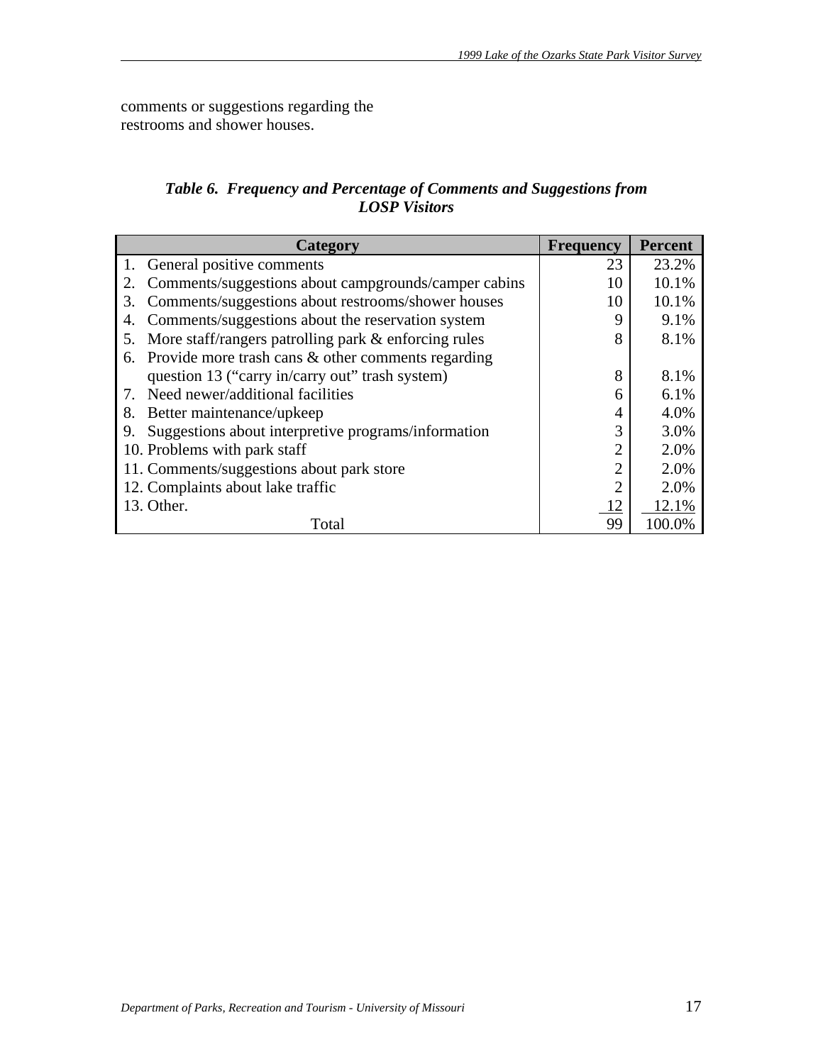comments or suggestions regarding the restrooms and shower houses.

***Table 6. Frequency and Percentage of Comments and Suggestions from LOSP Visitors***

| Category | Frequency | Percent |
|---|---|---|
| 1. General positive comments | 23 | 23.2% |
| 2. Comments/suggestions about campgrounds/camper cabins | 10 | 10.1% |
| 3. Comments/suggestions about restrooms/shower houses | 10 | 10.1% |
| 4. Comments/suggestions about the reservation system | 9 | 9.1% |
| 5. More staff/rangers patrolling park & enforcing rules | 8 | 8.1% |
| 6. Provide more trash cans & other comments regarding question 13 ("carry in/carry out" trash system) | 8 | 8.1% |
| 7. Need newer/additional facilities | 6 | 6.1% |
| 8. Better maintenance/upkeep | 4 | 4.0% |
| 9. Suggestions about interpretive programs/information | 3 | 3.0% |
| 10. Problems with park staff | 2 | 2.0% |
| 11. Comments/suggestions about park store | 2 | 2.0% |
| 12. Complaints about lake traffic | 2 | 2.0% |
| 13. Other. | 12 | 12.1% |
| Total | 99 | 100.0% |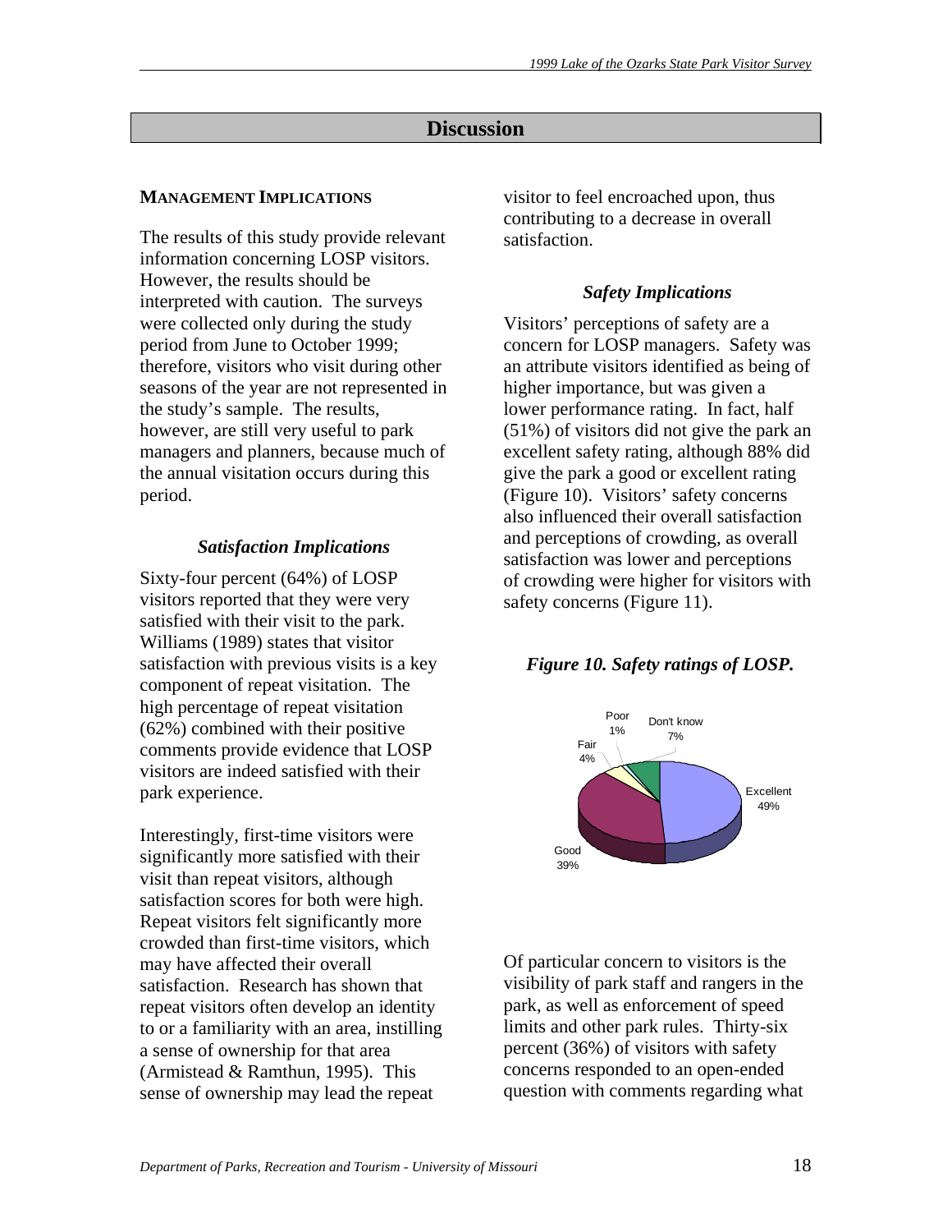## Discussion

**MANAGEMENT IMPLICATIONS**

The results of this study provide relevant information concerning LOSP visitors. However, the results should be interpreted with caution. The surveys were collected only during the study period from June to October 1999; therefore, visitors who visit during other seasons of the year are not represented in the study's sample. The results, however, are still very useful to park managers and planners, because much of the annual visitation occurs during this period.

### *Satisfaction Implications*

Sixty-four percent (64%) of LOSP visitors reported that they were very satisfied with their visit to the park. Williams (1989) states that visitor satisfaction with previous visits is a key component of repeat visitation. The high percentage of repeat visitation (62%) combined with their positive comments provide evidence that LOSP visitors are indeed satisfied with their park experience.

Interestingly, first-time visitors were significantly more satisfied with their visit than repeat visitors, although satisfaction scores for both were high. Repeat visitors felt significantly more crowded than first-time visitors, which may have affected their overall satisfaction. Research has shown that repeat visitors often develop an identity to or a familiarity with an area, instilling a sense of ownership for that area (Armistead & Ramthun, 1995). This sense of ownership may lead the repeat visitor to feel encroached upon, thus contributing to a decrease in overall satisfaction.

### *Safety Implications*

Visitors' perceptions of safety are a concern for LOSP managers. Safety was an attribute visitors identified as being of higher importance, but was given a lower performance rating. In fact, half (51%) of visitors did not give the park an excellent safety rating, although 88% did give the park a good or excellent rating (Figure 10). Visitors' safety concerns also influenced their overall satisfaction and perceptions of crowding, as overall satisfaction was lower and perceptions of crowding were higher for visitors with safety concerns (Figure 11).

***Figure 10. Safety ratings of LOSP.***

| Rating | Percent |
|---|---|
| Excellent | 49% |
| Good | 39% |
| Fair | 4% |
| Poor | 1% |
| Don't know | 7% |

Of particular concern to visitors is the visibility of park staff and rangers in the park, as well as enforcement of speed limits and other park rules. Thirty-six percent (36%) of visitors with safety concerns responded to an open-ended question with comments regarding what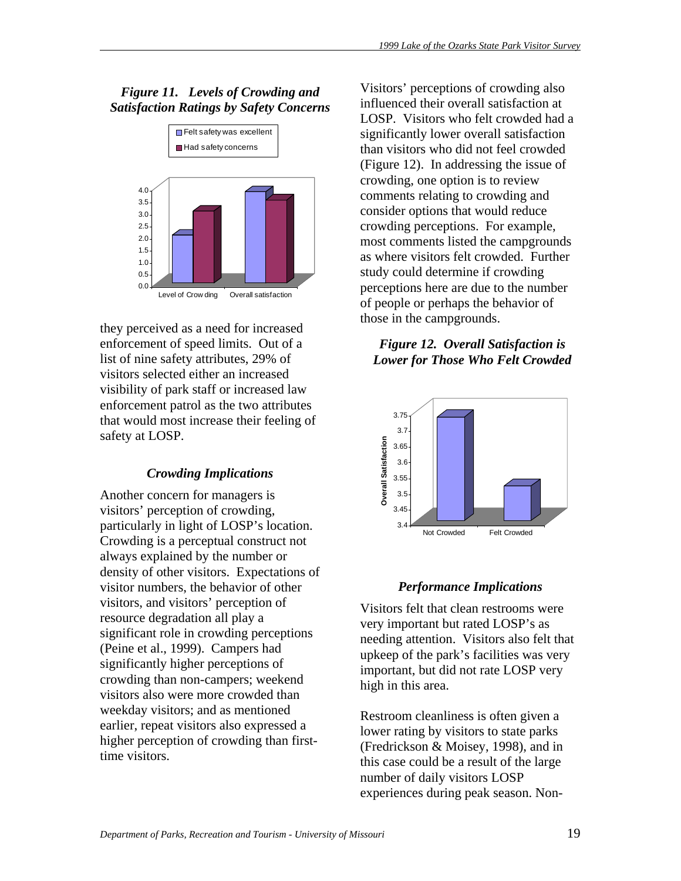***Figure 11. Levels of Crowding and Satisfaction Ratings by Safety Concerns***

they perceived as a need for increased enforcement of speed limits. Out of a list of nine safety attributes, 29% of visitors selected either an increased visibility of park staff or increased law enforcement patrol as the two attributes that would most increase their feeling of safety at LOSP.

### *Crowding Implications*

Another concern for managers is visitors' perception of crowding, particularly in light of LOSP's location. Crowding is a perceptual construct not always explained by the number or density of other visitors. Expectations of visitor numbers, the behavior of other visitors, and visitors' perception of resource degradation all play a significant role in crowding perceptions (Peine et al., 1999). Campers had significantly higher perceptions of crowding than non-campers; weekend visitors also were more crowded than weekday visitors; and as mentioned earlier, repeat visitors also expressed a higher perception of crowding than first-time visitors.

Visitors' perceptions of crowding also influenced their overall satisfaction at LOSP. Visitors who felt crowded had a significantly lower overall satisfaction than visitors who did not feel crowded (Figure 12). In addressing the issue of crowding, one option is to review comments relating to crowding and consider options that would reduce crowding perceptions. For example, most comments listed the campgrounds as where visitors felt crowded. Further study could determine if crowding perceptions here are due to the number of people or perhaps the behavior of those in the campgrounds.

***Figure 12. Overall Satisfaction is Lower for Those Who Felt Crowded***

### *Performance Implications*

Visitors felt that clean restrooms were very important but rated LOSP's as needing attention. Visitors also felt that upkeep of the park's facilities was very important, but did not rate LOSP very high in this area.

Restroom cleanliness is often given a lower rating by visitors to state parks (Fredrickson & Moisey, 1998), and in this case could be a result of the large number of daily visitors LOSP experiences during peak season. Non-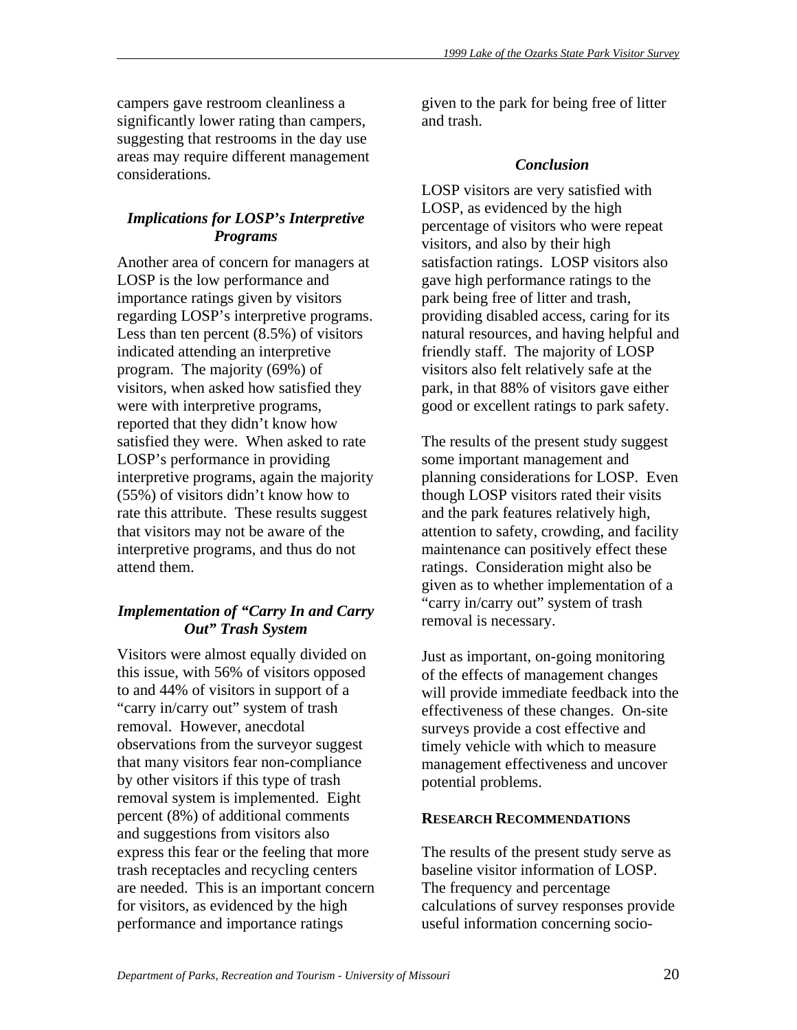campers gave restroom cleanliness a significantly lower rating than campers, suggesting that restrooms in the day use areas may require different management considerations.

### *Implications for LOSP's Interpretive Programs*

Another area of concern for managers at LOSP is the low performance and importance ratings given by visitors regarding LOSP's interpretive programs. Less than ten percent (8.5%) of visitors indicated attending an interpretive program. The majority (69%) of visitors, when asked how satisfied they were with interpretive programs, reported that they didn't know how satisfied they were. When asked to rate LOSP's performance in providing interpretive programs, again the majority (55%) of visitors didn't know how to rate this attribute. These results suggest that visitors may not be aware of the interpretive programs, and thus do not attend them.

### *Implementation of "Carry In and Carry Out" Trash System*

Visitors were almost equally divided on this issue, with 56% of visitors opposed to and 44% of visitors in support of a "carry in/carry out" system of trash removal. However, anecdotal observations from the surveyor suggest that many visitors fear non-compliance by other visitors if this type of trash removal system is implemented. Eight percent (8%) of additional comments and suggestions from visitors also express this fear or the feeling that more trash receptacles and recycling centers are needed. This is an important concern for visitors, as evidenced by the high performance and importance ratings given to the park for being free of litter and trash.

### *Conclusion*

LOSP visitors are very satisfied with LOSP, as evidenced by the high percentage of visitors who were repeat visitors, and also by their high satisfaction ratings. LOSP visitors also gave high performance ratings to the park being free of litter and trash, providing disabled access, caring for its natural resources, and having helpful and friendly staff. The majority of LOSP visitors also felt relatively safe at the park, in that 88% of visitors gave either good or excellent ratings to park safety.

The results of the present study suggest some important management and planning considerations for LOSP. Even though LOSP visitors rated their visits and the park features relatively high, attention to safety, crowding, and facility maintenance can positively effect these ratings. Consideration might also be given as to whether implementation of a "carry in/carry out" system of trash removal is necessary.

Just as important, on-going monitoring of the effects of management changes will provide immediate feedback into the effectiveness of these changes. On-site surveys provide a cost effective and timely vehicle with which to measure management effectiveness and uncover potential problems.

## RESEARCH RECOMMENDATIONS

The results of the present study serve as baseline visitor information of LOSP. The frequency and percentage calculations of survey responses provide useful information concerning socio-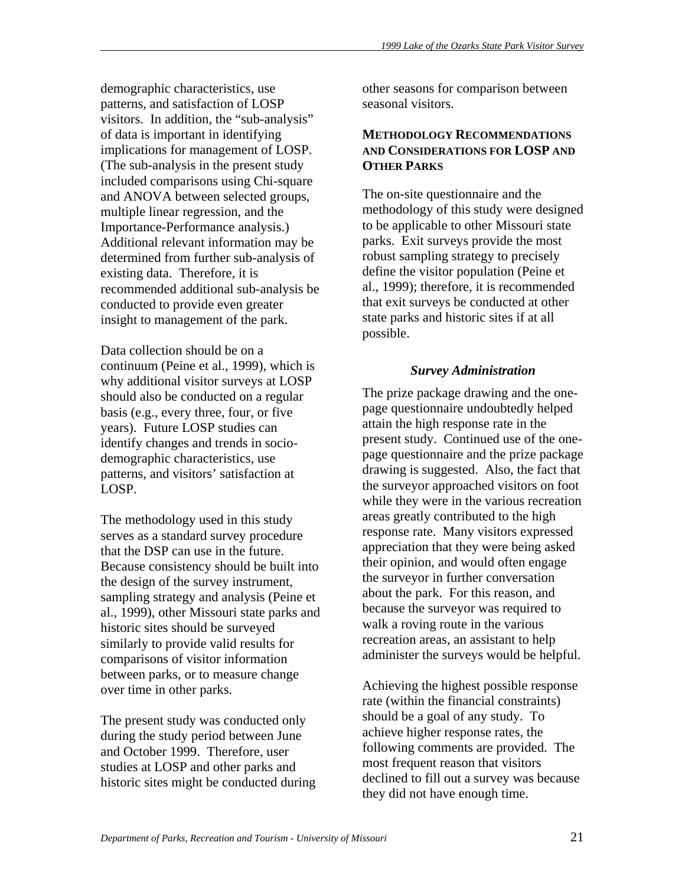demographic characteristics, use patterns, and satisfaction of LOSP visitors. In addition, the "sub-analysis" of data is important in identifying implications for management of LOSP. (The sub-analysis in the present study included comparisons using Chi-square and ANOVA between selected groups, multiple linear regression, and the Importance-Performance analysis.) Additional relevant information may be determined from further sub-analysis of existing data. Therefore, it is recommended additional sub-analysis be conducted to provide even greater insight to management of the park.

Data collection should be on a continuum (Peine et al., 1999), which is why additional visitor surveys at LOSP should also be conducted on a regular basis (e.g., every three, four, or five years). Future LOSP studies can identify changes and trends in socio-demographic characteristics, use patterns, and visitors' satisfaction at LOSP.

The methodology used in this study serves as a standard survey procedure that the DSP can use in the future. Because consistency should be built into the design of the survey instrument, sampling strategy and analysis (Peine et al., 1999), other Missouri state parks and historic sites should be surveyed similarly to provide valid results for comparisons of visitor information between parks, or to measure change over time in other parks.

The present study was conducted only during the study period between June and October 1999. Therefore, user studies at LOSP and other parks and historic sites might be conducted during other seasons for comparison between seasonal visitors.

## METHODOLOGY RECOMMENDATIONS AND CONSIDERATIONS FOR LOSP AND OTHER PARKS

The on-site questionnaire and the methodology of this study were designed to be applicable to other Missouri state parks. Exit surveys provide the most robust sampling strategy to precisely define the visitor population (Peine et al., 1999); therefore, it is recommended that exit surveys be conducted at other state parks and historic sites if at all possible.

### *Survey Administration*

The prize package drawing and the one-page questionnaire undoubtedly helped attain the high response rate in the present study. Continued use of the one-page questionnaire and the prize package drawing is suggested. Also, the fact that the surveyor approached visitors on foot while they were in the various recreation areas greatly contributed to the high response rate. Many visitors expressed appreciation that they were being asked their opinion, and would often engage the surveyor in further conversation about the park. For this reason, and because the surveyor was required to walk a roving route in the various recreation areas, an assistant to help administer the surveys would be helpful.

Achieving the highest possible response rate (within the financial constraints) should be a goal of any study. To achieve higher response rates, the following comments are provided. The most frequent reason that visitors declined to fill out a survey was because they did not have enough time.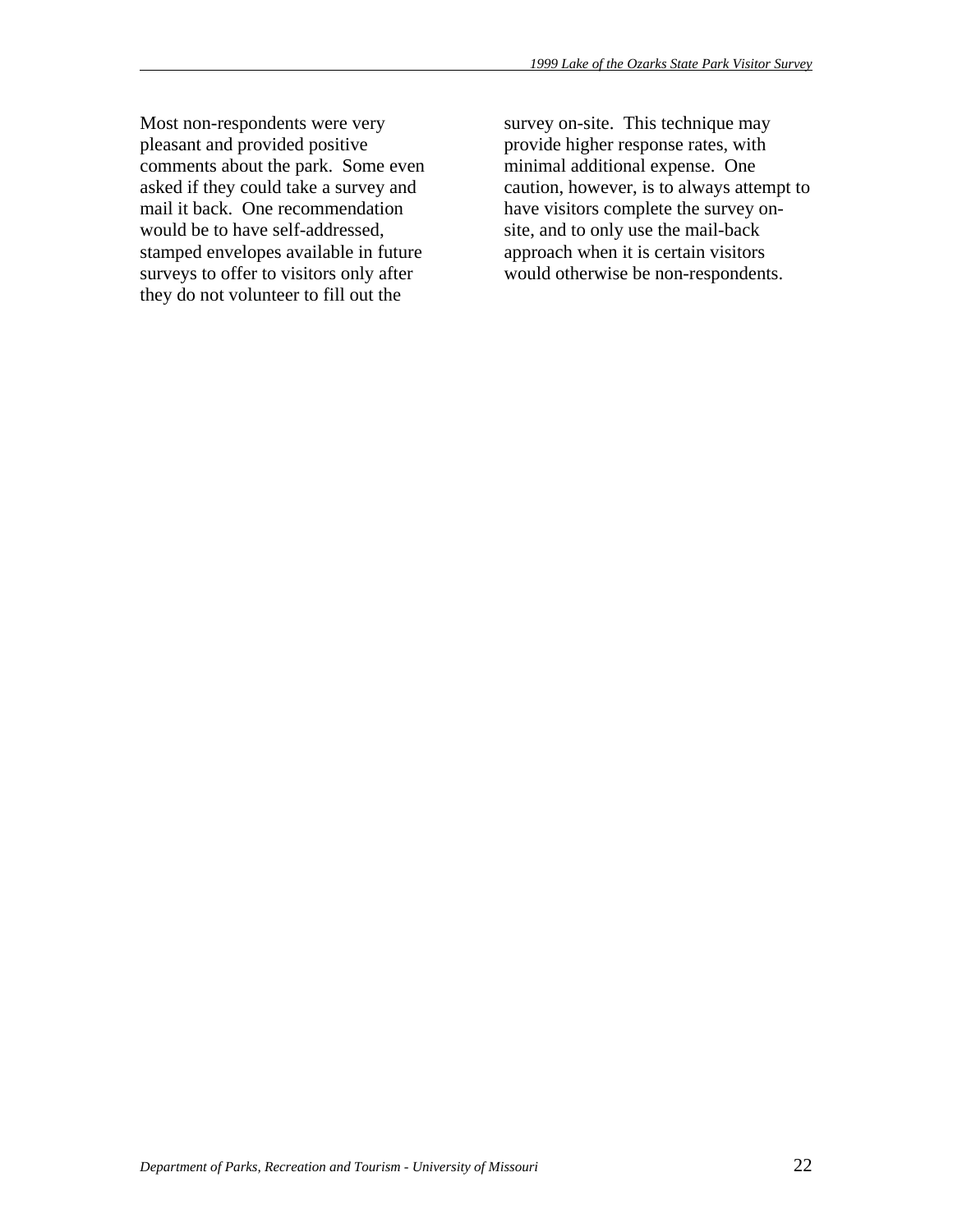Most non-respondents were very pleasant and provided positive comments about the park. Some even asked if they could take a survey and mail it back. One recommendation would be to have self-addressed, stamped envelopes available in future surveys to offer to visitors only after they do not volunteer to fill out the survey on-site. This technique may provide higher response rates, with minimal additional expense. One caution, however, is to always attempt to have visitors complete the survey on-site, and to only use the mail-back approach when it is certain visitors would otherwise be non-respondents.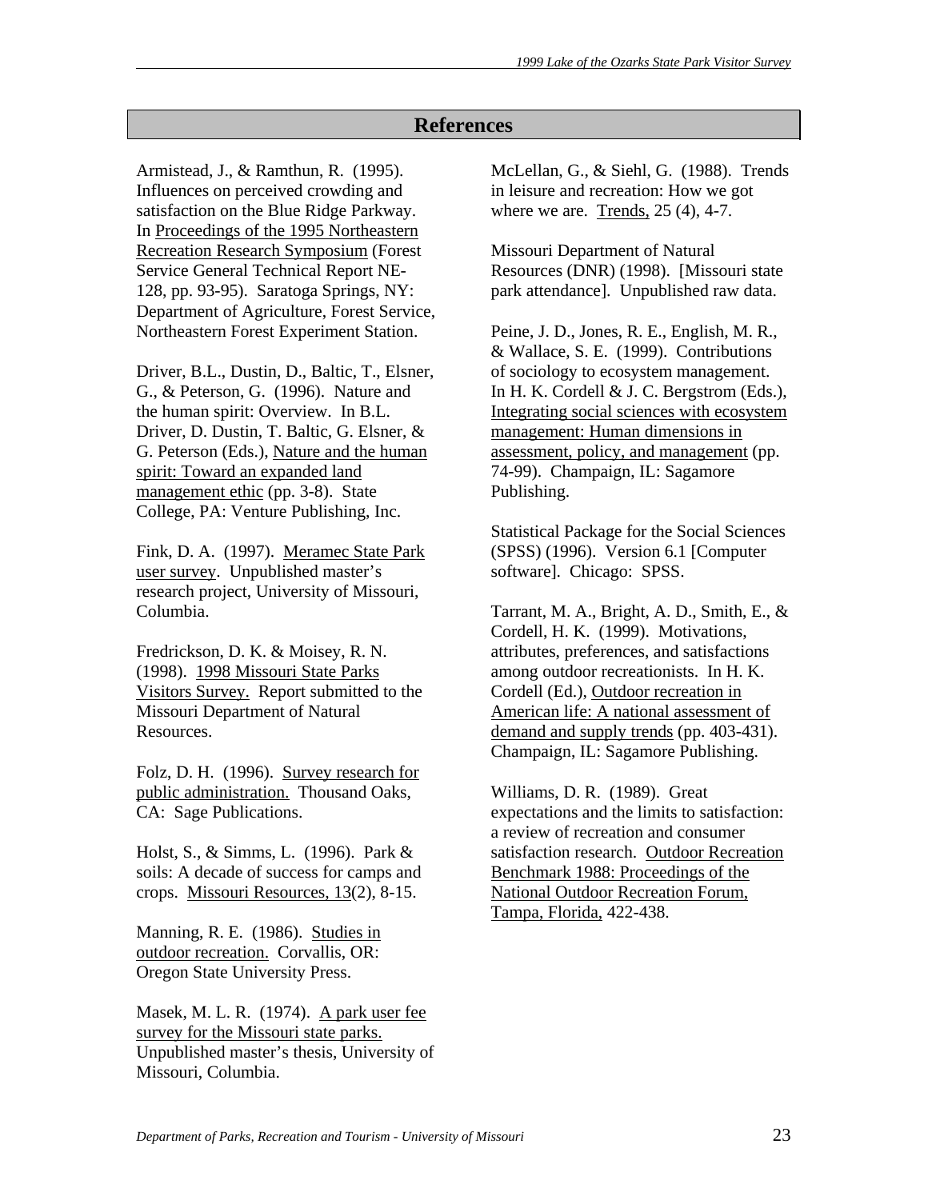## References

Armistead, J., & Ramthun, R. (1995). Influences on perceived crowding and satisfaction on the Blue Ridge Parkway. In <u>Proceedings of the 1995 Northeastern Recreation Research Symposium</u> (Forest Service General Technical Report NE-128, pp. 93-95). Saratoga Springs, NY: Department of Agriculture, Forest Service, Northeastern Forest Experiment Station.

Driver, B.L., Dustin, D., Baltic, T., Elsner, G., & Peterson, G. (1996). Nature and the human spirit: Overview. In B.L. Driver, D. Dustin, T. Baltic, G. Elsner, & G. Peterson (Eds.), <u>Nature and the human spirit: Toward an expanded land management ethic</u> (pp. 3-8). State College, PA: Venture Publishing, Inc.

Fink, D. A. (1997). <u>Meramec State Park user survey</u>. Unpublished master's research project, University of Missouri, Columbia.

Fredrickson, D. K. & Moisey, R. N. (1998). <u>1998 Missouri State Parks Visitors Survey.</u> Report submitted to the Missouri Department of Natural Resources.

Folz, D. H. (1996). <u>Survey research for public administration.</u> Thousand Oaks, CA: Sage Publications.

Holst, S., & Simms, L. (1996). Park & soils: A decade of success for camps and crops. <u>Missouri Resources, 13</u>(2), 8-15.

Manning, R. E. (1986). <u>Studies in outdoor recreation.</u> Corvallis, OR: Oregon State University Press.

Masek, M. L. R. (1974). <u>A park user fee survey for the Missouri state parks.</u> Unpublished master's thesis, University of Missouri, Columbia.

McLellan, G., & Siehl, G. (1988). Trends in leisure and recreation: How we got where we are. <u>Trends,</u> 25 (4), 4-7.

Missouri Department of Natural Resources (DNR) (1998). [Missouri state park attendance]. Unpublished raw data.

Peine, J. D., Jones, R. E., English, M. R., & Wallace, S. E. (1999). Contributions of sociology to ecosystem management. In H. K. Cordell & J. C. Bergstrom (Eds.), <u>Integrating social sciences with ecosystem management: Human dimensions in assessment, policy, and management</u> (pp. 74-99). Champaign, IL: Sagamore Publishing.

Statistical Package for the Social Sciences (SPSS) (1996). Version 6.1 [Computer software]. Chicago: SPSS.

Tarrant, M. A., Bright, A. D., Smith, E., & Cordell, H. K. (1999). Motivations, attributes, preferences, and satisfactions among outdoor recreationists. In H. K. Cordell (Ed.), <u>Outdoor recreation in American life: A national assessment of demand and supply trends</u> (pp. 403-431). Champaign, IL: Sagamore Publishing.

Williams, D. R. (1989). Great expectations and the limits to satisfaction: a review of recreation and consumer satisfaction research. <u>Outdoor Recreation Benchmark 1988: Proceedings of the National Outdoor Recreation Forum, Tampa, Florida,</u> 422-438.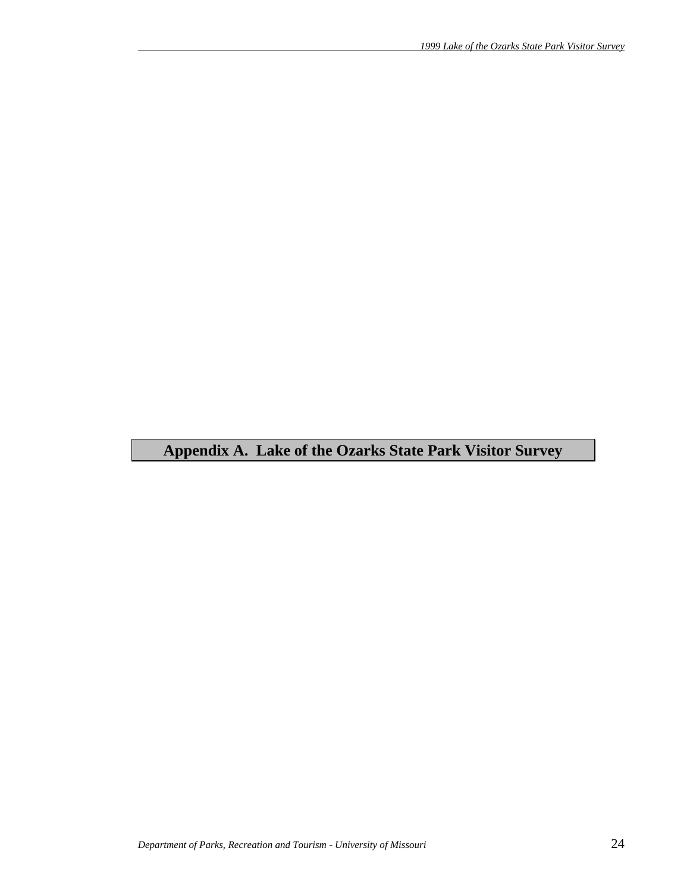# Appendix A. Lake of the Ozarks State Park Visitor Survey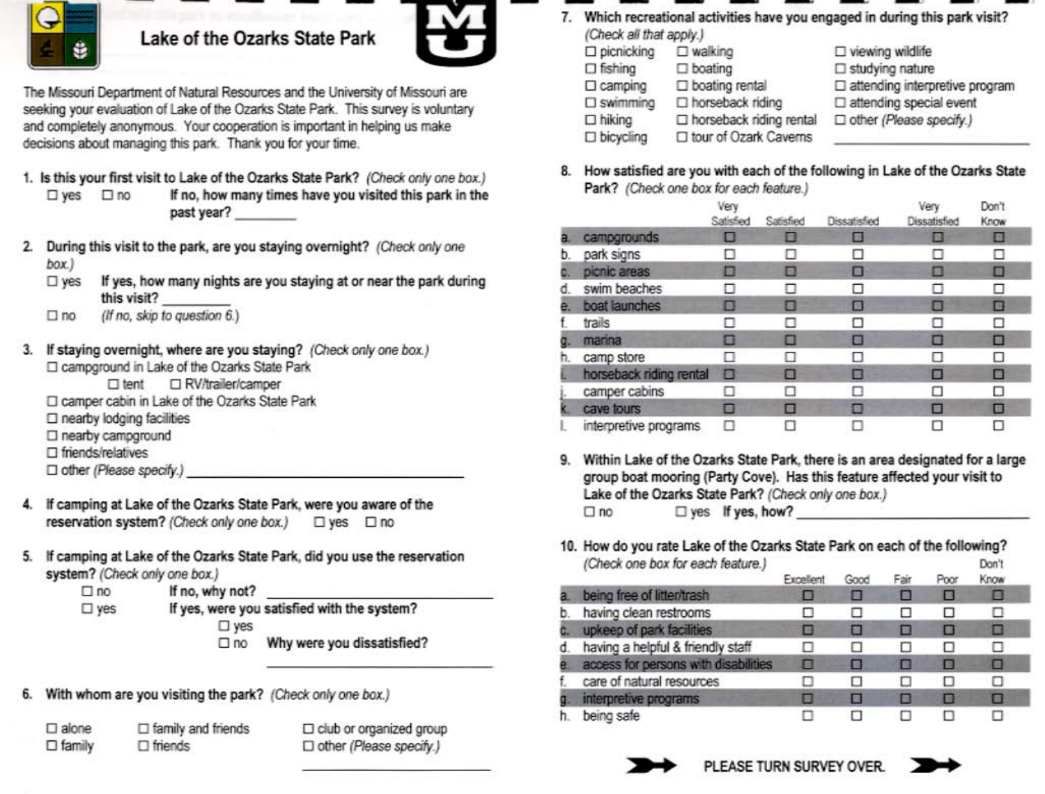# Lake of the Ozarks State Park

The Missouri Department of Natural Resources and the University of Missouri are seeking your evaluation of Lake of the Ozarks State Park. This survey is voluntary and completely anonymous. Your cooperation is important in helping us make decisions about managing this park. Thank you for your time.

**1. Is this your first visit to Lake of the Ozarks State Park?** *(Check only one box.)*

☐ yes ☐ no **If no, how many times have you visited this park in the past year?** ________

**2. During this visit to the park, are you staying overnight?** *(Check only one box.)*

☐ yes **If yes, how many nights are you staying at or near the park during this visit?** ________

☐ no *(If no, skip to question 6.)*

**3. If staying overnight, where are you staying?** *(Check only one box.)*

☐ campground in Lake of the Ozarks State Park
 ☐ tent ☐ RV/trailer/camper
☐ camper cabin in Lake of the Ozarks State Park
☐ nearby lodging facilities
☐ nearby campground
☐ friends/relatives
☐ other *(Please specify.)* ________________

**4. If camping at Lake of the Ozarks State Park, were you aware of the reservation system?** *(Check only one box.)* ☐ yes ☐ no

**5. If camping at Lake of the Ozarks State Park, did you use the reservation system?** *(Check only one box.)*

☐ no **If no, why not?** ________________

☐ yes **If yes, were you satisfied with the system?**
 ☐ yes
 ☐ no **Why were you dissatisfied?** ________________

**6. With whom are you visiting the park?** *(Check only one box.)*

☐ alone ☐ family and friends ☐ club or organized group
☐ family ☐ friends ☐ other *(Please specify.)* ________________

**7. Which recreational activities have you engaged in during this park visit?** *(Check all that apply.)*

☐ picnicking ☐ walking ☐ viewing wildlife
☐ fishing ☐ boating ☐ studying nature
☐ camping ☐ boating rental ☐ attending interpretive program
☐ swimming ☐ horseback riding ☐ attending special event
☐ hiking ☐ horseback riding rental ☐ other *(Please specify.)*
☐ bicycling ☐ tour of Ozark Caverns ________________

**8. How satisfied are you with each of the following in Lake of the Ozarks State Park?** *(Check one box for each feature.)*

| | Very Satisfied | Satisfied | Dissatisfied | Very Dissatisfied | Don't Know |
|---|---|---|---|---|---|
| a. campgrounds | ☐ | ☐ | ☐ | ☐ | ☐ |
| b. park signs | ☐ | ☐ | ☐ | ☐ | ☐ |
| c. picnic areas | ☐ | ☐ | ☐ | ☐ | ☐ |
| d. swim beaches | ☐ | ☐ | ☐ | ☐ | ☐ |
| e. boat launches | ☐ | ☐ | ☐ | ☐ | ☐ |
| f. trails | ☐ | ☐ | ☐ | ☐ | ☐ |
| g. marina | ☐ | ☐ | ☐ | ☐ | ☐ |
| h. camp store | ☐ | ☐ | ☐ | ☐ | ☐ |
| i. horseback riding rental | ☐ | ☐ | ☐ | ☐ | ☐ |
| j. camper cabins | ☐ | ☐ | ☐ | ☐ | ☐ |
| k. cave tours | ☐ | ☐ | ☐ | ☐ | ☐ |
| l. interpretive programs | ☐ | ☐ | ☐ | ☐ | ☐ |

**9. Within Lake of the Ozarks State Park, there is an area designated for a large group boat mooring (Party Cove). Has this feature affected your visit to Lake of the Ozarks State Park?** *(Check only one box.)*

☐ no ☐ yes **If yes, how?** ________________

**10. How do you rate Lake of the Ozarks State Park on each of the following?** *(Check one box for each feature.)*

| | Excellent | Good | Fair | Poor | Don't Know |
|---|---|---|---|---|---|
| a. being free of litter/trash | ☐ | ☐ | ☐ | ☐ | ☐ |
| b. having clean restrooms | ☐ | ☐ | ☐ | ☐ | ☐ |
| c. upkeep of park facilities | ☐ | ☐ | ☐ | ☐ | ☐ |
| d. having a helpful & friendly staff | ☐ | ☐ | ☐ | ☐ | ☐ |
| e. access for persons with disabilities | ☐ | ☐ | ☐ | ☐ | ☐ |
| f. care of natural resources | ☐ | ☐ | ☐ | ☐ | ☐ |
| g. interpretive programs | ☐ | ☐ | ☐ | ☐ | ☐ |
| h. being safe | ☐ | ☐ | ☐ | ☐ | ☐ |

PLEASE TURN SURVEY OVER.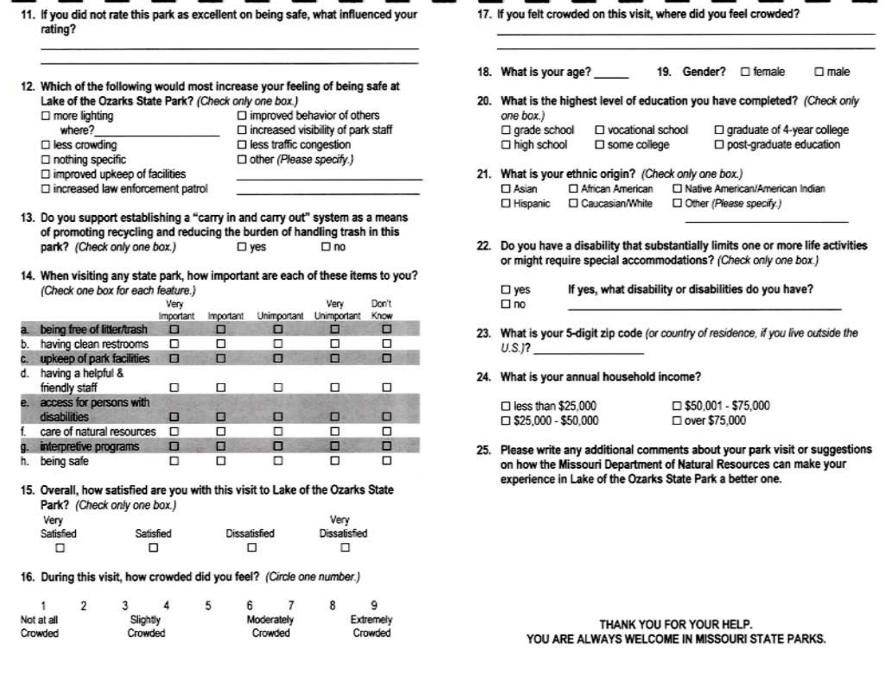11. If you did not rate this park as excellent on being safe, what influenced your rating?

\_\_\_\_\_\_\_\_\_\_\_\_\_\_\_\_\_\_\_\_\_\_\_\_\_\_\_\_\_\_\_\_\_\_\_\_\_\_\_\_

\_\_\_\_\_\_\_\_\_\_\_\_\_\_\_\_\_\_\_\_\_\_\_\_\_\_\_\_\_\_\_\_\_\_\_\_\_\_\_\_

12. Which of the following would most increase your feeling of being safe at Lake of the Ozarks State Park? *(Check only one box.)*

- ☐ more lighting where? \_\_\_\_\_\_\_\_\_\_\_\_\_\_\_\_
- ☐ less crowding
- ☐ nothing specific
- ☐ improved upkeep of facilities
- ☐ increased law enforcement patrol
- ☐ improved behavior of others
- ☐ increased visibility of park staff
- ☐ less traffic congestion
- ☐ other *(Please specify.)* \_\_\_\_\_\_\_\_\_\_\_\_\_\_\_\_

13. Do you support establishing a "carry in and carry out" system as a means of promoting recycling and reducing the burden of handling trash in this park? *(Check only one box.)* ☐ yes ☐ no

14. When visiting any state park, how important are each of these items to you? *(Check one box for each feature.)*

| | Very Important | Important | Unimportant | Very Unimportant | Don't Know |
|---|---|---|---|---|---|
| a. being free of litter/trash | ☐ | ☐ | ☐ | ☐ | ☐ |
| b. having clean restrooms | ☐ | ☐ | ☐ | ☐ | ☐ |
| c. upkeep of park facilities | ☐ | ☐ | ☐ | ☐ | ☐ |
| d. having a helpful & friendly staff | ☐ | ☐ | ☐ | ☐ | ☐ |
| e. access for persons with disabilities | ☐ | ☐ | ☐ | ☐ | ☐ |
| f. care of natural resources | ☐ | ☐ | ☐ | ☐ | ☐ |
| g. interpretive programs | ☐ | ☐ | ☐ | ☐ | ☐ |
| h. being safe | ☐ | ☐ | ☐ | ☐ | ☐ |

15. Overall, how satisfied are you with this visit to Lake of the Ozarks State Park? *(Check only one box.)*

| Very Satisfied | Satisfied | Dissatisfied | Very Dissatisfied |
|---|---|---|---|
| ☐ | ☐ | ☐ | ☐ |

16. During this visit, how crowded did you feel? *(Circle one number.)*

| 1 | 2 | 3 | 4 | 5 | 6 | 7 | 8 | 9 |
|---|---|---|---|---|---|---|---|---|
| Not at all Crowded | | Slightly Crowded | | | Moderately Crowded | | | Extremely Crowded |

17. If you felt crowded on this visit, where did you feel crowded?

\_\_\_\_\_\_\_\_\_\_\_\_\_\_\_\_\_\_\_\_\_\_\_\_\_\_\_\_\_\_\_\_\_\_\_\_\_\_\_\_

\_\_\_\_\_\_\_\_\_\_\_\_\_\_\_\_\_\_\_\_\_\_\_\_\_\_\_\_\_\_\_\_\_\_\_\_\_\_\_\_

18. What is your age? \_\_\_\_\_\_

19. Gender? ☐ female ☐ male

20. What is the highest level of education you have completed? *(Check only one box.)*

- ☐ grade school
- ☐ high school
- ☐ vocational school
- ☐ some college
- ☐ graduate of 4-year college
- ☐ post-graduate education

21. What is your ethnic origin? *(Check only one box.)*

- ☐ Asian
- ☐ Hispanic
- ☐ African American
- ☐ Caucasian/White
- ☐ Native American/American Indian
- ☐ Other *(Please specify.)* \_\_\_\_\_\_\_\_\_\_\_\_\_\_\_\_

22. Do you have a disability that substantially limits one or more life activities or might require special accommodations? *(Check only one box.)*

- ☐ yes
- ☐ no

If yes, what disability or disabilities do you have? \_\_\_\_\_\_\_\_\_\_\_\_\_\_\_\_

23. What is your 5-digit zip code *(or country of residence, if you live outside the U.S.)*? \_\_\_\_\_\_\_\_\_\_\_\_

24. What is your annual household income?

- ☐ less than $25,000
- ☐ $25,000 - $50,000
- ☐ $50,001 - $75,000
- ☐ over $75,000

25. Please write any additional comments about your park visit or suggestions on how the Missouri Department of Natural Resources can make your experience in Lake of the Ozarks State Park a better one.

THANK YOU FOR YOUR HELP.
YOU ARE ALWAYS WELCOME IN MISSOURI STATE PARKS.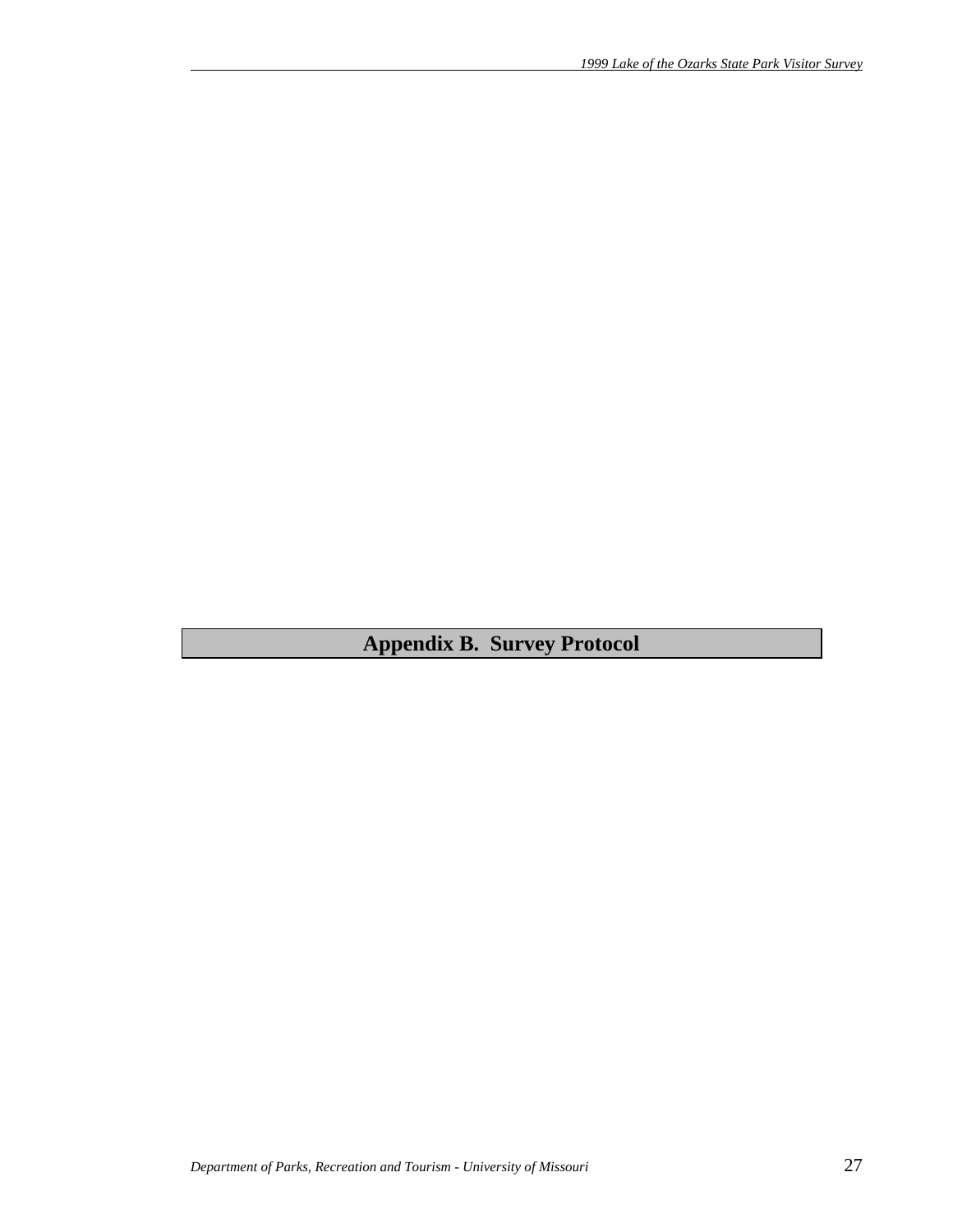# Appendix B. Survey Protocol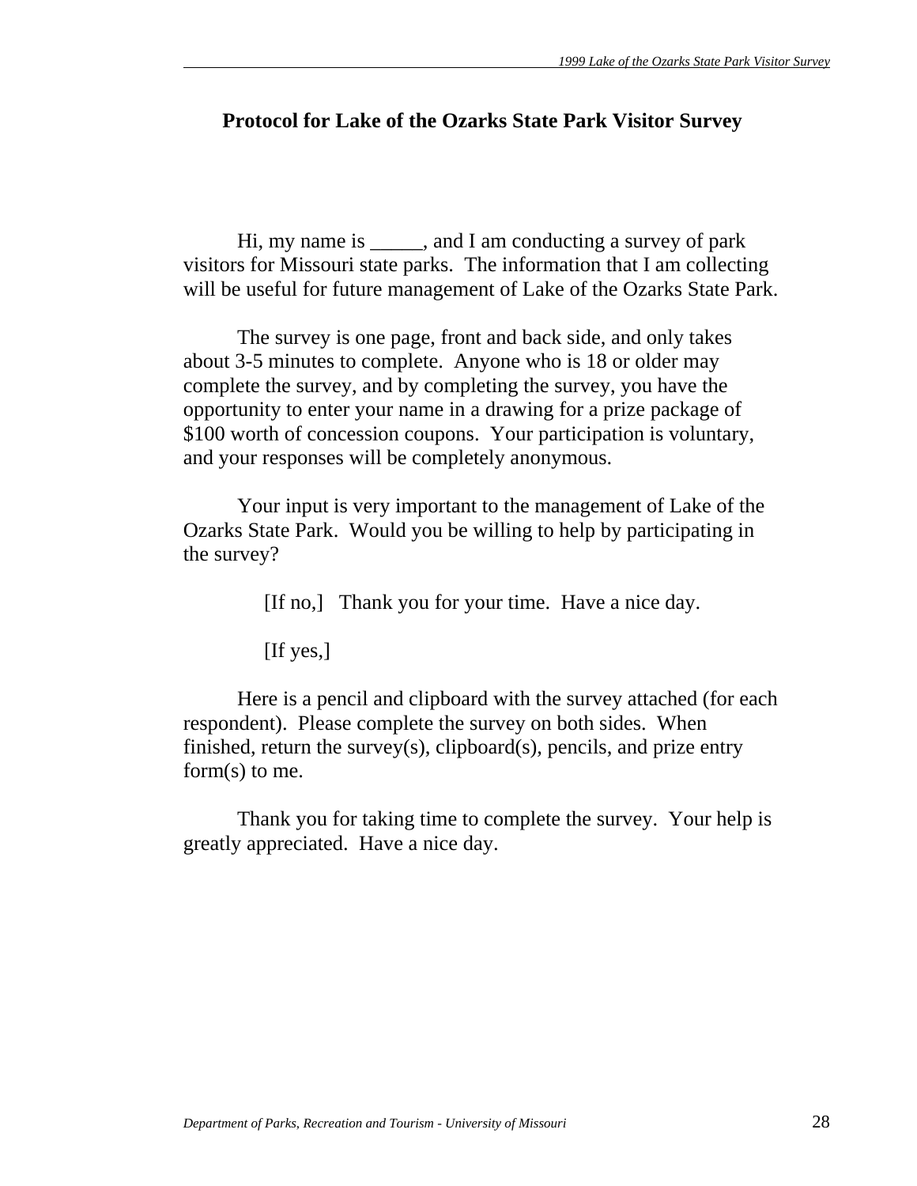## Protocol for Lake of the Ozarks State Park Visitor Survey

Hi, my name is _____, and I am conducting a survey of park visitors for Missouri state parks. The information that I am collecting will be useful for future management of Lake of the Ozarks State Park.

The survey is one page, front and back side, and only takes about 3-5 minutes to complete. Anyone who is 18 or older may complete the survey, and by completing the survey, you have the opportunity to enter your name in a drawing for a prize package of $100 worth of concession coupons. Your participation is voluntary, and your responses will be completely anonymous.

Your input is very important to the management of Lake of the Ozarks State Park. Would you be willing to help by participating in the survey?

[If no,] Thank you for your time. Have a nice day.

[If yes,]

Here is a pencil and clipboard with the survey attached (for each respondent). Please complete the survey on both sides. When finished, return the survey(s), clipboard(s), pencils, and prize entry form(s) to me.

Thank you for taking time to complete the survey. Your help is greatly appreciated. Have a nice day.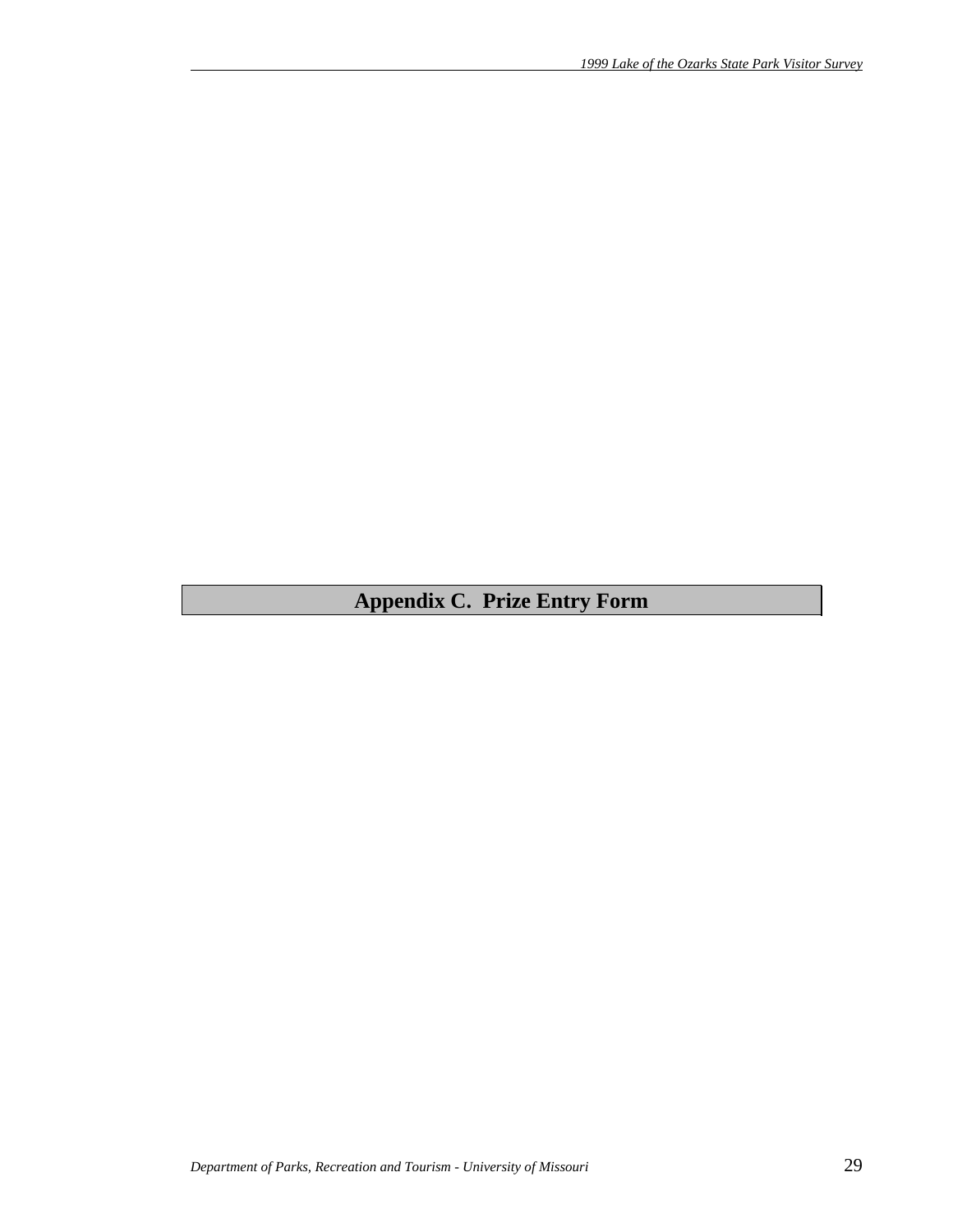# Appendix C. Prize Entry Form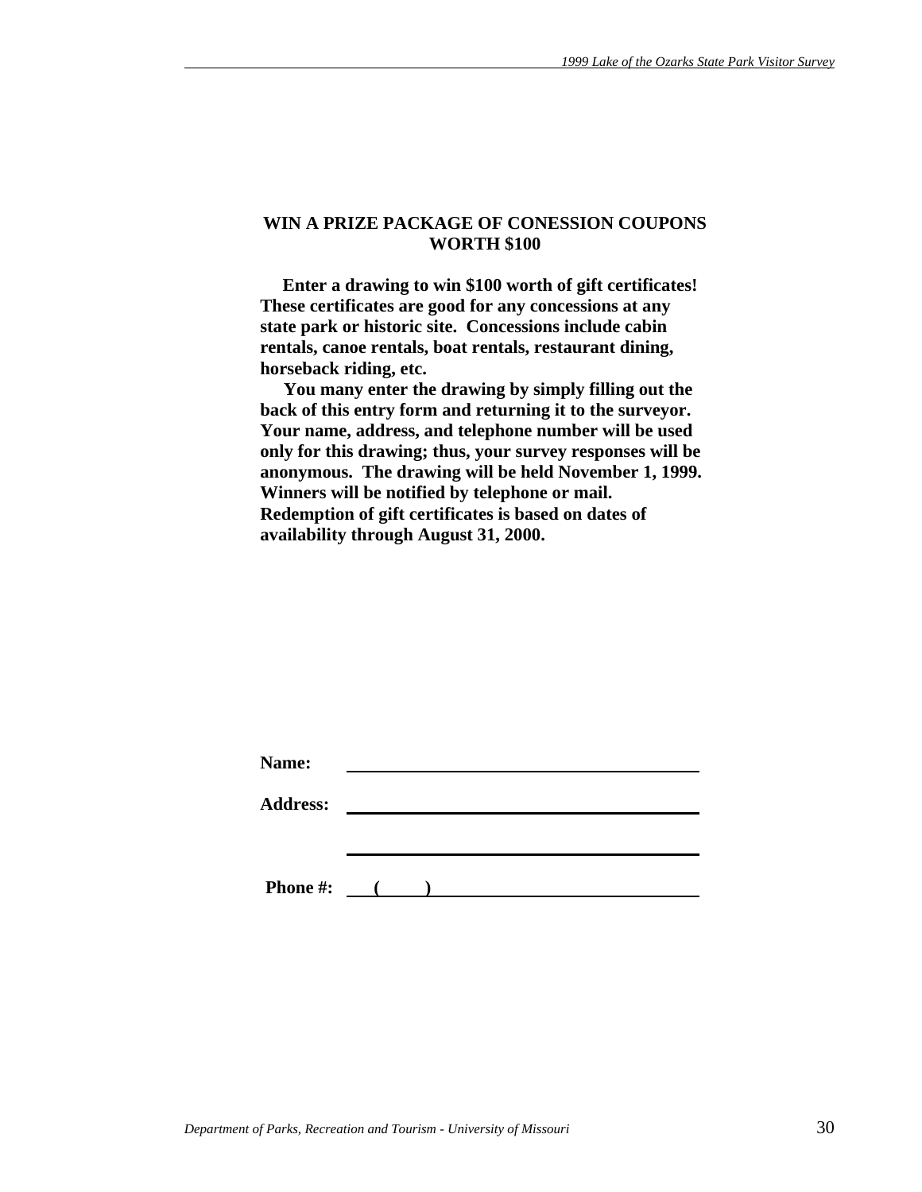## WIN A PRIZE PACKAGE OF CONESSION COUPONS WORTH $100

**Enter a drawing to win $100 worth of gift certificates! These certificates are good for any concessions at any state park or historic site. Concessions include cabin rentals, canoe rentals, boat rentals, restaurant dining, horseback riding, etc.**

**You many enter the drawing by simply filling out the back of this entry form and returning it to the surveyor. Your name, address, and telephone number will be used only for this drawing; thus, your survey responses will be anonymous. The drawing will be held November 1, 1999. Winners will be notified by telephone or mail. Redemption of gift certificates is based on dates of availability through August 31, 2000.**

**Name:** ______________________________

**Address:** ______________________________

______________________________

**Phone #:** (     ) ______________________________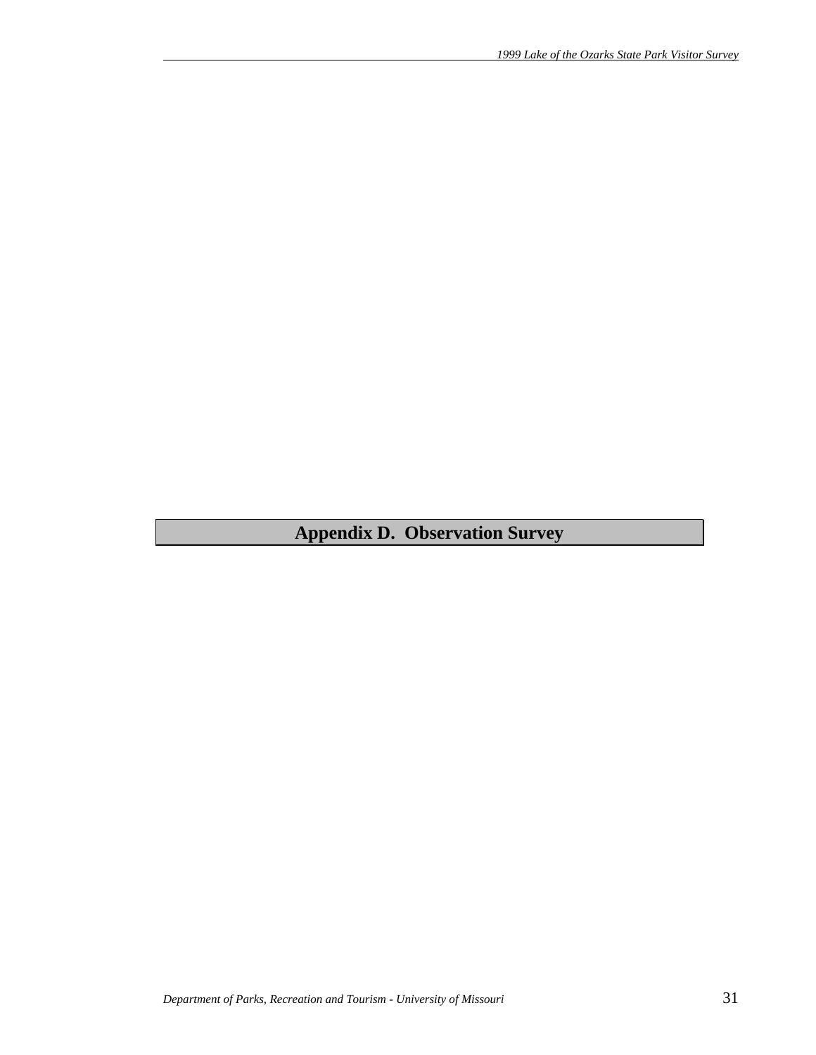# Appendix D. Observation Survey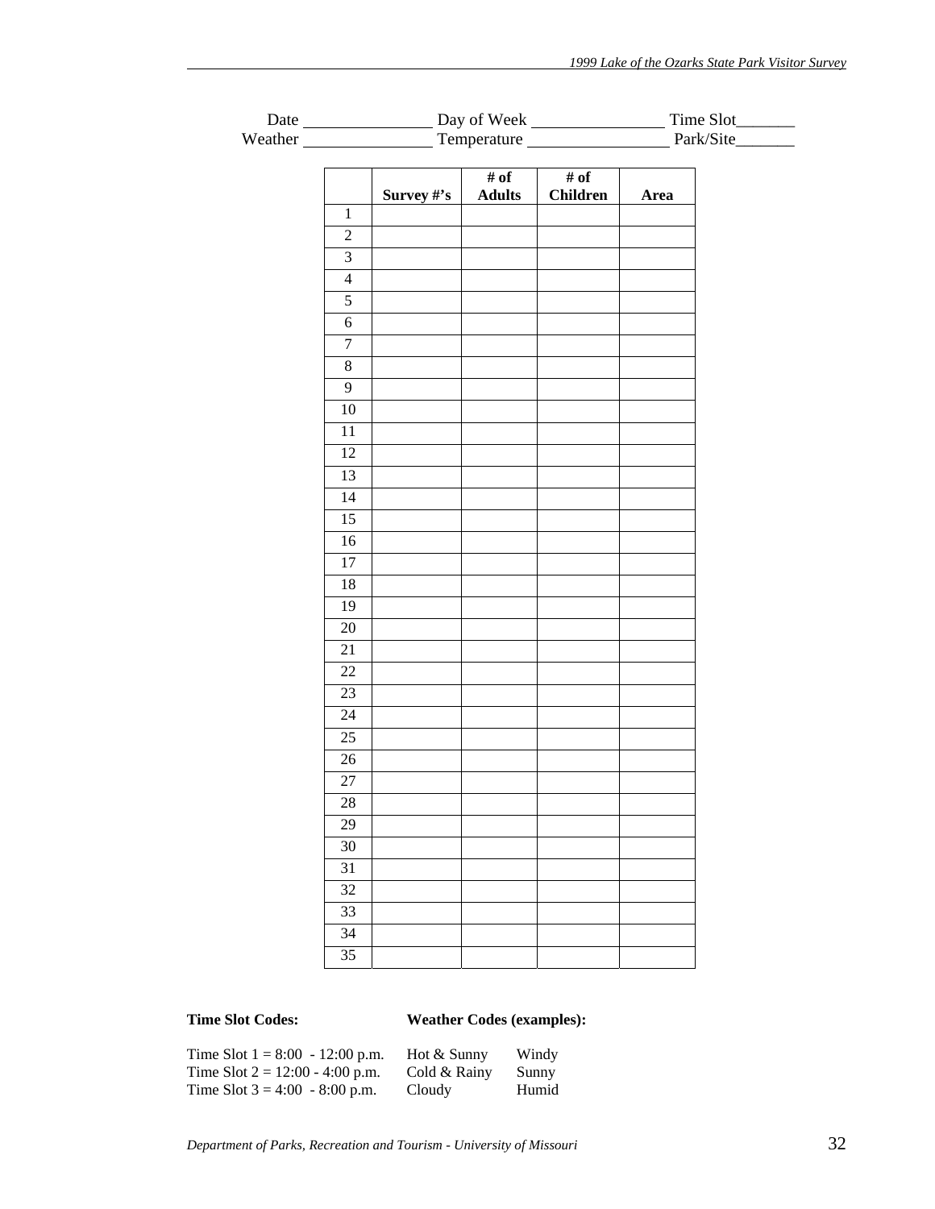Date ________________ Day of Week ________________ Time Slot_______
Weather ________________ Temperature _________________ Park/Site_______

| | Survey #'s | # of Adults | # of Children | Area |
|---|---|---|---|---|
| 1 | | | | |
| 2 | | | | |
| 3 | | | | |
| 4 | | | | |
| 5 | | | | |
| 6 | | | | |
| 7 | | | | |
| 8 | | | | |
| 9 | | | | |
| 10 | | | | |
| 11 | | | | |
| 12 | | | | |
| 13 | | | | |
| 14 | | | | |
| 15 | | | | |
| 16 | | | | |
| 17 | | | | |
| 18 | | | | |
| 19 | | | | |
| 20 | | | | |
| 21 | | | | |
| 22 | | | | |
| 23 | | | | |
| 24 | | | | |
| 25 | | | | |
| 26 | | | | |
| 27 | | | | |
| 28 | | | | |
| 29 | | | | |
| 30 | | | | |
| 31 | | | | |
| 32 | | | | |
| 33 | | | | |
| 34 | | | | |
| 35 | | | | |

**Time Slot Codes:**

Time Slot 1 = 8:00 - 12:00 p.m.
Time Slot 2 = 12:00 - 4:00 p.m.
Time Slot 3 = 4:00 - 8:00 p.m.

**Weather Codes (examples):**

| | |
|---|---|
| Hot & Sunny | Windy |
| Cold & Rainy | Sunny |
| Cloudy | Humid |

*Department of Parks, Recreation and Tourism - University of Missouri*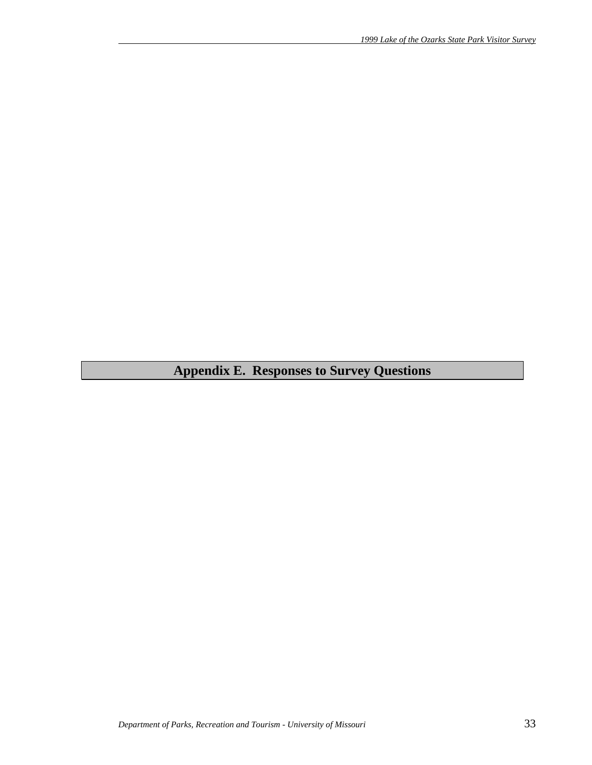# Appendix E. Responses to Survey Questions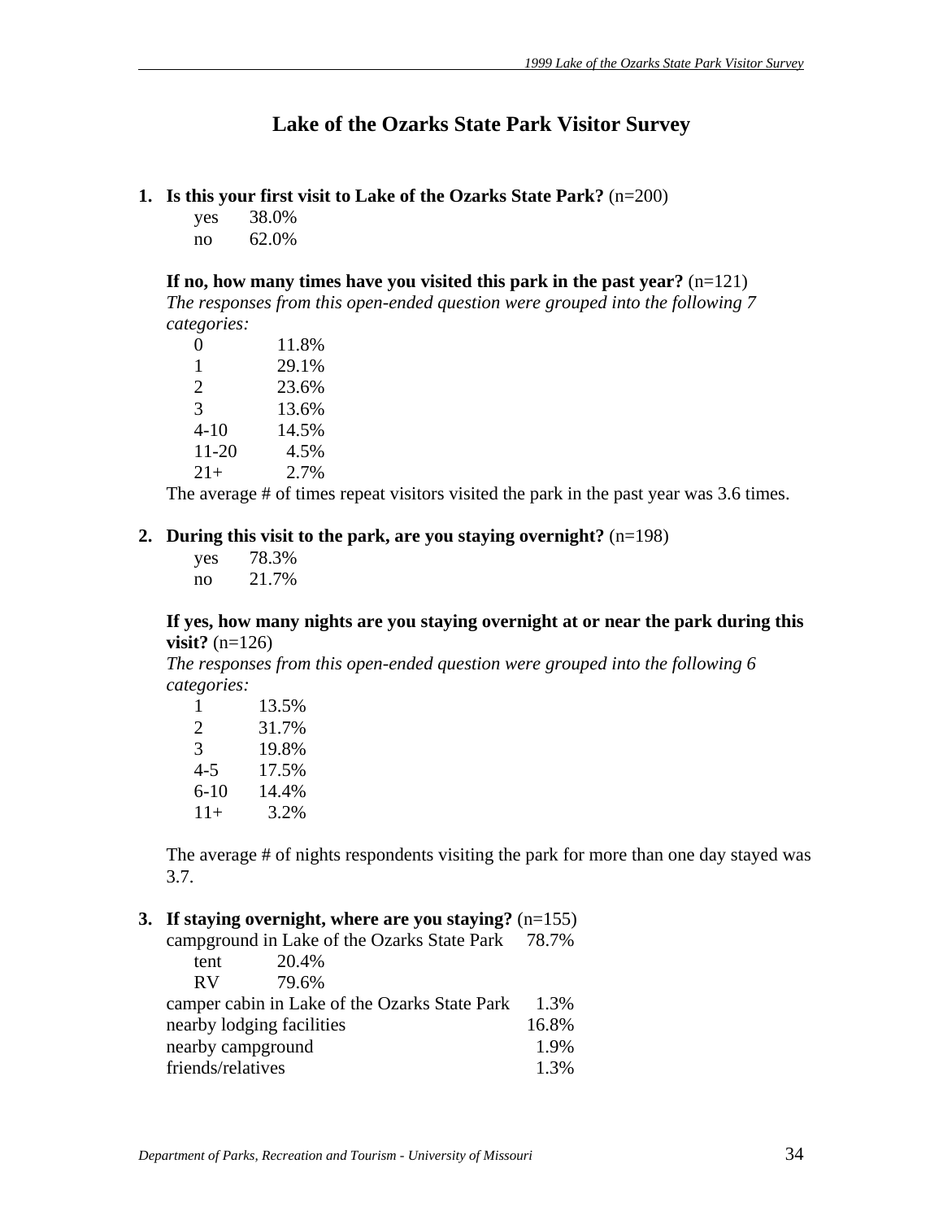# Lake of the Ozarks State Park Visitor Survey

**1. Is this your first visit to Lake of the Ozarks State Park?** (n=200)

| | |
|---|---|
| yes | 38.0% |
| no | 62.0% |

**If no, how many times have you visited this park in the past year?** (n=121)
*The responses from this open-ended question were grouped into the following 7 categories:*

| | |
|---|---|
| 0 | 11.8% |
| 1 | 29.1% |
| 2 | 23.6% |
| 3 | 13.6% |
| 4-10 | 14.5% |
| 11-20 | 4.5% |
| 21+ | 2.7% |

The average # of times repeat visitors visited the park in the past year was 3.6 times.

**2. During this visit to the park, are you staying overnight?** (n=198)

| | |
|---|---|
| yes | 78.3% |
| no | 21.7% |

**If yes, how many nights are you staying overnight at or near the park during this visit?** (n=126)
*The responses from this open-ended question were grouped into the following 6 categories:*

| | |
|---|---|
| 1 | 13.5% |
| 2 | 31.7% |
| 3 | 19.8% |
| 4-5 | 17.5% |
| 6-10 | 14.4% |
| 11+ | 3.2% |

The average # of nights respondents visiting the park for more than one day stayed was 3.7.

**3. If staying overnight, where are you staying?** (n=155)

| | |
|---|---|
| campground in Lake of the Ozarks State Park | 78.7% |
| tent 20.4% | |
| RV 79.6% | |
| camper cabin in Lake of the Ozarks State Park | 1.3% |
| nearby lodging facilities | 16.8% |
| nearby campground | 1.9% |
| friends/relatives | 1.3% |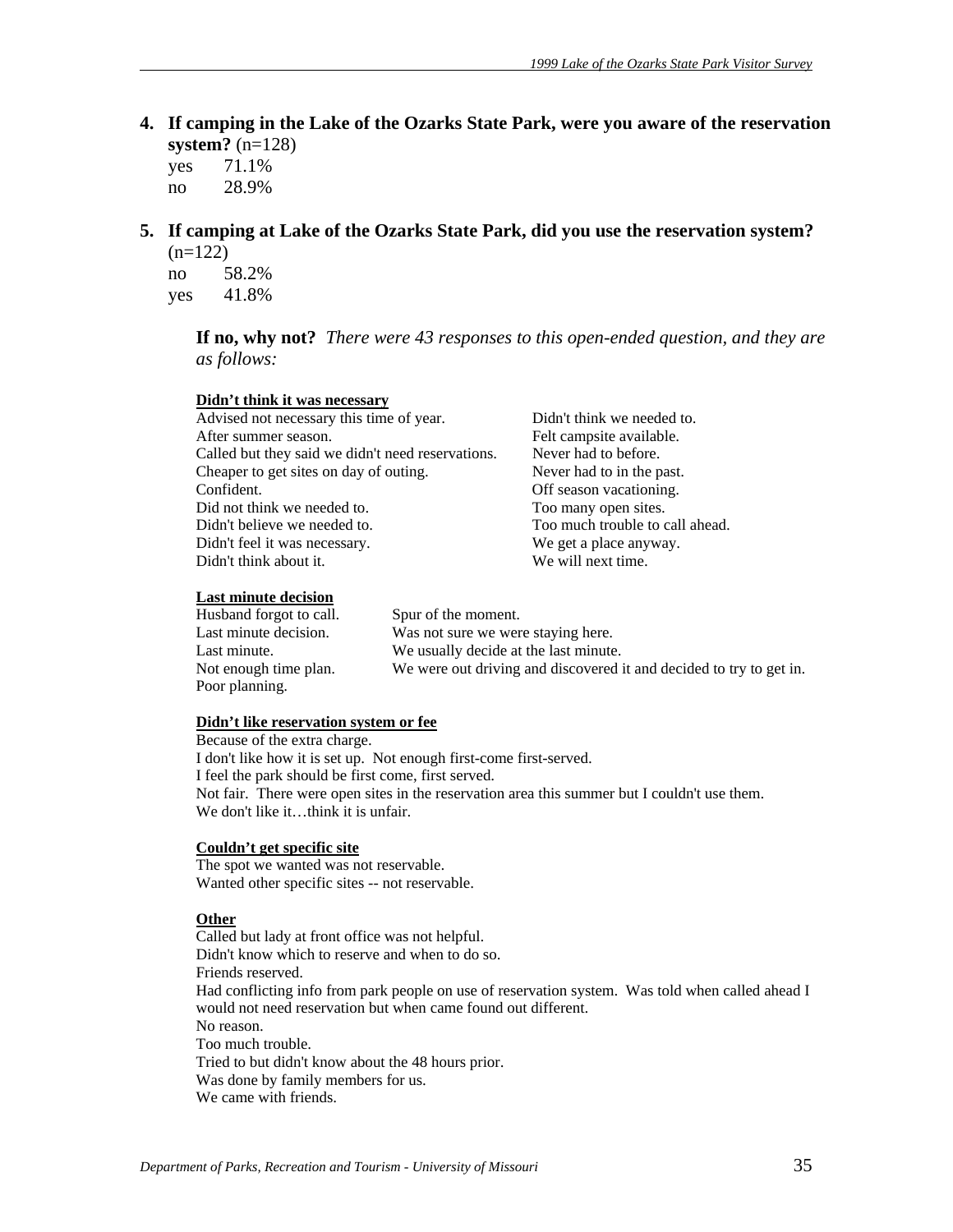**4. If camping in the Lake of the Ozarks State Park, were you aware of the reservation system?** (n=128)

yes 71.1%
no 28.9%

**5. If camping at Lake of the Ozarks State Park, did you use the reservation system?** (n=122)

no 58.2%
yes 41.8%

**If no, why not?** *There were 43 responses to this open-ended question, and they are as follows:*

**Didn't think it was necessary**

Advised not necessary this time of year.
After summer season.
Called but they said we didn't need reservations.
Cheaper to get sites on day of outing.
Confident.
Did not think we needed to.
Didn't believe we needed to.
Didn't feel it was necessary.
Didn't think about it.
Didn't think we needed to.
Felt campsite available.
Never had to before.
Never had to in the past.
Off season vacationing.
Too many open sites.
Too much trouble to call ahead.
We get a place anyway.
We will next time.

**Last minute decision**

Husband forgot to call.
Last minute decision.
Last minute.
Not enough time plan.
Poor planning.
Spur of the moment.
Was not sure we were staying here.
We usually decide at the last minute.
We were out driving and discovered it and decided to try to get in.

**Didn't like reservation system or fee**

Because of the extra charge.
I don't like how it is set up. Not enough first-come first-served.
I feel the park should be first come, first served.
Not fair. There were open sites in the reservation area this summer but I couldn't use them.
We don't like it…think it is unfair.

**Couldn't get specific site**

The spot we wanted was not reservable.
Wanted other specific sites -- not reservable.

**Other**

Called but lady at front office was not helpful.
Didn't know which to reserve and when to do so.
Friends reserved.
Had conflicting info from park people on use of reservation system. Was told when called ahead I would not need reservation but when came found out different.
No reason.
Too much trouble.
Tried to but didn't know about the 48 hours prior.
Was done by family members for us.
We came with friends.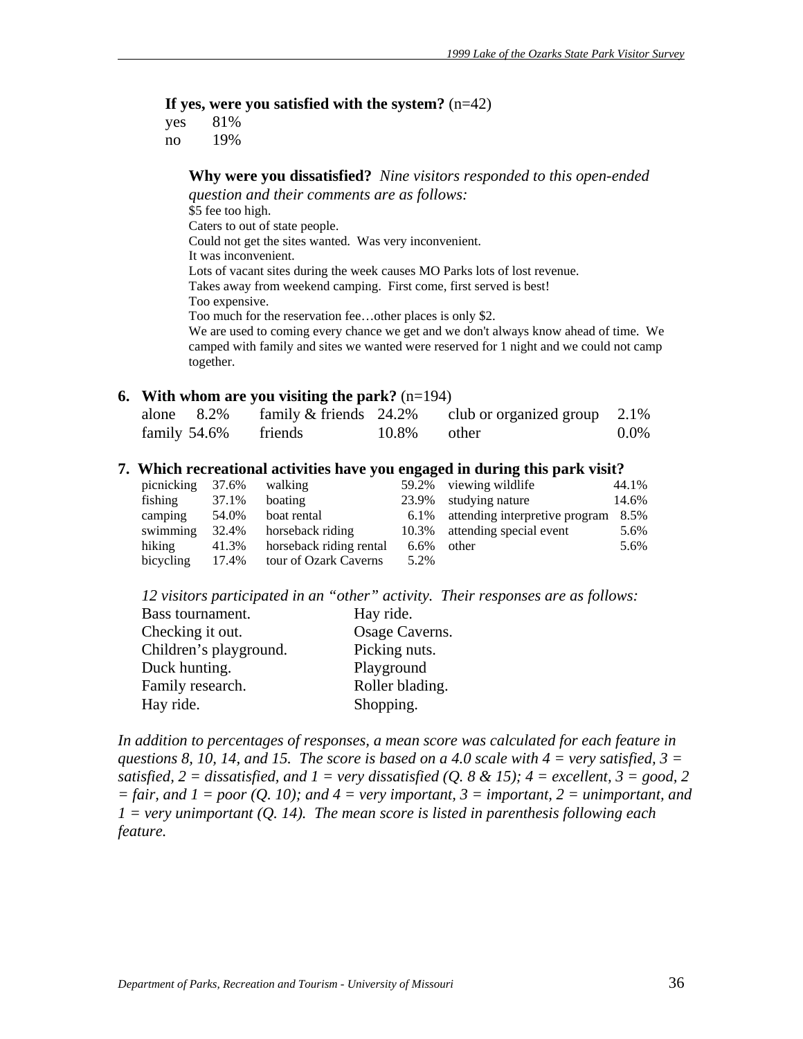**If yes, were you satisfied with the system?** (n=42)

yes 81%
no 19%

**Why were you dissatisfied?** *Nine visitors responded to this open-ended question and their comments are as follows:*

$5 fee too high.
Caters to out of state people.
Could not get the sites wanted. Was very inconvenient.
It was inconvenient.
Lots of vacant sites during the week causes MO Parks lots of lost revenue.
Takes away from weekend camping. First come, first served is best!
Too expensive.
Too much for the reservation fee…other places is only $2.
We are used to coming every chance we get and we don't always know ahead of time. We camped with family and sites we wanted were reserved for 1 night and we could not camp together.

**6. With whom are you visiting the park?** (n=194)

| | | | | | |
|---|---|---|---|---|---|
| alone | 8.2% | family & friends | 24.2% | club or organized group | 2.1% |
| family | 54.6% | friends | 10.8% | other | 0.0% |

**7. Which recreational activities have you engaged in during this park visit?**

| | | | | | |
|---|---|---|---|---|---|
| picnicking | 37.6% | walking | 59.2% | viewing wildlife | 44.1% |
| fishing | 37.1% | boating | 23.9% | studying nature | 14.6% |
| camping | 54.0% | boat rental | 6.1% | attending interpretive program | 8.5% |
| swimming | 32.4% | horseback riding | 10.3% | attending special event | 5.6% |
| hiking | 41.3% | horseback riding rental | 6.6% | other | 5.6% |
| bicycling | 17.4% | tour of Ozark Caverns | 5.2% | | |

*12 visitors participated in an "other" activity. Their responses are as follows:*

Bass tournament.
Checking it out.
Children's playground.
Duck hunting.
Family research.
Hay ride.
Hay ride.
Osage Caverns.
Picking nuts.
Playground
Roller blading.
Shopping.

*In addition to percentages of responses, a mean score was calculated for each feature in questions 8, 10, 14, and 15. The score is based on a 4.0 scale with 4 = very satisfied, 3 = satisfied, 2 = dissatisfied, and 1 = very dissatisfied (Q. 8 & 15); 4 = excellent, 3 = good, 2 = fair, and 1 = poor (Q. 10); and 4 = very important, 3 = important, 2 = unimportant, and 1 = very unimportant (Q. 14). The mean score is listed in parenthesis following each feature.*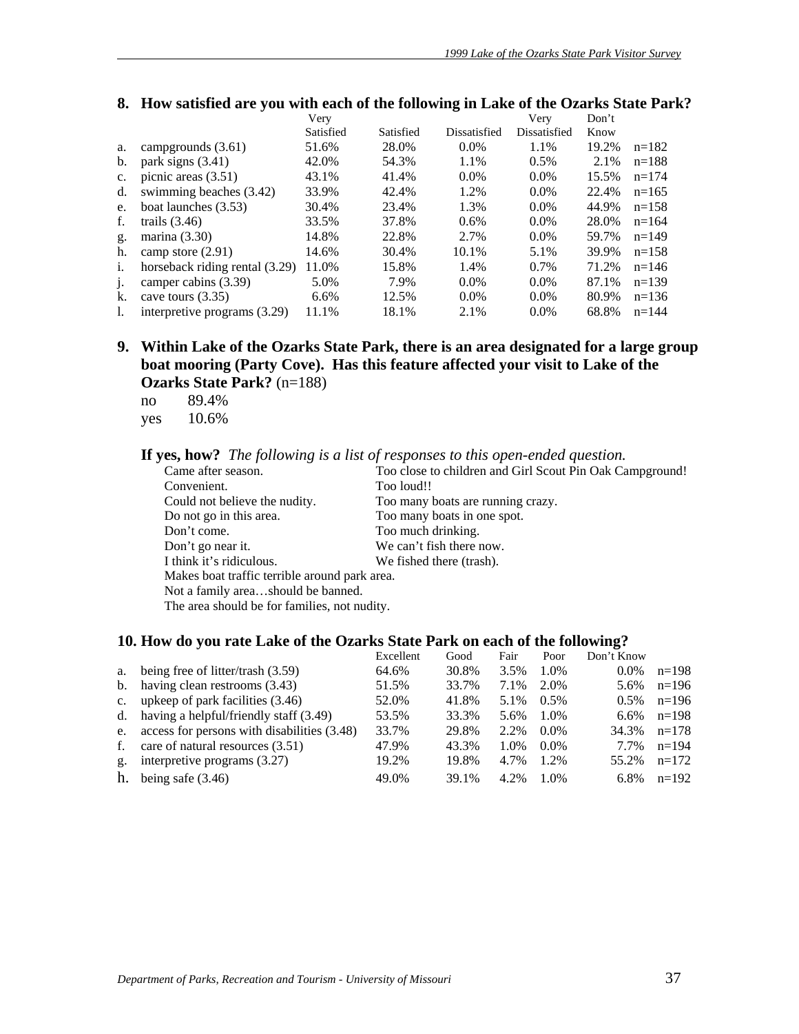**8. How satisfied are you with each of the following in Lake of the Ozarks State Park?**

| | | Very Satisfied | Satisfied | Dissatisfied | Very Dissatisfied | Don't Know | |
|---|---|---|---|---|---|---|---|
| a. | campgrounds (3.61) | 51.6% | 28.0% | 0.0% | 1.1% | 19.2% | n=182 |
| b. | park signs (3.41) | 42.0% | 54.3% | 1.1% | 0.5% | 2.1% | n=188 |
| c. | picnic areas (3.51) | 43.1% | 41.4% | 0.0% | 0.0% | 15.5% | n=174 |
| d. | swimming beaches (3.42) | 33.9% | 42.4% | 1.2% | 0.0% | 22.4% | n=165 |
| e. | boat launches (3.53) | 30.4% | 23.4% | 1.3% | 0.0% | 44.9% | n=158 |
| f. | trails (3.46) | 33.5% | 37.8% | 0.6% | 0.0% | 28.0% | n=164 |
| g. | marina (3.30) | 14.8% | 22.8% | 2.7% | 0.0% | 59.7% | n=149 |
| h. | camp store (2.91) | 14.6% | 30.4% | 10.1% | 5.1% | 39.9% | n=158 |
| i. | horseback riding rental (3.29) | 11.0% | 15.8% | 1.4% | 0.7% | 71.2% | n=146 |
| j. | camper cabins (3.39) | 5.0% | 7.9% | 0.0% | 0.0% | 87.1% | n=139 |
| k. | cave tours (3.35) | 6.6% | 12.5% | 0.0% | 0.0% | 80.9% | n=136 |
| l. | interpretive programs (3.29) | 11.1% | 18.1% | 2.1% | 0.0% | 68.8% | n=144 |

**9. Within Lake of the Ozarks State Park, there is an area designated for a large group boat mooring (Party Cove). Has this feature affected your visit to Lake of the Ozarks State Park?** (n=188)

no 89.4%
yes 10.6%

**If yes, how?** *The following is a list of responses to this open-ended question.*

- Came after season.
- Convenient.
- Could not believe the nudity.
- Do not go in this area.
- Don't come.
- Don't go near it.
- I think it's ridiculous.
- Makes boat traffic terrible around park area.
- Not a family area…should be banned.
- The area should be for families, not nudity.
- Too close to children and Girl Scout Pin Oak Campground!
- Too loud!!
- Too many boats are running crazy.
- Too many boats in one spot.
- Too much drinking.
- We can't fish there now.
- We fished there (trash).

**10. How do you rate Lake of the Ozarks State Park on each of the following?**

| | | Excellent | Good | Fair | Poor | Don't Know | |
|---|---|---|---|---|---|---|---|
| a. | being free of litter/trash (3.59) | 64.6% | 30.8% | 3.5% | 1.0% | 0.0% | n=198 |
| b. | having clean restrooms (3.43) | 51.5% | 33.7% | 7.1% | 2.0% | 5.6% | n=196 |
| c. | upkeep of park facilities (3.46) | 52.0% | 41.8% | 5.1% | 0.5% | 0.5% | n=196 |
| d. | having a helpful/friendly staff (3.49) | 53.5% | 33.3% | 5.6% | 1.0% | 6.6% | n=198 |
| e. | access for persons with disabilities (3.48) | 33.7% | 29.8% | 2.2% | 0.0% | 34.3% | n=178 |
| f. | care of natural resources (3.51) | 47.9% | 43.3% | 1.0% | 0.0% | 7.7% | n=194 |
| g. | interpretive programs (3.27) | 19.2% | 19.8% | 4.7% | 1.2% | 55.2% | n=172 |
| h. | being safe (3.46) | 49.0% | 39.1% | 4.2% | 1.0% | 6.8% | n=192 |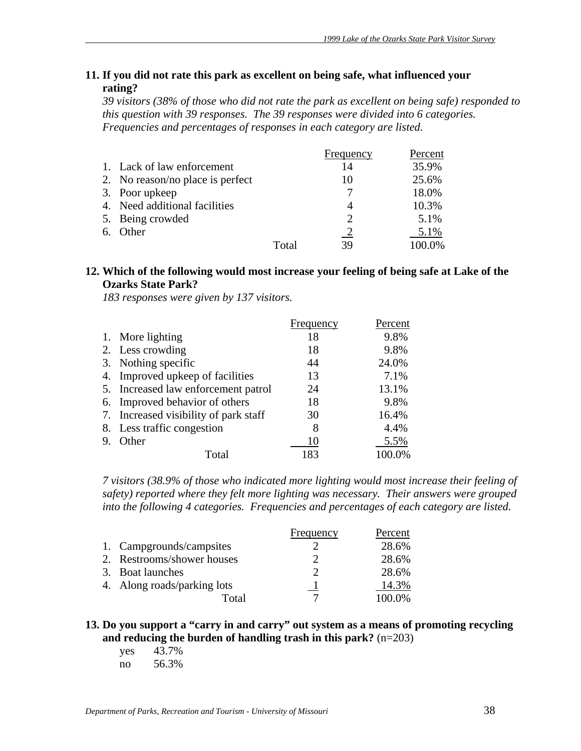**11. If you did not rate this park as excellent on being safe, what influenced your rating?**

*39 visitors (38% of those who did not rate the park as excellent on being safe) responded to this question with 39 responses. The 39 responses were divided into 6 categories. Frequencies and percentages of responses in each category are listed.*

| | Frequency | Percent |
|---|---|---|
| 1. Lack of law enforcement | 14 | 35.9% |
| 2. No reason/no place is perfect | 10 | 25.6% |
| 3. Poor upkeep | 7 | 18.0% |
| 4. Need additional facilities | 4 | 10.3% |
| 5. Being crowded | 2 | 5.1% |
| 6. Other | 2 | 5.1% |
| Total | 39 | 100.0% |

**12. Which of the following would most increase your feeling of being safe at Lake of the Ozarks State Park?**

*183 responses were given by 137 visitors.*

| | Frequency | Percent |
|---|---|---|
| 1. More lighting | 18 | 9.8% |
| 2. Less crowding | 18 | 9.8% |
| 3. Nothing specific | 44 | 24.0% |
| 4. Improved upkeep of facilities | 13 | 7.1% |
| 5. Increased law enforcement patrol | 24 | 13.1% |
| 6. Improved behavior of others | 18 | 9.8% |
| 7. Increased visibility of park staff | 30 | 16.4% |
| 8. Less traffic congestion | 8 | 4.4% |
| 9. Other | 10 | 5.5% |
| Total | 183 | 100.0% |

*7 visitors (38.9% of those who indicated more lighting would most increase their feeling of safety) reported where they felt more lighting was necessary. Their answers were grouped into the following 4 categories. Frequencies and percentages of each category are listed.*

| | Frequency | Percent |
|---|---|---|
| 1. Campgrounds/campsites | 2 | 28.6% |
| 2. Restrooms/shower houses | 2 | 28.6% |
| 3. Boat launches | 2 | 28.6% |
| 4. Along roads/parking lots | 1 | 14.3% |
| Total | 7 | 100.0% |

**13. Do you support a "carry in and carry" out system as a means of promoting recycling and reducing the burden of handling trash in this park?** (n=203)

yes 43.7%
no 56.3%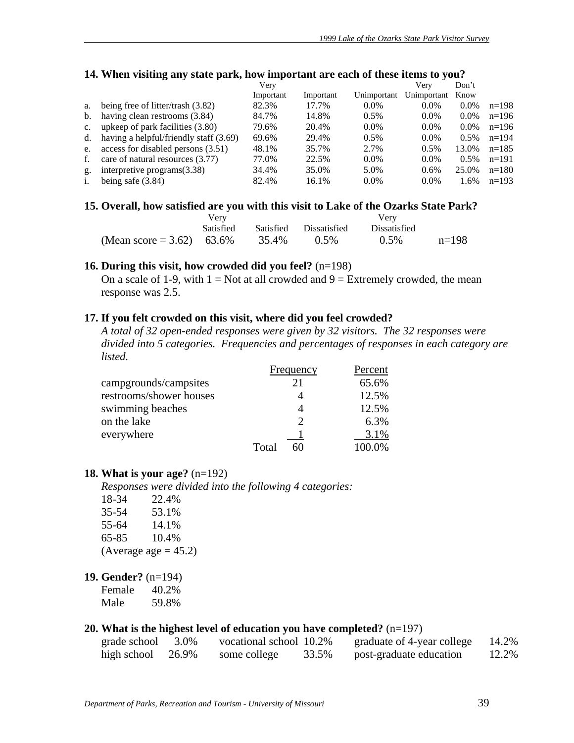**14. When visiting any state park, how important are each of these items to you?**

| | | Very Important | Important | Unimportant | Very Unimportant | Don't Know | |
|---|---|---|---|---|---|---|---|
| a. | being free of litter/trash (3.82) | 82.3% | 17.7% | 0.0% | 0.0% | 0.0% | n=198 |
| b. | having clean restrooms (3.84) | 84.7% | 14.8% | 0.5% | 0.0% | 0.0% | n=196 |
| c. | upkeep of park facilities (3.80) | 79.6% | 20.4% | 0.0% | 0.0% | 0.0% | n=196 |
| d. | having a helpful/friendly staff (3.69) | 69.6% | 29.4% | 0.5% | 0.0% | 0.5% | n=194 |
| e. | access for disabled persons (3.51) | 48.1% | 35.7% | 2.7% | 0.5% | 13.0% | n=185 |
| f. | care of natural resources (3.77) | 77.0% | 22.5% | 0.0% | 0.0% | 0.5% | n=191 |
| g. | interpretive programs(3.38) | 34.4% | 35.0% | 5.0% | 0.6% | 25.0% | n=180 |
| i. | being safe (3.84) | 82.4% | 16.1% | 0.0% | 0.0% | 1.6% | n=193 |

**15. Overall, how satisfied are you with this visit to Lake of the Ozarks State Park?**

| | Very Satisfied | Satisfied | Dissatisfied | Very Dissatisfied | |
|---|---|---|---|---|---|
| (Mean score = 3.62) | 63.6% | 35.4% | 0.5% | 0.5% | n=198 |

**16. During this visit, how crowded did you feel?** (n=198)

On a scale of 1-9, with 1 = Not at all crowded and 9 = Extremely crowded, the mean response was 2.5.

**17. If you felt crowded on this visit, where did you feel crowded?**

*A total of 32 open-ended responses were given by 32 visitors. The 32 responses were divided into 5 categories. Frequencies and percentages of responses in each category are listed.*

| | Frequency | Percent |
|---|---|---|
| campgrounds/campsites | 21 | 65.6% |
| restrooms/shower houses | 4 | 12.5% |
| swimming beaches | 4 | 12.5% |
| on the lake | 2 | 6.3% |
| everywhere | 1 | 3.1% |
| Total | 60 | 100.0% |

**18. What is your age?** (n=192)

*Responses were divided into the following 4 categories:*

| | |
|---|---|
| 18-34 | 22.4% |
| 35-54 | 53.1% |
| 55-64 | 14.1% |
| 65-85 | 10.4% |

(Average age = 45.2)

**19. Gender?** (n=194)

| | |
|---|---|
| Female | 40.2% |
| Male | 59.8% |

**20. What is the highest level of education you have completed?** (n=197)

| | | | | | |
|---|---|---|---|---|---|
| grade school | 3.0% | vocational school | 10.2% | graduate of 4-year college | 14.2% |
| high school | 26.9% | some college | 33.5% | post-graduate education | 12.2% |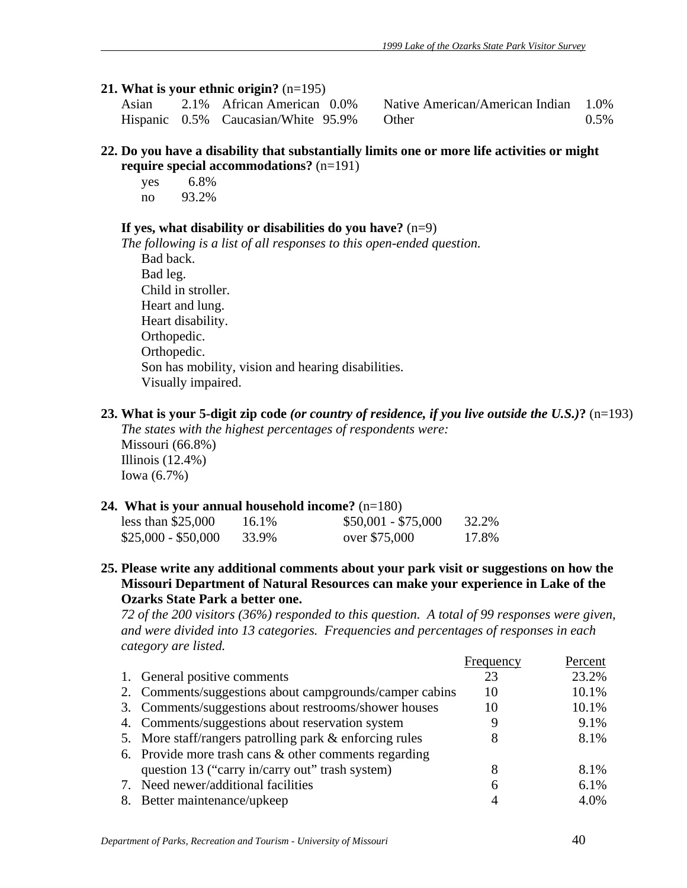**21. What is your ethnic origin?** (n=195)

| | | | | | |
|---|---|---|---|---|---|
| Asian | 2.1% | African American | 0.0% | Native American/American Indian | 1.0% |
| Hispanic | 0.5% | Caucasian/White | 95.9% | Other | 0.5% |

**22. Do you have a disability that substantially limits one or more life activities or might require special accommodations?** (n=191)

yes 6.8%
no 93.2%

**If yes, what disability or disabilities do you have?** (n=9)
*The following is a list of all responses to this open-ended question.*

Bad back.
Bad leg.
Child in stroller.
Heart and lung.
Heart disability.
Orthopedic.
Orthopedic.
Son has mobility, vision and hearing disabilities.
Visually impaired.

**23. What is your 5-digit zip code *(or country of residence, if you live outside the U.S.)*?** (n=193)
*The states with the highest percentages of respondents were:*
Missouri (66.8%)
Illinois (12.4%)
Iowa (6.7%)

**24. What is your annual household income?** (n=180)

| | | | |
|---|---|---|---|
| less than $25,000 | 16.1% | $50,001 - $75,000 | 32.2% |
| $25,000 - $50,000 | 33.9% | over $75,000 | 17.8% |

**25. Please write any additional comments about your park visit or suggestions on how the Missouri Department of Natural Resources can make your experience in Lake of the Ozarks State Park a better one.**
*72 of the 200 visitors (36%) responded to this question. A total of 99 responses were given, and were divided into 13 categories. Frequencies and percentages of responses in each category are listed.*

| | Frequency | Percent |
|---|---|---|
| 1. General positive comments | 23 | 23.2% |
| 2. Comments/suggestions about campgrounds/camper cabins | 10 | 10.1% |
| 3. Comments/suggestions about restrooms/shower houses | 10 | 10.1% |
| 4. Comments/suggestions about reservation system | 9 | 9.1% |
| 5. More staff/rangers patrolling park & enforcing rules | 8 | 8.1% |
| 6. Provide more trash cans & other comments regarding question 13 ("carry in/carry out" trash system) | 8 | 8.1% |
| 7. Need newer/additional facilities | 6 | 6.1% |
| 8. Better maintenance/upkeep | 4 | 4.0% |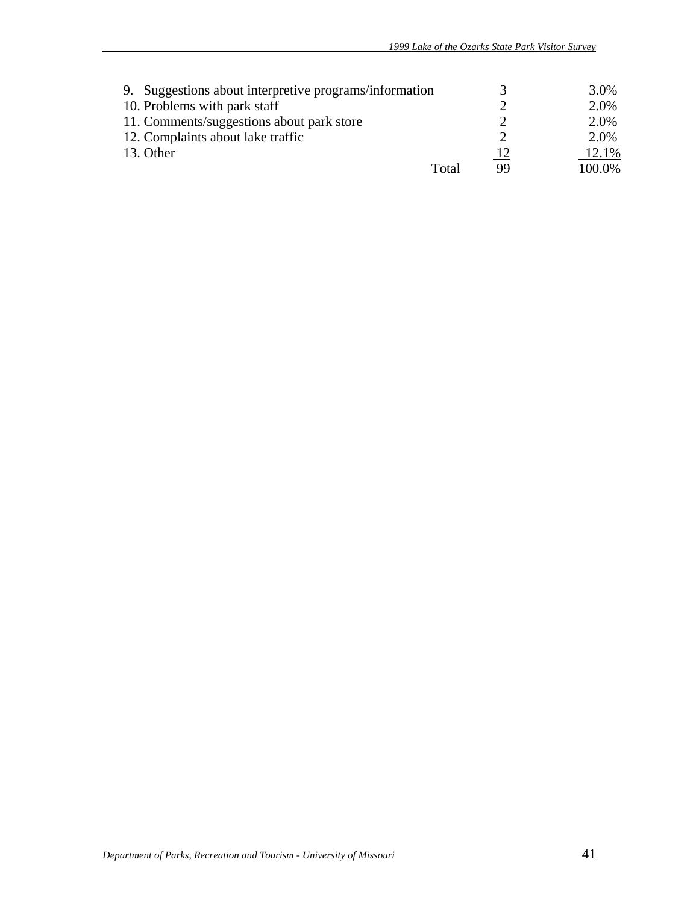| | | |
|---|---|---|
| 9. Suggestions about interpretive programs/information | 3 | 3.0% |
| 10. Problems with park staff | 2 | 2.0% |
| 11. Comments/suggestions about park store | 2 | 2.0% |
| 12. Complaints about lake traffic | 2 | 2.0% |
| 13. Other | 12 | 12.1% |
| Total | 99 | 100.0% |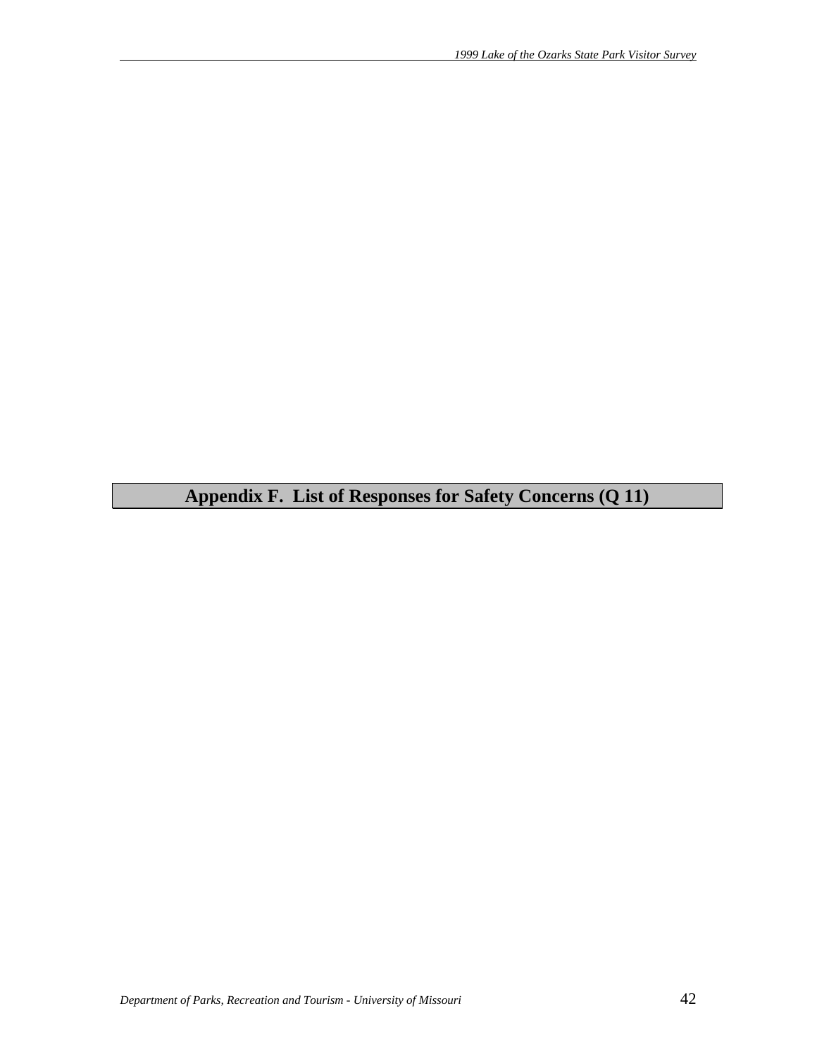# Appendix F. List of Responses for Safety Concerns (Q 11)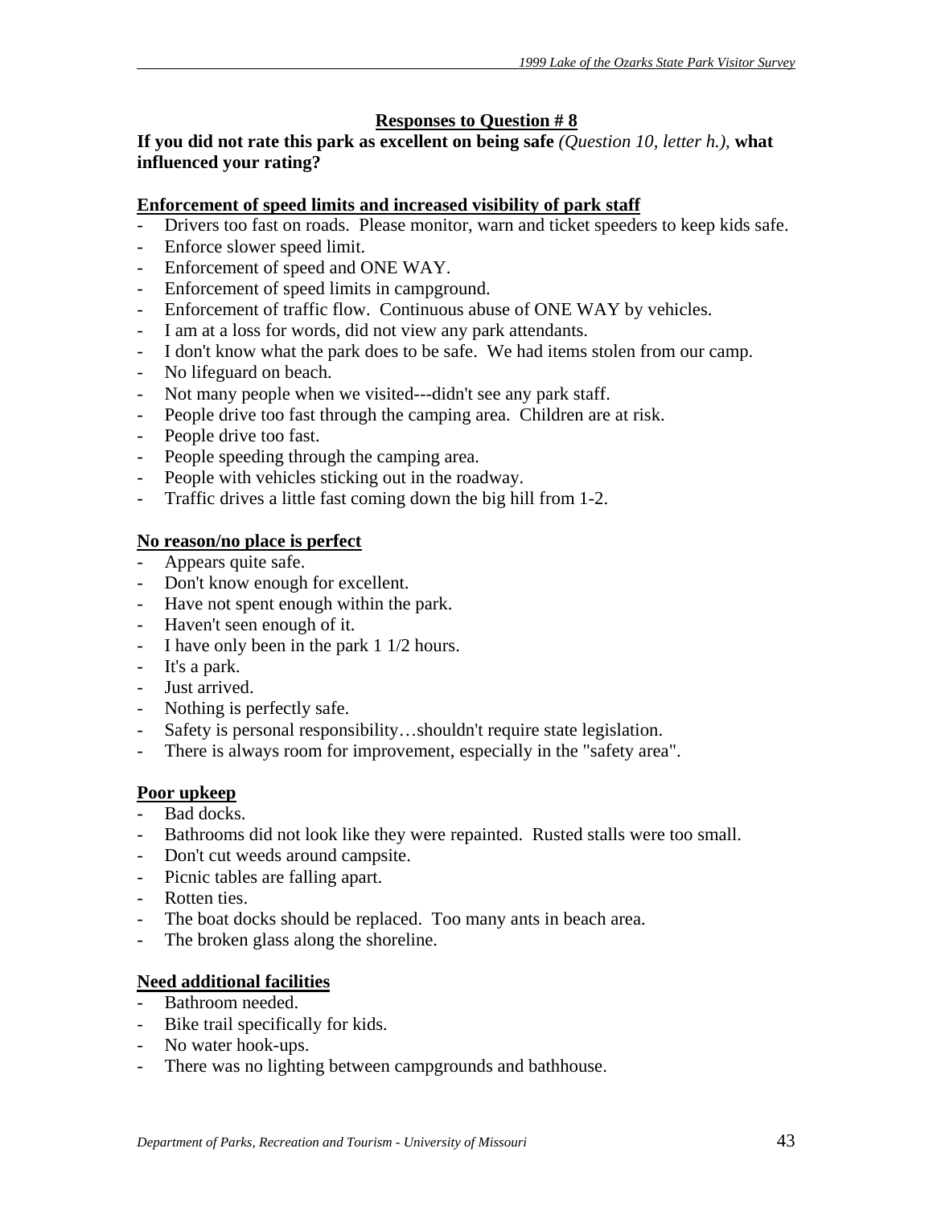## Responses to Question # 8

**If you did not rate this park as excellent on being safe** *(Question 10, letter h.),* **what influenced your rating?**

**Enforcement of speed limits and increased visibility of park staff**

- Drivers too fast on roads. Please monitor, warn and ticket speeders to keep kids safe.
- Enforce slower speed limit.
- Enforcement of speed and ONE WAY.
- Enforcement of speed limits in campground.
- Enforcement of traffic flow. Continuous abuse of ONE WAY by vehicles.
- I am at a loss for words, did not view any park attendants.
- I don't know what the park does to be safe. We had items stolen from our camp.
- No lifeguard on beach.
- Not many people when we visited---didn't see any park staff.
- People drive too fast through the camping area. Children are at risk.
- People drive too fast.
- People speeding through the camping area.
- People with vehicles sticking out in the roadway.
- Traffic drives a little fast coming down the big hill from 1-2.

**No reason/no place is perfect**

- Appears quite safe.
- Don't know enough for excellent.
- Have not spent enough within the park.
- Haven't seen enough of it.
- I have only been in the park 1 1/2 hours.
- It's a park.
- Just arrived.
- Nothing is perfectly safe.
- Safety is personal responsibility…shouldn't require state legislation.
- There is always room for improvement, especially in the "safety area".

**Poor upkeep**

- Bad docks.
- Bathrooms did not look like they were repainted. Rusted stalls were too small.
- Don't cut weeds around campsite.
- Picnic tables are falling apart.
- Rotten ties.
- The boat docks should be replaced. Too many ants in beach area.
- The broken glass along the shoreline.

**Need additional facilities**

- Bathroom needed.
- Bike trail specifically for kids.
- No water hook-ups.
- There was no lighting between campgrounds and bathhouse.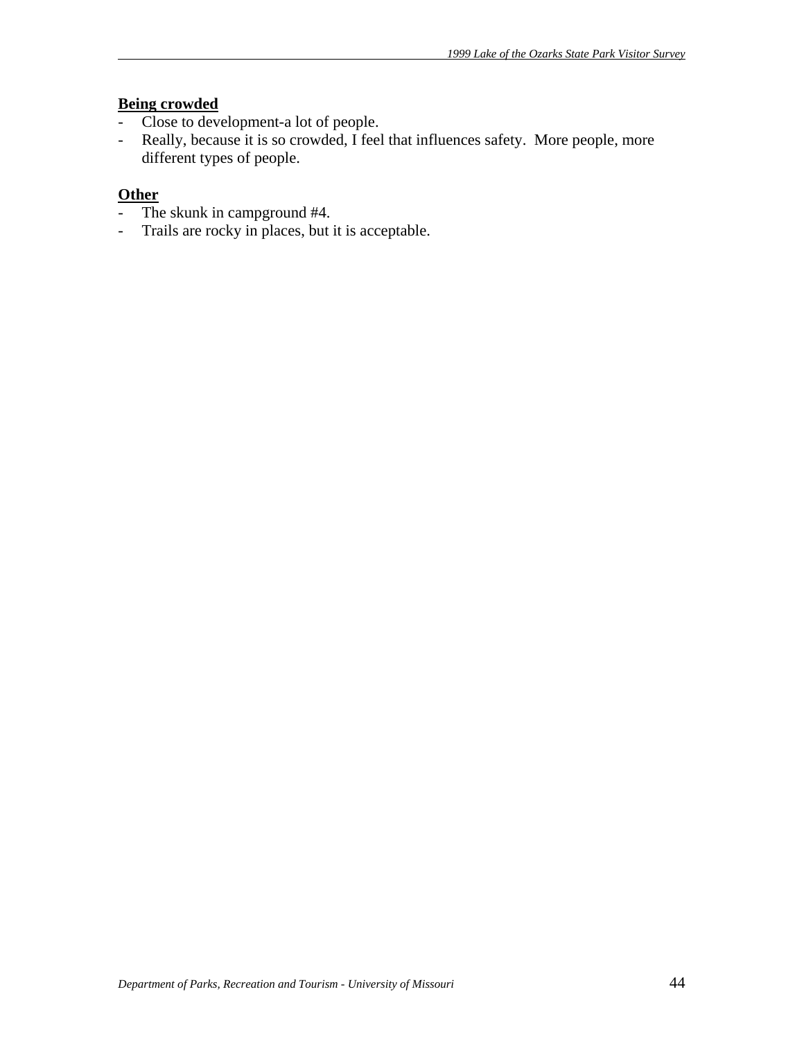**Being crowded**

- Close to development-a lot of people.
- Really, because it is so crowded, I feel that influences safety. More people, more different types of people.

**Other**

- The skunk in campground #4.
- Trails are rocky in places, but it is acceptable.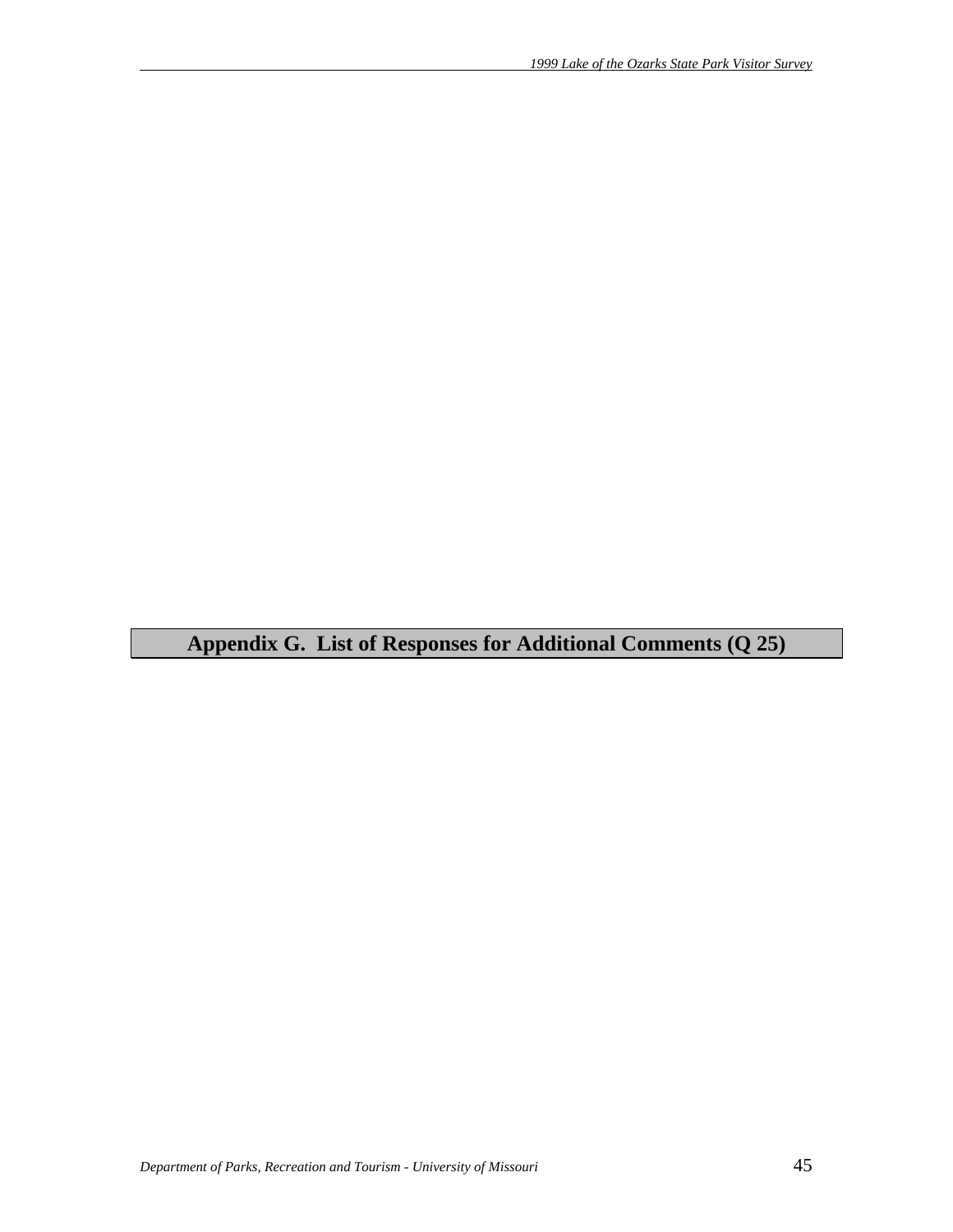# Appendix G. List of Responses for Additional Comments (Q 25)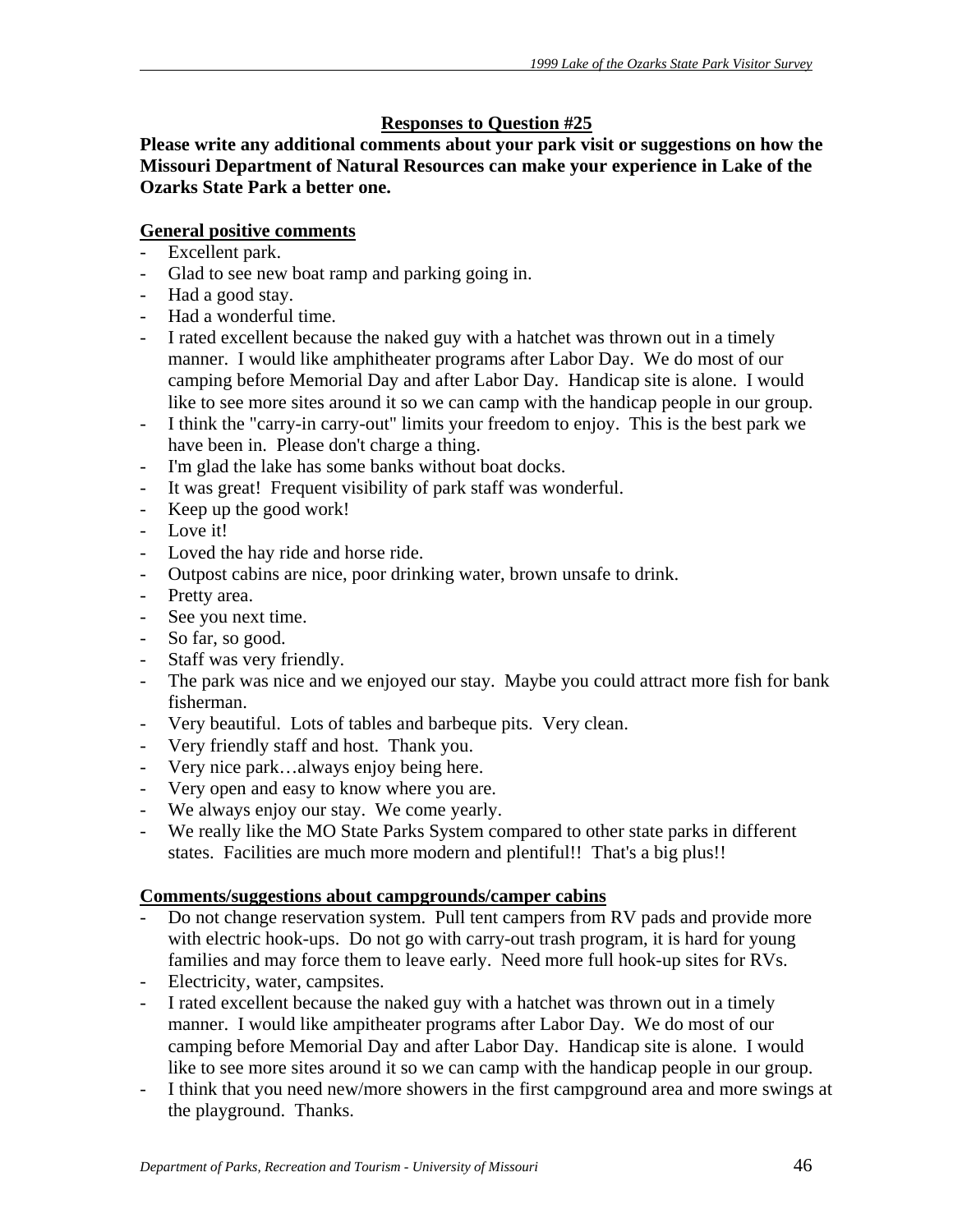**Responses to Question #25**

**Please write any additional comments about your park visit or suggestions on how the Missouri Department of Natural Resources can make your experience in Lake of the Ozarks State Park a better one.**

**General positive comments**

- Excellent park.
- Glad to see new boat ramp and parking going in.
- Had a good stay.
- Had a wonderful time.
- I rated excellent because the naked guy with a hatchet was thrown out in a timely manner. I would like amphitheater programs after Labor Day. We do most of our camping before Memorial Day and after Labor Day. Handicap site is alone. I would like to see more sites around it so we can camp with the handicap people in our group.
- I think the "carry-in carry-out" limits your freedom to enjoy. This is the best park we have been in. Please don't charge a thing.
- I'm glad the lake has some banks without boat docks.
- It was great! Frequent visibility of park staff was wonderful.
- Keep up the good work!
- Love it!
- Loved the hay ride and horse ride.
- Outpost cabins are nice, poor drinking water, brown unsafe to drink.
- Pretty area.
- See you next time.
- So far, so good.
- Staff was very friendly.
- The park was nice and we enjoyed our stay. Maybe you could attract more fish for bank fisherman.
- Very beautiful. Lots of tables and barbeque pits. Very clean.
- Very friendly staff and host. Thank you.
- Very nice park…always enjoy being here.
- Very open and easy to know where you are.
- We always enjoy our stay. We come yearly.
- We really like the MO State Parks System compared to other state parks in different states. Facilities are much more modern and plentiful!! That's a big plus!!

**Comments/suggestions about campgrounds/camper cabins**

- Do not change reservation system. Pull tent campers from RV pads and provide more with electric hook-ups. Do not go with carry-out trash program, it is hard for young families and may force them to leave early. Need more full hook-up sites for RVs.
- Electricity, water, campsites.
- I rated excellent because the naked guy with a hatchet was thrown out in a timely manner. I would like ampitheater programs after Labor Day. We do most of our camping before Memorial Day and after Labor Day. Handicap site is alone. I would like to see more sites around it so we can camp with the handicap people in our group.
- I think that you need new/more showers in the first campground area and more swings at the playground. Thanks.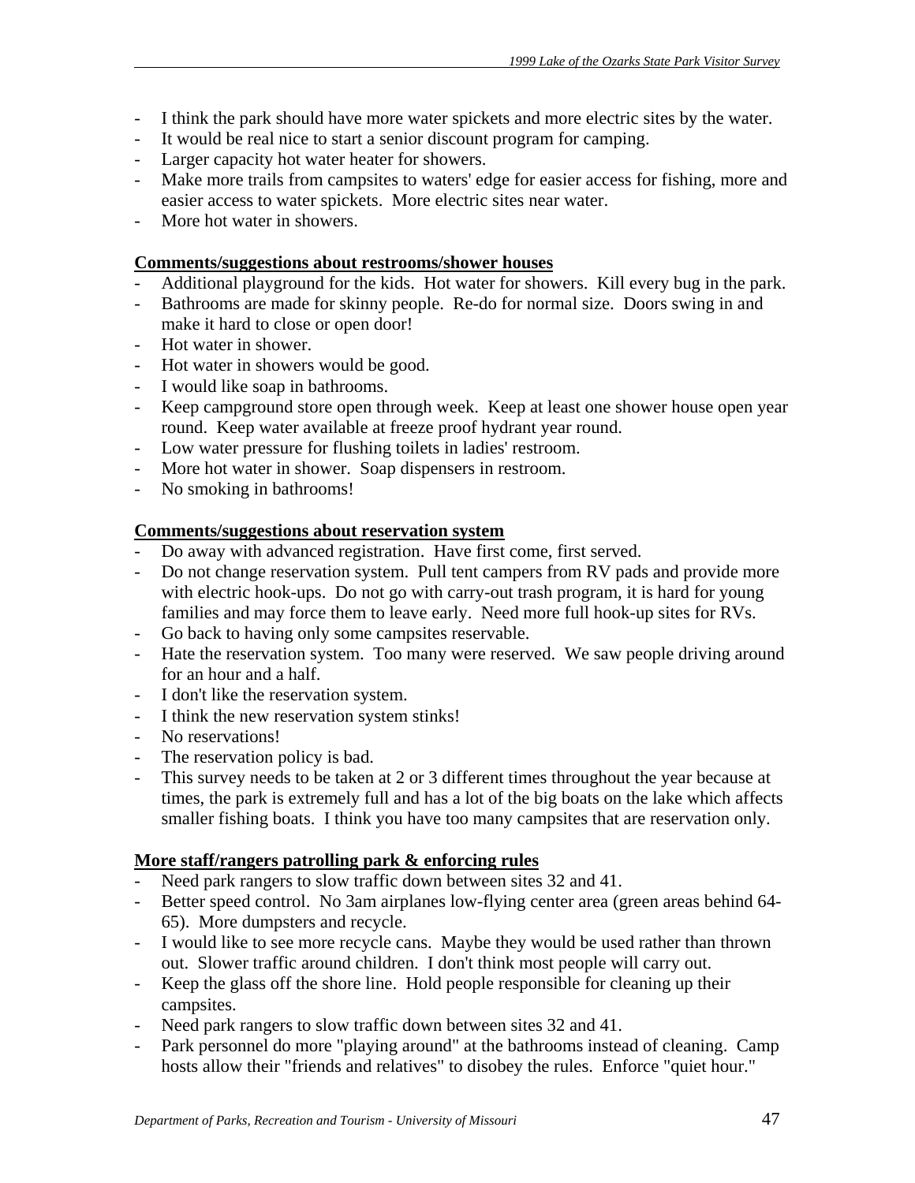- I think the park should have more water spickets and more electric sites by the water.
- It would be real nice to start a senior discount program for camping.
- Larger capacity hot water heater for showers.
- Make more trails from campsites to waters' edge for easier access for fishing, more and easier access to water spickets. More electric sites near water.
- More hot water in showers.

**Comments/suggestions about restrooms/shower houses**

- Additional playground for the kids. Hot water for showers. Kill every bug in the park.
- Bathrooms are made for skinny people. Re-do for normal size. Doors swing in and make it hard to close or open door!
- Hot water in shower.
- Hot water in showers would be good.
- I would like soap in bathrooms.
- Keep campground store open through week. Keep at least one shower house open year round. Keep water available at freeze proof hydrant year round.
- Low water pressure for flushing toilets in ladies' restroom.
- More hot water in shower. Soap dispensers in restroom.
- No smoking in bathrooms!

**Comments/suggestions about reservation system**

- Do away with advanced registration. Have first come, first served.
- Do not change reservation system. Pull tent campers from RV pads and provide more with electric hook-ups. Do not go with carry-out trash program, it is hard for young families and may force them to leave early. Need more full hook-up sites for RVs.
- Go back to having only some campsites reservable.
- Hate the reservation system. Too many were reserved. We saw people driving around for an hour and a half.
- I don't like the reservation system.
- I think the new reservation system stinks!
- No reservations!
- The reservation policy is bad.
- This survey needs to be taken at 2 or 3 different times throughout the year because at times, the park is extremely full and has a lot of the big boats on the lake which affects smaller fishing boats. I think you have too many campsites that are reservation only.

**More staff/rangers patrolling park & enforcing rules**

- Need park rangers to slow traffic down between sites 32 and 41.
- Better speed control. No 3am airplanes low-flying center area (green areas behind 64-65). More dumpsters and recycle.
- I would like to see more recycle cans. Maybe they would be used rather than thrown out. Slower traffic around children. I don't think most people will carry out.
- Keep the glass off the shore line. Hold people responsible for cleaning up their campsites.
- Need park rangers to slow traffic down between sites 32 and 41.
- Park personnel do more "playing around" at the bathrooms instead of cleaning. Camp hosts allow their "friends and relatives" to disobey the rules. Enforce "quiet hour."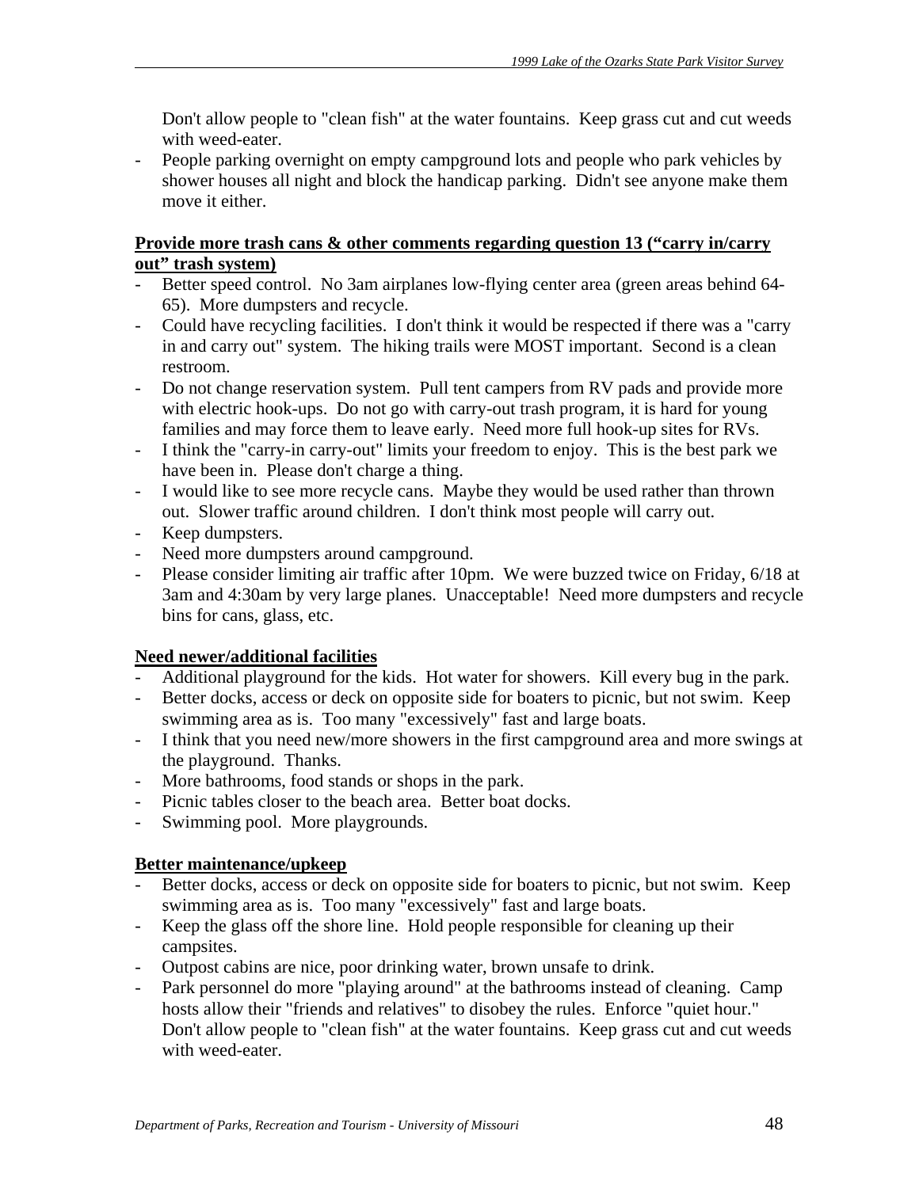Don't allow people to "clean fish" at the water fountains. Keep grass cut and cut weeds with weed-eater.

- People parking overnight on empty campground lots and people who park vehicles by shower houses all night and block the handicap parking. Didn't see anyone make them move it either.

**<u>Provide more trash cans & other comments regarding question 13 ("carry in/carry out" trash system)</u>**

- Better speed control. No 3am airplanes low-flying center area (green areas behind 64-65). More dumpsters and recycle.
- Could have recycling facilities. I don't think it would be respected if there was a "carry in and carry out" system. The hiking trails were MOST important. Second is a clean restroom.
- Do not change reservation system. Pull tent campers from RV pads and provide more with electric hook-ups. Do not go with carry-out trash program, it is hard for young families and may force them to leave early. Need more full hook-up sites for RVs.
- I think the "carry-in carry-out" limits your freedom to enjoy. This is the best park we have been in. Please don't charge a thing.
- I would like to see more recycle cans. Maybe they would be used rather than thrown out. Slower traffic around children. I don't think most people will carry out.
- Keep dumpsters.
- Need more dumpsters around campground.
- Please consider limiting air traffic after 10pm. We were buzzed twice on Friday, 6/18 at 3am and 4:30am by very large planes. Unacceptable! Need more dumpsters and recycle bins for cans, glass, etc.

**<u>Need newer/additional facilities</u>**

- Additional playground for the kids. Hot water for showers. Kill every bug in the park.
- Better docks, access or deck on opposite side for boaters to picnic, but not swim. Keep swimming area as is. Too many "excessively" fast and large boats.
- I think that you need new/more showers in the first campground area and more swings at the playground. Thanks.
- More bathrooms, food stands or shops in the park.
- Picnic tables closer to the beach area. Better boat docks.
- Swimming pool. More playgrounds.

**<u>Better maintenance/upkeep</u>**

- Better docks, access or deck on opposite side for boaters to picnic, but not swim. Keep swimming area as is. Too many "excessively" fast and large boats.
- Keep the glass off the shore line. Hold people responsible for cleaning up their campsites.
- Outpost cabins are nice, poor drinking water, brown unsafe to drink.
- Park personnel do more "playing around" at the bathrooms instead of cleaning. Camp hosts allow their "friends and relatives" to disobey the rules. Enforce "quiet hour." Don't allow people to "clean fish" at the water fountains. Keep grass cut and cut weeds with weed-eater.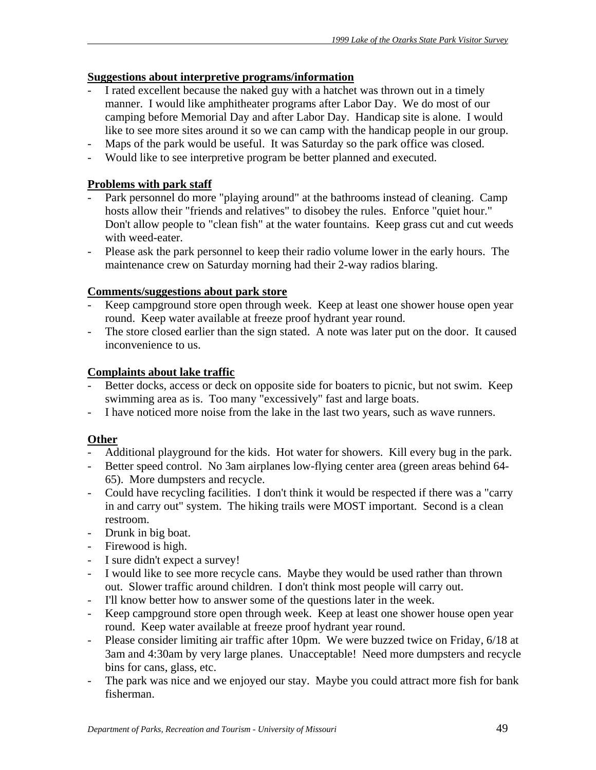**Suggestions about interpretive programs/information**

- I rated excellent because the naked guy with a hatchet was thrown out in a timely manner. I would like amphitheater programs after Labor Day. We do most of our camping before Memorial Day and after Labor Day. Handicap site is alone. I would like to see more sites around it so we can camp with the handicap people in our group.
- Maps of the park would be useful. It was Saturday so the park office was closed.
- Would like to see interpretive program be better planned and executed.

**Problems with park staff**

- Park personnel do more "playing around" at the bathrooms instead of cleaning. Camp hosts allow their "friends and relatives" to disobey the rules. Enforce "quiet hour." Don't allow people to "clean fish" at the water fountains. Keep grass cut and cut weeds with weed-eater.
- Please ask the park personnel to keep their radio volume lower in the early hours. The maintenance crew on Saturday morning had their 2-way radios blaring.

**Comments/suggestions about park store**

- Keep campground store open through week. Keep at least one shower house open year round. Keep water available at freeze proof hydrant year round.
- The store closed earlier than the sign stated. A note was later put on the door. It caused inconvenience to us.

**Complaints about lake traffic**

- Better docks, access or deck on opposite side for boaters to picnic, but not swim. Keep swimming area as is. Too many "excessively" fast and large boats.
- I have noticed more noise from the lake in the last two years, such as wave runners.

**Other**

- Additional playground for the kids. Hot water for showers. Kill every bug in the park.
- Better speed control. No 3am airplanes low-flying center area (green areas behind 64-65). More dumpsters and recycle.
- Could have recycling facilities. I don't think it would be respected if there was a "carry in and carry out" system. The hiking trails were MOST important. Second is a clean restroom.
- Drunk in big boat.
- Firewood is high.
- I sure didn't expect a survey!
- I would like to see more recycle cans. Maybe they would be used rather than thrown out. Slower traffic around children. I don't think most people will carry out.
- I'll know better how to answer some of the questions later in the week.
- Keep campground store open through week. Keep at least one shower house open year round. Keep water available at freeze proof hydrant year round.
- Please consider limiting air traffic after 10pm. We were buzzed twice on Friday, 6/18 at 3am and 4:30am by very large planes. Unacceptable! Need more dumpsters and recycle bins for cans, glass, etc.
- The park was nice and we enjoyed our stay. Maybe you could attract more fish for bank fisherman.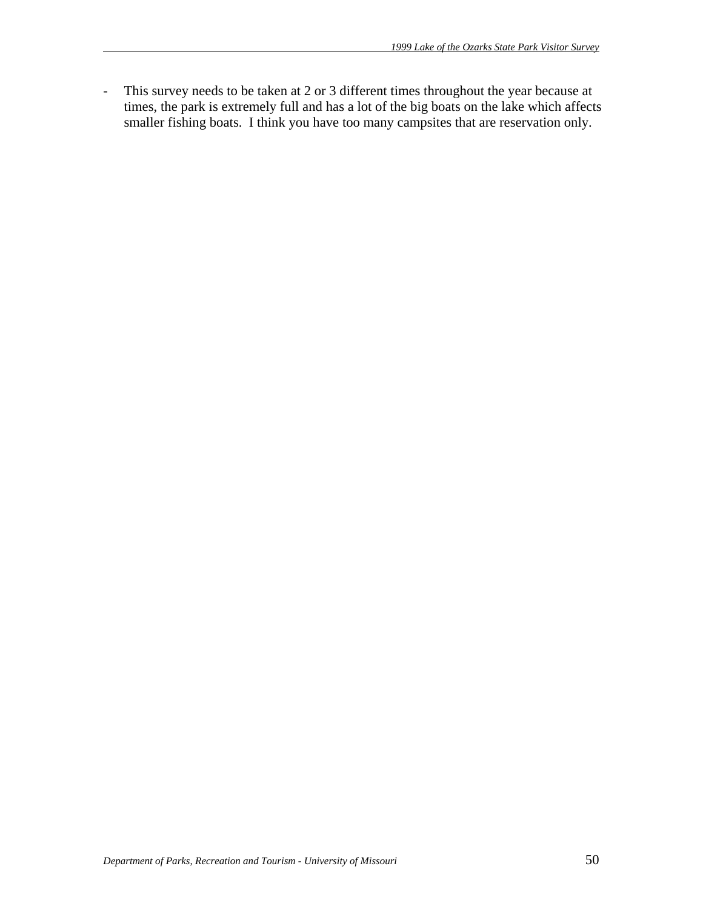- This survey needs to be taken at 2 or 3 different times throughout the year because at times, the park is extremely full and has a lot of the big boats on the lake which affects smaller fishing boats. I think you have too many campsites that are reservation only.